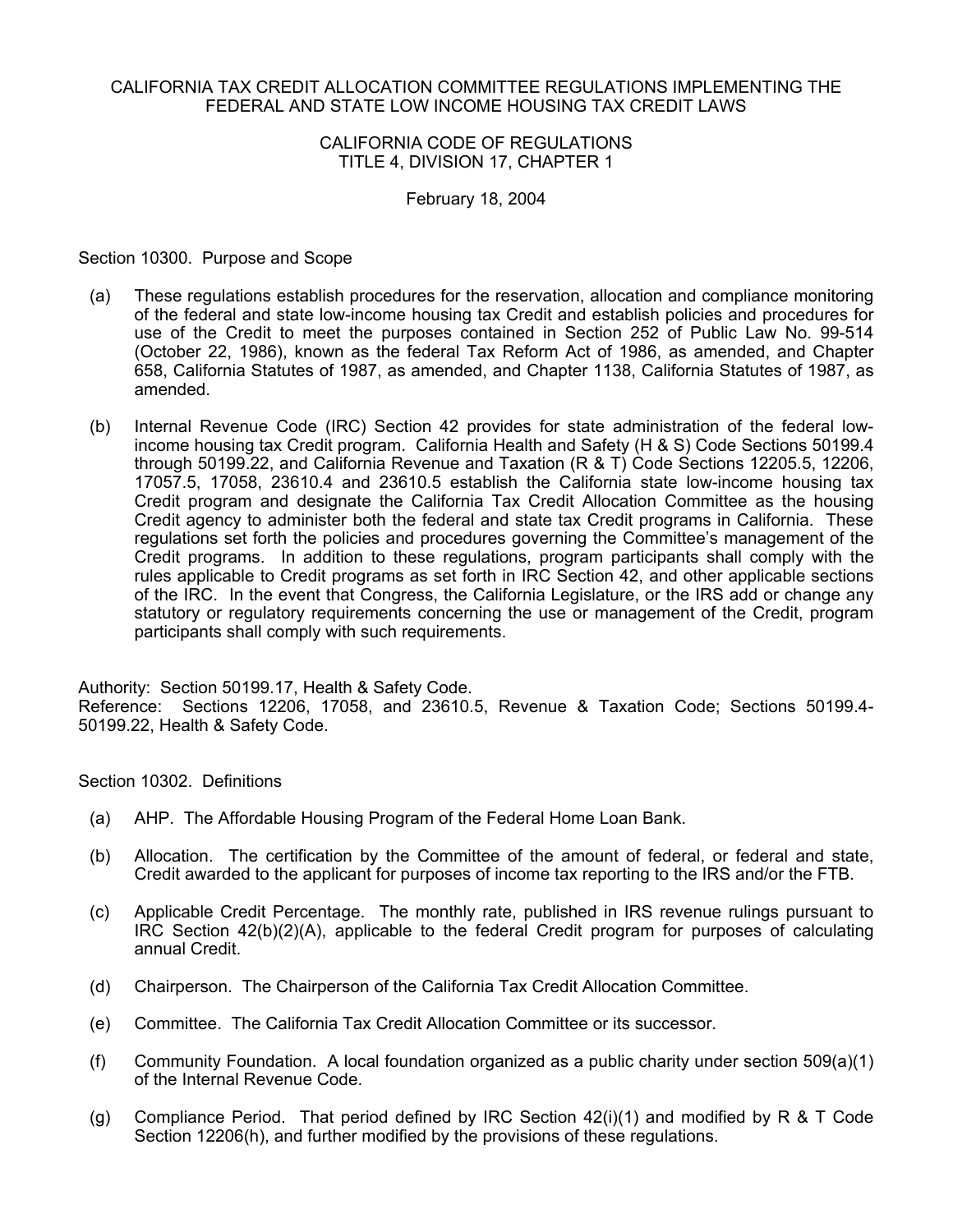# CALIFORNIA TAX CREDIT ALLOCATION COMMITTEE REGULATIONS IMPLEMENTING THE FEDERAL AND STATE LOW INCOME HOUSING TAX CREDIT LAWS

## CALIFORNIA CODE OF REGULATIONS TITLE 4, DIVISION 17, CHAPTER 1

February 18, 2004

### Section 10300. Purpose and Scope

(a) These regulations establish procedures for the reservation, allocation and compliance monitoring of the federal and state low-income housing tax Credit and establish policies and procedures for use of the Credit to meet the purposes contained in Section 252 of Public Law No. 99-514 (October 22, 1986), known as the federal Tax Reform Act of 1986, as amended, and Chapter 658, California Statutes of 1987, as amended, and Chapter 1138, California Statutes of 1987, as amended.

(b) Internal Revenue Code (IRC) Section 42 provides for state administration of the federal low-income housing tax Credit program. California Health and Safety (H & S) Code Sections 50199.4 through 50199.22, and California Revenue and Taxation (R & T) Code Sections 12205.5, 12206, 17057.5, 17058, 23610.4 and 23610.5 establish the California state low-income housing tax Credit program and designate the California Tax Credit Allocation Committee as the housing Credit agency to administer both the federal and state tax Credit programs in California. These regulations set forth the policies and procedures governing the Committee's management of the Credit programs. In addition to these regulations, program participants shall comply with the rules applicable to Credit programs as set forth in IRC Section 42, and other applicable sections of the IRC. In the event that Congress, the California Legislature, or the IRS add or change any statutory or regulatory requirements concerning the use or management of the Credit, program participants shall comply with such requirements.

Authority: Section 50199.17, Health & Safety Code.
Reference: Sections 12206, 17058, and 23610.5, Revenue & Taxation Code; Sections 50199.4-50199.22, Health & Safety Code.

### Section 10302. Definitions

(a) AHP. The Affordable Housing Program of the Federal Home Loan Bank.

(b) Allocation. The certification by the Committee of the amount of federal, or federal and state, Credit awarded to the applicant for purposes of income tax reporting to the IRS and/or the FTB.

(c) Applicable Credit Percentage. The monthly rate, published in IRS revenue rulings pursuant to IRC Section 42(b)(2)(A), applicable to the federal Credit program for purposes of calculating annual Credit.

(d) Chairperson. The Chairperson of the California Tax Credit Allocation Committee.

(e) Committee. The California Tax Credit Allocation Committee or its successor.

(f) Community Foundation. A local foundation organized as a public charity under section 509(a)(1) of the Internal Revenue Code.

(g) Compliance Period. That period defined by IRC Section 42(i)(1) and modified by R & T Code Section 12206(h), and further modified by the provisions of these regulations.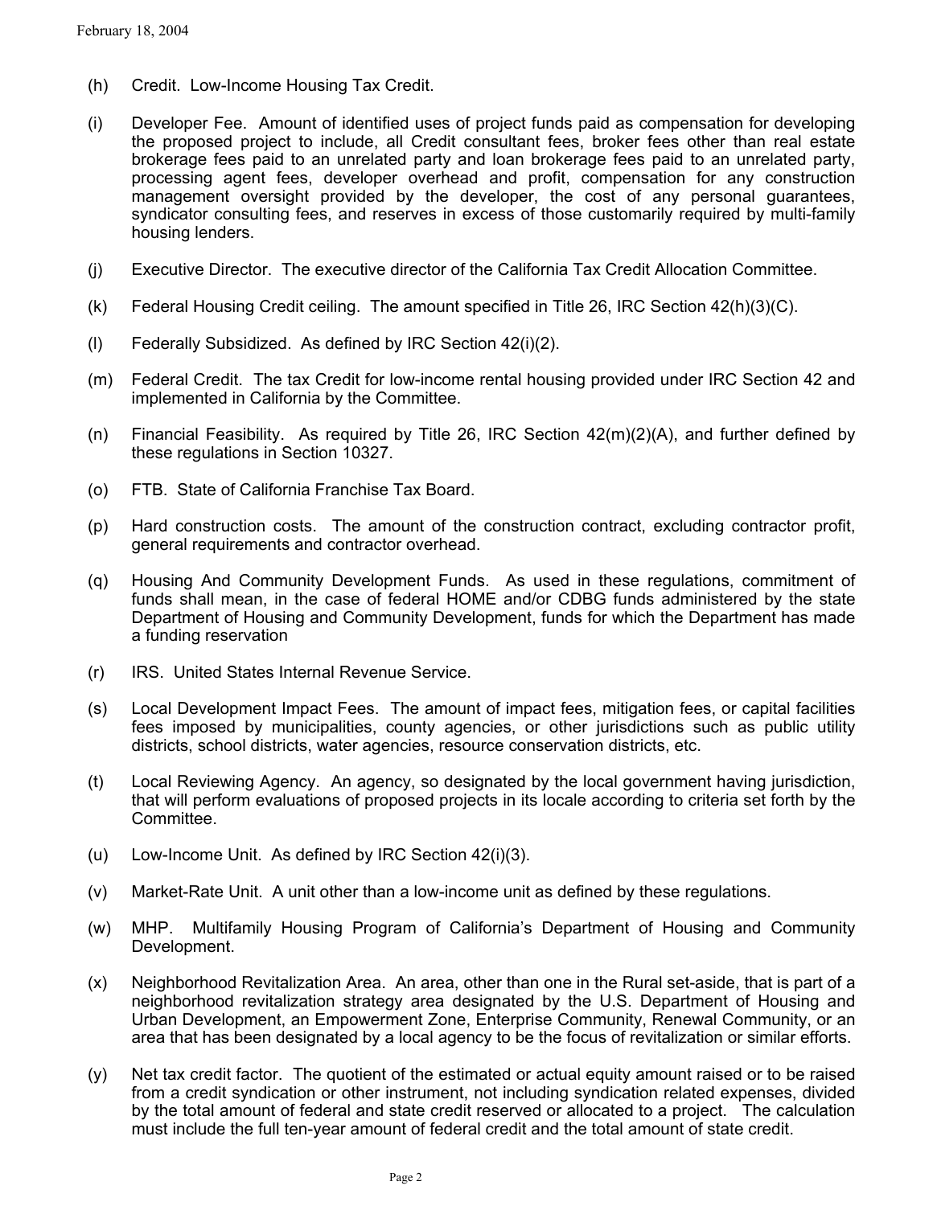(h) Credit. Low-Income Housing Tax Credit.

(i) Developer Fee. Amount of identified uses of project funds paid as compensation for developing the proposed project to include, all Credit consultant fees, broker fees other than real estate brokerage fees paid to an unrelated party and loan brokerage fees paid to an unrelated party, processing agent fees, developer overhead and profit, compensation for any construction management oversight provided by the developer, the cost of any personal guarantees, syndicator consulting fees, and reserves in excess of those customarily required by multi-family housing lenders.

(j) Executive Director. The executive director of the California Tax Credit Allocation Committee.

(k) Federal Housing Credit ceiling. The amount specified in Title 26, IRC Section 42(h)(3)(C).

(l) Federally Subsidized. As defined by IRC Section 42(i)(2).

(m) Federal Credit. The tax Credit for low-income rental housing provided under IRC Section 42 and implemented in California by the Committee.

(n) Financial Feasibility. As required by Title 26, IRC Section 42(m)(2)(A), and further defined by these regulations in Section 10327.

(o) FTB. State of California Franchise Tax Board.

(p) Hard construction costs. The amount of the construction contract, excluding contractor profit, general requirements and contractor overhead.

(q) Housing And Community Development Funds. As used in these regulations, commitment of funds shall mean, in the case of federal HOME and/or CDBG funds administered by the state Department of Housing and Community Development, funds for which the Department has made a funding reservation

(r) IRS. United States Internal Revenue Service.

(s) Local Development Impact Fees. The amount of impact fees, mitigation fees, or capital facilities fees imposed by municipalities, county agencies, or other jurisdictions such as public utility districts, school districts, water agencies, resource conservation districts, etc.

(t) Local Reviewing Agency. An agency, so designated by the local government having jurisdiction, that will perform evaluations of proposed projects in its locale according to criteria set forth by the Committee.

(u) Low-Income Unit. As defined by IRC Section 42(i)(3).

(v) Market-Rate Unit. A unit other than a low-income unit as defined by these regulations.

(w) MHP. Multifamily Housing Program of California's Department of Housing and Community Development.

(x) Neighborhood Revitalization Area. An area, other than one in the Rural set-aside, that is part of a neighborhood revitalization strategy area designated by the U.S. Department of Housing and Urban Development, an Empowerment Zone, Enterprise Community, Renewal Community, or an area that has been designated by a local agency to be the focus of revitalization or similar efforts.

(y) Net tax credit factor. The quotient of the estimated or actual equity amount raised or to be raised from a credit syndication or other instrument, not including syndication related expenses, divided by the total amount of federal and state credit reserved or allocated to a project. The calculation must include the full ten-year amount of federal credit and the total amount of state credit.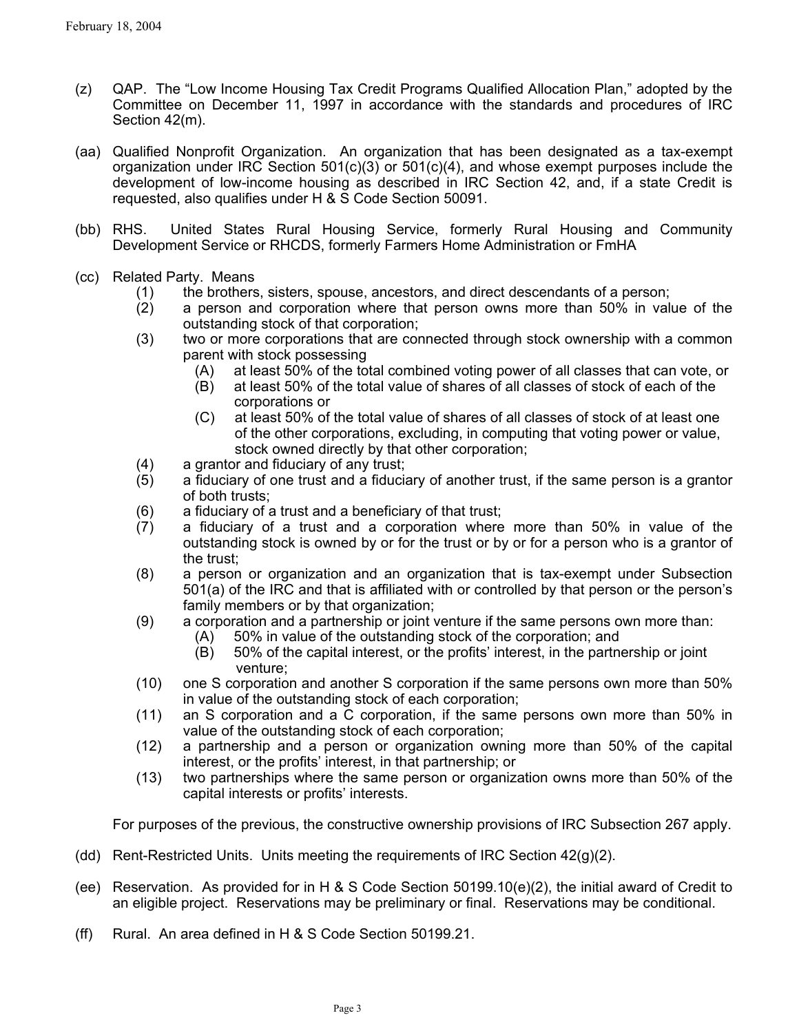(z) QAP. The "Low Income Housing Tax Credit Programs Qualified Allocation Plan," adopted by the Committee on December 11, 1997 in accordance with the standards and procedures of IRC Section 42(m).

(aa) Qualified Nonprofit Organization. An organization that has been designated as a tax-exempt organization under IRC Section 501(c)(3) or 501(c)(4), and whose exempt purposes include the development of low-income housing as described in IRC Section 42, and, if a state Credit is requested, also qualifies under H & S Code Section 50091.

(bb) RHS. United States Rural Housing Service, formerly Rural Housing and Community Development Service or RHCDS, formerly Farmers Home Administration or FmHA

(cc) Related Party. Means

- (1) the brothers, sisters, spouse, ancestors, and direct descendants of a person;
- (2) a person and corporation where that person owns more than 50% in value of the outstanding stock of that corporation;
- (3) two or more corporations that are connected through stock ownership with a common parent with stock possessing
  - (A) at least 50% of the total combined voting power of all classes that can vote, or
  - (B) at least 50% of the total value of shares of all classes of stock of each of the corporations or
  - (C) at least 50% of the total value of shares of all classes of stock of at least one of the other corporations, excluding, in computing that voting power or value, stock owned directly by that other corporation;
- (4) a grantor and fiduciary of any trust;
- (5) a fiduciary of one trust and a fiduciary of another trust, if the same person is a grantor of both trusts;
- (6) a fiduciary of a trust and a beneficiary of that trust;
- (7) a fiduciary of a trust and a corporation where more than 50% in value of the outstanding stock is owned by or for the trust or by or for a person who is a grantor of the trust;
- (8) a person or organization and an organization that is tax-exempt under Subsection 501(a) of the IRC and that is affiliated with or controlled by that person or the person's family members or by that organization;
- (9) a corporation and a partnership or joint venture if the same persons own more than:
  - (A) 50% in value of the outstanding stock of the corporation; and
  - (B) 50% of the capital interest, or the profits' interest, in the partnership or joint venture;
- (10) one S corporation and another S corporation if the same persons own more than 50% in value of the outstanding stock of each corporation;
- (11) an S corporation and a C corporation, if the same persons own more than 50% in value of the outstanding stock of each corporation;
- (12) a partnership and a person or organization owning more than 50% of the capital interest, or the profits' interest, in that partnership; or
- (13) two partnerships where the same person or organization owns more than 50% of the capital interests or profits' interests.

For purposes of the previous, the constructive ownership provisions of IRC Subsection 267 apply.

(dd) Rent-Restricted Units. Units meeting the requirements of IRC Section 42(g)(2).

(ee) Reservation. As provided for in H & S Code Section 50199.10(e)(2), the initial award of Credit to an eligible project. Reservations may be preliminary or final. Reservations may be conditional.

(ff) Rural. An area defined in H & S Code Section 50199.21.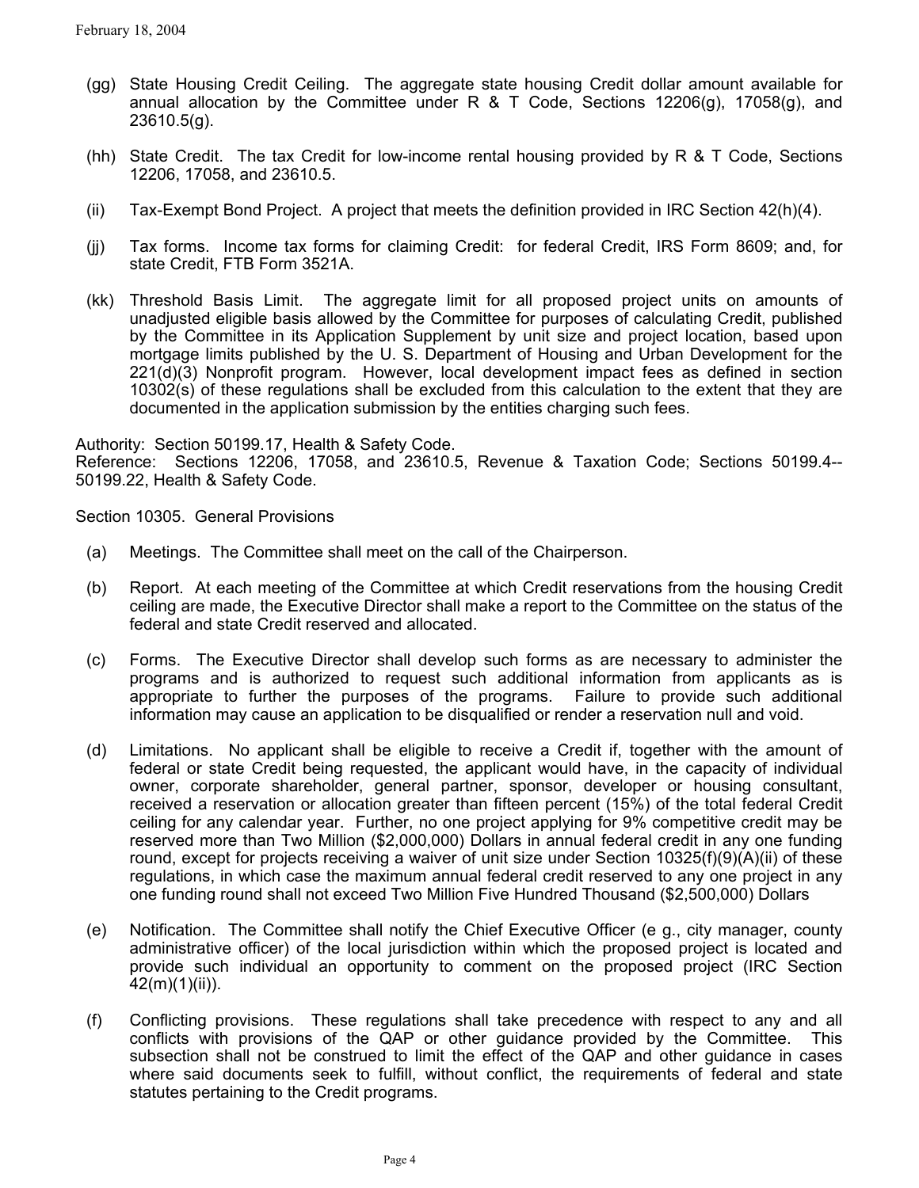(gg) State Housing Credit Ceiling. The aggregate state housing Credit dollar amount available for annual allocation by the Committee under R & T Code, Sections 12206(g), 17058(g), and 23610.5(g).

(hh) State Credit. The tax Credit for low-income rental housing provided by R & T Code, Sections 12206, 17058, and 23610.5.

(ii) Tax-Exempt Bond Project. A project that meets the definition provided in IRC Section 42(h)(4).

(jj) Tax forms. Income tax forms for claiming Credit: for federal Credit, IRS Form 8609; and, for state Credit, FTB Form 3521A.

(kk) Threshold Basis Limit. The aggregate limit for all proposed project units on amounts of unadjusted eligible basis allowed by the Committee for purposes of calculating Credit, published by the Committee in its Application Supplement by unit size and project location, based upon mortgage limits published by the U. S. Department of Housing and Urban Development for the 221(d)(3) Nonprofit program. However, local development impact fees as defined in section 10302(s) of these regulations shall be excluded from this calculation to the extent that they are documented in the application submission by the entities charging such fees.

Authority: Section 50199.17, Health & Safety Code.
Reference: Sections 12206, 17058, and 23610.5, Revenue & Taxation Code; Sections 50199.4--50199.22, Health & Safety Code.

Section 10305. General Provisions

(a) Meetings. The Committee shall meet on the call of the Chairperson.

(b) Report. At each meeting of the Committee at which Credit reservations from the housing Credit ceiling are made, the Executive Director shall make a report to the Committee on the status of the federal and state Credit reserved and allocated.

(c) Forms. The Executive Director shall develop such forms as are necessary to administer the programs and is authorized to request such additional information from applicants as is appropriate to further the purposes of the programs. Failure to provide such additional information may cause an application to be disqualified or render a reservation null and void.

(d) Limitations. No applicant shall be eligible to receive a Credit if, together with the amount of federal or state Credit being requested, the applicant would have, in the capacity of individual owner, corporate shareholder, general partner, sponsor, developer or housing consultant, received a reservation or allocation greater than fifteen percent (15%) of the total federal Credit ceiling for any calendar year. Further, no one project applying for 9% competitive credit may be reserved more than Two Million ($2,000,000) Dollars in annual federal credit in any one funding round, except for projects receiving a waiver of unit size under Section 10325(f)(9)(A)(ii) of these regulations, in which case the maximum annual federal credit reserved to any one project in any one funding round shall not exceed Two Million Five Hundred Thousand ($2,500,000) Dollars

(e) Notification. The Committee shall notify the Chief Executive Officer (e g., city manager, county administrative officer) of the local jurisdiction within which the proposed project is located and provide such individual an opportunity to comment on the proposed project (IRC Section 42(m)(1)(ii)).

(f) Conflicting provisions. These regulations shall take precedence with respect to any and all conflicts with provisions of the QAP or other guidance provided by the Committee. This subsection shall not be construed to limit the effect of the QAP and other guidance in cases where said documents seek to fulfill, without conflict, the requirements of federal and state statutes pertaining to the Credit programs.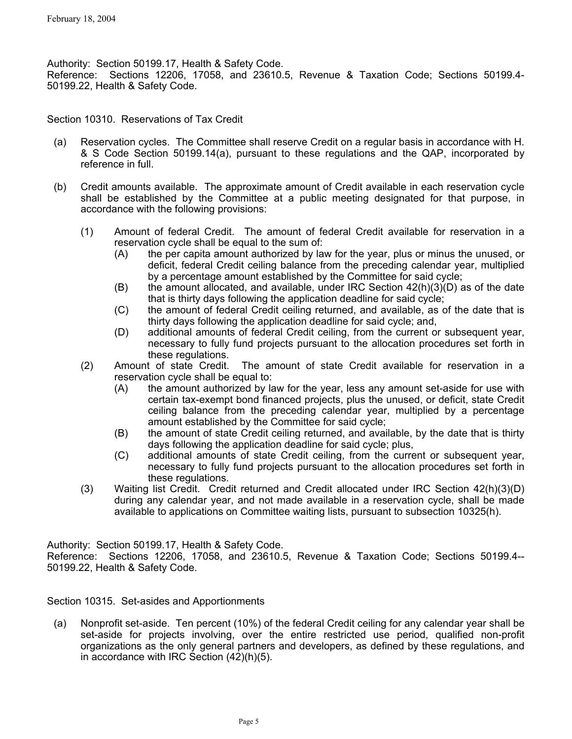Authority: Section 50199.17, Health & Safety Code.
Reference: Sections 12206, 17058, and 23610.5, Revenue & Taxation Code; Sections 50199.4-50199.22, Health & Safety Code.

Section 10310. Reservations of Tax Credit

(a) Reservation cycles. The Committee shall reserve Credit on a regular basis in accordance with H. & S Code Section 50199.14(a), pursuant to these regulations and the QAP, incorporated by reference in full.

(b) Credit amounts available. The approximate amount of Credit available in each reservation cycle shall be established by the Committee at a public meeting designated for that purpose, in accordance with the following provisions:

   (1) Amount of federal Credit. The amount of federal Credit available for reservation in a reservation cycle shall be equal to the sum of:
      (A) the per capita amount authorized by law for the year, plus or minus the unused, or deficit, federal Credit ceiling balance from the preceding calendar year, multiplied by a percentage amount established by the Committee for said cycle;
      (B) the amount allocated, and available, under IRC Section 42(h)(3)(D) as of the date that is thirty days following the application deadline for said cycle;
      (C) the amount of federal Credit ceiling returned, and available, as of the date that is thirty days following the application deadline for said cycle; and,
      (D) additional amounts of federal Credit ceiling, from the current or subsequent year, necessary to fully fund projects pursuant to the allocation procedures set forth in these regulations.

   (2) Amount of state Credit. The amount of state Credit available for reservation in a reservation cycle shall be equal to:
      (A) the amount authorized by law for the year, less any amount set-aside for use with certain tax-exempt bond financed projects, plus the unused, or deficit, state Credit ceiling balance from the preceding calendar year, multiplied by a percentage amount established by the Committee for said cycle;
      (B) the amount of state Credit ceiling returned, and available, by the date that is thirty days following the application deadline for said cycle; plus,
      (C) additional amounts of state Credit ceiling, from the current or subsequent year, necessary to fully fund projects pursuant to the allocation procedures set forth in these regulations.

   (3) Waiting list Credit. Credit returned and Credit allocated under IRC Section 42(h)(3)(D) during any calendar year, and not made available in a reservation cycle, shall be made available to applications on Committee waiting lists, pursuant to subsection 10325(h).

Authority: Section 50199.17, Health & Safety Code.
Reference: Sections 12206, 17058, and 23610.5, Revenue & Taxation Code; Sections 50199.4--50199.22, Health & Safety Code.

Section 10315. Set-asides and Apportionments

(a) Nonprofit set-aside. Ten percent (10%) of the federal Credit ceiling for any calendar year shall be set-aside for projects involving, over the entire restricted use period, qualified non-profit organizations as the only general partners and developers, as defined by these regulations, and in accordance with IRC Section (42)(h)(5).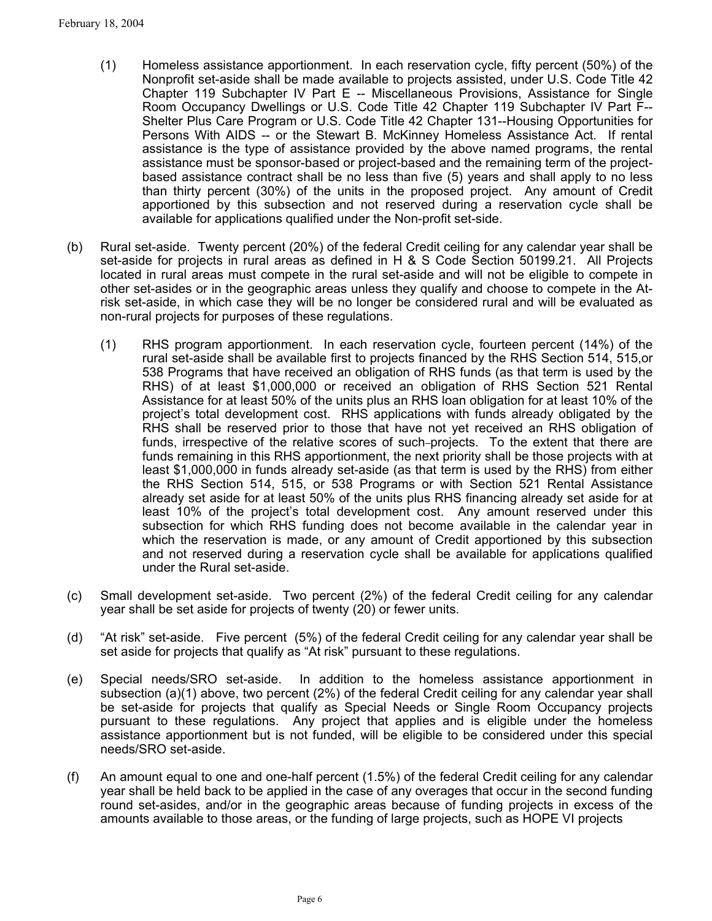(1) Homeless assistance apportionment. In each reservation cycle, fifty percent (50%) of the Nonprofit set-aside shall be made available to projects assisted, under U.S. Code Title 42 Chapter 119 Subchapter IV Part E -- Miscellaneous Provisions, Assistance for Single Room Occupancy Dwellings or U.S. Code Title 42 Chapter 119 Subchapter IV Part F-- Shelter Plus Care Program or U.S. Code Title 42 Chapter 131--Housing Opportunities for Persons With AIDS -- or the Stewart B. McKinney Homeless Assistance Act. If rental assistance is the type of assistance provided by the above named programs, the rental assistance must be sponsor-based or project-based and the remaining term of the project-based assistance contract shall be no less than five (5) years and shall apply to no less than thirty percent (30%) of the units in the proposed project. Any amount of Credit apportioned by this subsection and not reserved during a reservation cycle shall be available for applications qualified under the Non-profit set-side.

(b) Rural set-aside. Twenty percent (20%) of the federal Credit ceiling for any calendar year shall be set-aside for projects in rural areas as defined in H & S Code Section 50199.21. All Projects located in rural areas must compete in the rural set-aside and will not be eligible to compete in other set-asides or in the geographic areas unless they qualify and choose to compete in the At-risk set-aside, in which case they will be no longer be considered rural and will be evaluated as non-rural projects for purposes of these regulations.

(1) RHS program apportionment. In each reservation cycle, fourteen percent (14%) of the rural set-aside shall be available first to projects financed by the RHS Section 514, 515,or 538 Programs that have received an obligation of RHS funds (as that term is used by the RHS) of at least $1,000,000 or received an obligation of RHS Section 521 Rental Assistance for at least 50% of the units plus an RHS loan obligation for at least 10% of the project's total development cost. RHS applications with funds already obligated by the RHS shall be reserved prior to those that have not yet received an RHS obligation of funds, irrespective of the relative scores of such projects. To the extent that there are funds remaining in this RHS apportionment, the next priority shall be those projects with at least $1,000,000 in funds already set-aside (as that term is used by the RHS) from either the RHS Section 514, 515, or 538 Programs or with Section 521 Rental Assistance already set aside for at least 50% of the units plus RHS financing already set aside for at least 10% of the project's total development cost. Any amount reserved under this subsection for which RHS funding does not become available in the calendar year in which the reservation is made, or any amount of Credit apportioned by this subsection and not reserved during a reservation cycle shall be available for applications qualified under the Rural set-aside.

(c) Small development set-aside. Two percent (2%) of the federal Credit ceiling for any calendar year shall be set aside for projects of twenty (20) or fewer units.

(d) "At risk" set-aside. Five percent (5%) of the federal Credit ceiling for any calendar year shall be set aside for projects that qualify as "At risk" pursuant to these regulations.

(e) Special needs/SRO set-aside. In addition to the homeless assistance apportionment in subsection (a)(1) above, two percent (2%) of the federal Credit ceiling for any calendar year shall be set-aside for projects that qualify as Special Needs or Single Room Occupancy projects pursuant to these regulations. Any project that applies and is eligible under the homeless assistance apportionment but is not funded, will be eligible to be considered under this special needs/SRO set-aside.

(f) An amount equal to one and one-half percent (1.5%) of the federal Credit ceiling for any calendar year shall be held back to be applied in the case of any overages that occur in the second funding round set-asides, and/or in the geographic areas because of funding projects in excess of the amounts available to those areas, or the funding of large projects, such as HOPE VI projects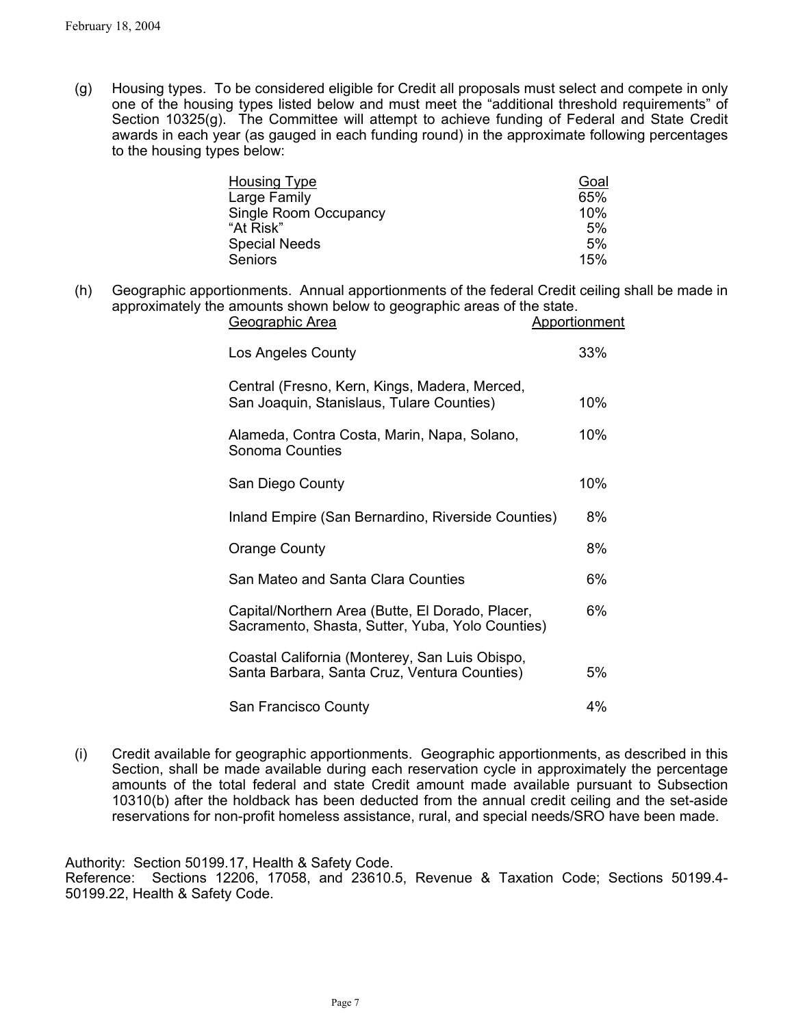(g) Housing types. To be considered eligible for Credit all proposals must select and compete in only one of the housing types listed below and must meet the "additional threshold requirements" of Section 10325(g). The Committee will attempt to achieve funding of Federal and State Credit awards in each year (as gauged in each funding round) in the approximate following percentages to the housing types below:

| Housing Type | Goal |
|---|---|
| Large Family | 65% |
| Single Room Occupancy | 10% |
| "At Risk" | 5% |
| Special Needs | 5% |
| Seniors | 15% |

(h) Geographic apportionments. Annual apportionments of the federal Credit ceiling shall be made in approximately the amounts shown below to geographic areas of the state.

| Geographic Area | Apportionment |
|---|---|
| Los Angeles County | 33% |
| Central (Fresno, Kern, Kings, Madera, Merced, San Joaquin, Stanislaus, Tulare Counties) | 10% |
| Alameda, Contra Costa, Marin, Napa, Solano, Sonoma Counties | 10% |
| San Diego County | 10% |
| Inland Empire (San Bernardino, Riverside Counties) | 8% |
| Orange County | 8% |
| San Mateo and Santa Clara Counties | 6% |
| Capital/Northern Area (Butte, El Dorado, Placer, Sacramento, Shasta, Sutter, Yuba, Yolo Counties) | 6% |
| Coastal California (Monterey, San Luis Obispo, Santa Barbara, Santa Cruz, Ventura Counties) | 5% |
| San Francisco County | 4% |

(i) Credit available for geographic apportionments. Geographic apportionments, as described in this Section, shall be made available during each reservation cycle in approximately the percentage amounts of the total federal and state Credit amount made available pursuant to Subsection 10310(b) after the holdback has been deducted from the annual credit ceiling and the set-aside reservations for non-profit homeless assistance, rural, and special needs/SRO have been made.

Authority: Section 50199.17, Health & Safety Code.
Reference: Sections 12206, 17058, and 23610.5, Revenue & Taxation Code; Sections 50199.4-50199.22, Health & Safety Code.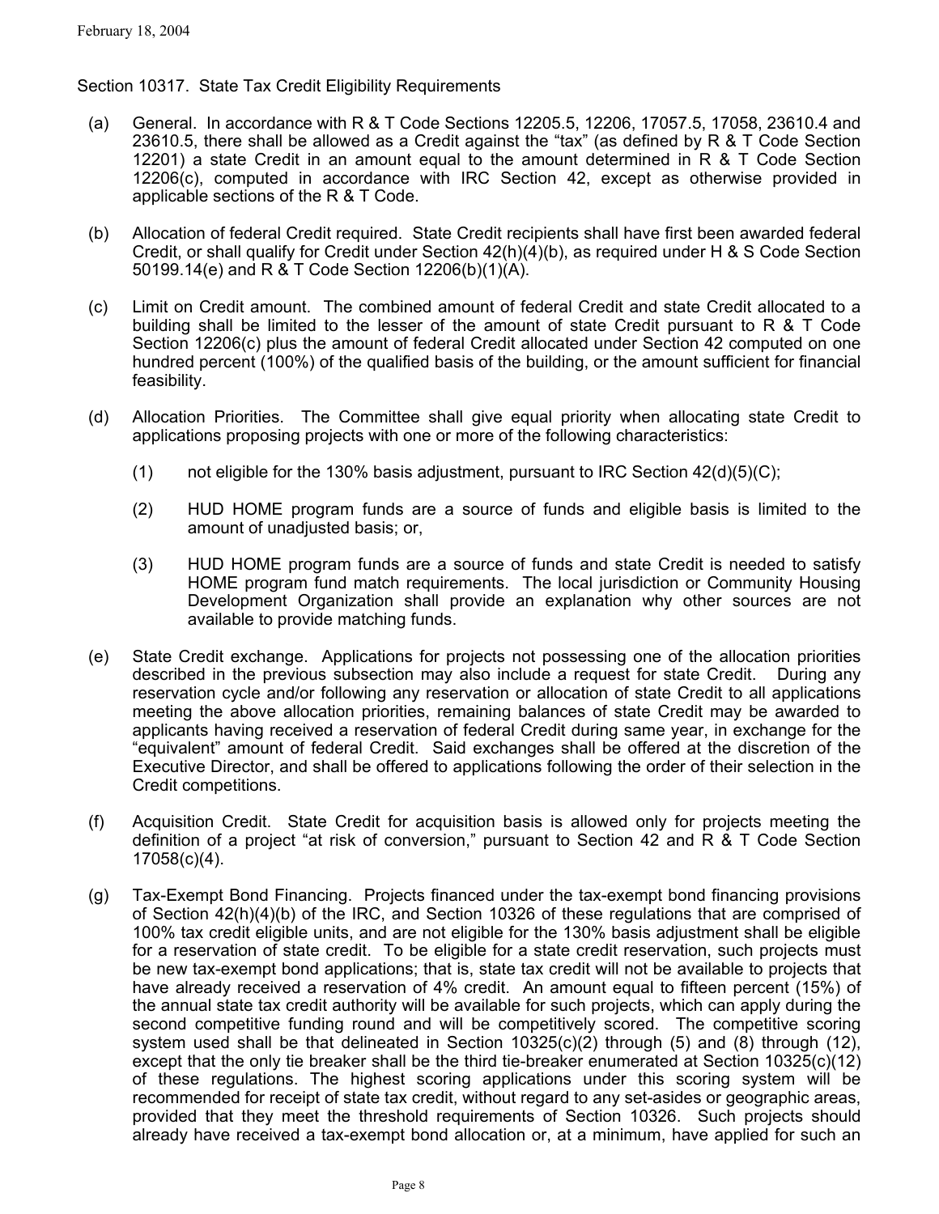Section 10317. State Tax Credit Eligibility Requirements

(a) General. In accordance with R & T Code Sections 12205.5, 12206, 17057.5, 17058, 23610.4 and 23610.5, there shall be allowed as a Credit against the "tax" (as defined by R & T Code Section 12201) a state Credit in an amount equal to the amount determined in R & T Code Section 12206(c), computed in accordance with IRC Section 42, except as otherwise provided in applicable sections of the R & T Code.

(b) Allocation of federal Credit required. State Credit recipients shall have first been awarded federal Credit, or shall qualify for Credit under Section 42(h)(4)(b), as required under H & S Code Section 50199.14(e) and R & T Code Section 12206(b)(1)(A).

(c) Limit on Credit amount. The combined amount of federal Credit and state Credit allocated to a building shall be limited to the lesser of the amount of state Credit pursuant to R & T Code Section 12206(c) plus the amount of federal Credit allocated under Section 42 computed on one hundred percent (100%) of the qualified basis of the building, or the amount sufficient for financial feasibility.

(d) Allocation Priorities. The Committee shall give equal priority when allocating state Credit to applications proposing projects with one or more of the following characteristics:

(1) not eligible for the 130% basis adjustment, pursuant to IRC Section 42(d)(5)(C);

(2) HUD HOME program funds are a source of funds and eligible basis is limited to the amount of unadjusted basis; or,

(3) HUD HOME program funds are a source of funds and state Credit is needed to satisfy HOME program fund match requirements. The local jurisdiction or Community Housing Development Organization shall provide an explanation why other sources are not available to provide matching funds.

(e) State Credit exchange. Applications for projects not possessing one of the allocation priorities described in the previous subsection may also include a request for state Credit. During any reservation cycle and/or following any reservation or allocation of state Credit to all applications meeting the above allocation priorities, remaining balances of state Credit may be awarded to applicants having received a reservation of federal Credit during same year, in exchange for the "equivalent" amount of federal Credit. Said exchanges shall be offered at the discretion of the Executive Director, and shall be offered to applications following the order of their selection in the Credit competitions.

(f) Acquisition Credit. State Credit for acquisition basis is allowed only for projects meeting the definition of a project "at risk of conversion," pursuant to Section 42 and R & T Code Section 17058(c)(4).

(g) Tax-Exempt Bond Financing. Projects financed under the tax-exempt bond financing provisions of Section 42(h)(4)(b) of the IRC, and Section 10326 of these regulations that are comprised of 100% tax credit eligible units, and are not eligible for the 130% basis adjustment shall be eligible for a reservation of state credit. To be eligible for a state credit reservation, such projects must be new tax-exempt bond applications; that is, state tax credit will not be available to projects that have already received a reservation of 4% credit. An amount equal to fifteen percent (15%) of the annual state tax credit authority will be available for such projects, which can apply during the second competitive funding round and will be competitively scored. The competitive scoring system used shall be that delineated in Section 10325(c)(2) through (5) and (8) through (12), except that the only tie breaker shall be the third tie-breaker enumerated at Section 10325(c)(12) of these regulations. The highest scoring applications under this scoring system will be recommended for receipt of state tax credit, without regard to any set-asides or geographic areas, provided that they meet the threshold requirements of Section 10326. Such projects should already have received a tax-exempt bond allocation or, at a minimum, have applied for such an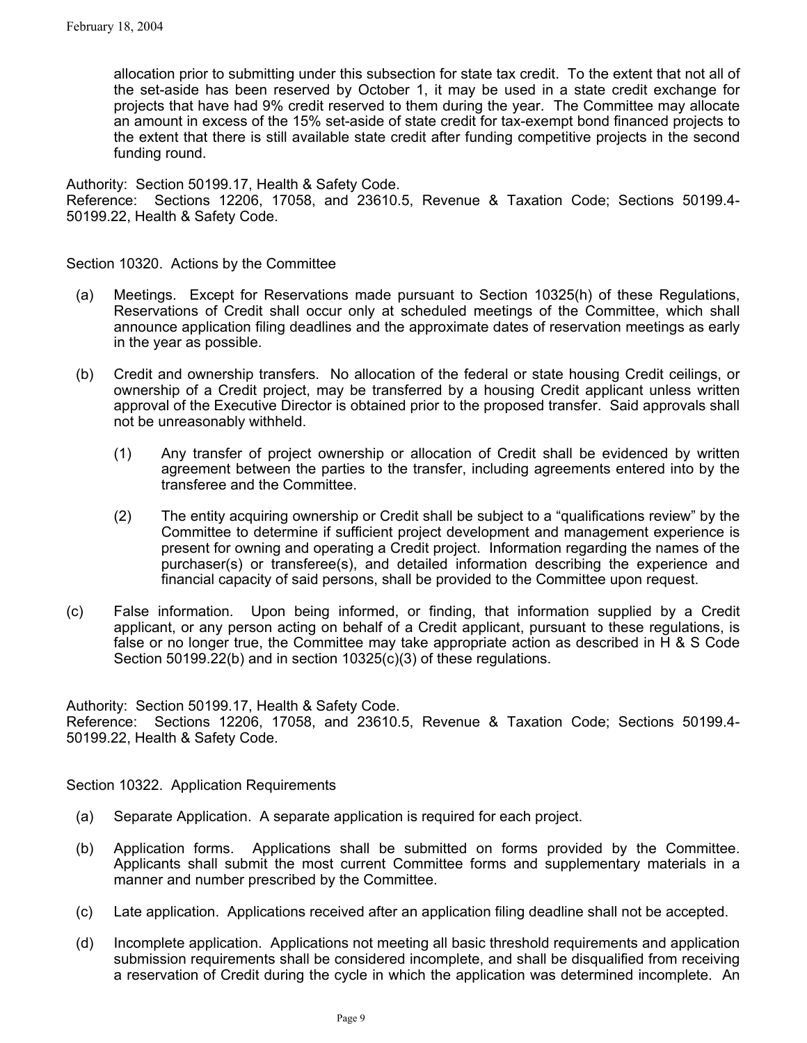allocation prior to submitting under this subsection for state tax credit. To the extent that not all of the set-aside has been reserved by October 1, it may be used in a state credit exchange for projects that have had 9% credit reserved to them during the year. The Committee may allocate an amount in excess of the 15% set-aside of state credit for tax-exempt bond financed projects to the extent that there is still available state credit after funding competitive projects in the second funding round.

Authority: Section 50199.17, Health & Safety Code.
Reference: Sections 12206, 17058, and 23610.5, Revenue & Taxation Code; Sections 50199.4-50199.22, Health & Safety Code.

Section 10320. Actions by the Committee

(a) Meetings. Except for Reservations made pursuant to Section 10325(h) of these Regulations, Reservations of Credit shall occur only at scheduled meetings of the Committee, which shall announce application filing deadlines and the approximate dates of reservation meetings as early in the year as possible.

(b) Credit and ownership transfers. No allocation of the federal or state housing Credit ceilings, or ownership of a Credit project, may be transferred by a housing Credit applicant unless written approval of the Executive Director is obtained prior to the proposed transfer. Said approvals shall not be unreasonably withheld.

   (1) Any transfer of project ownership or allocation of Credit shall be evidenced by written agreement between the parties to the transfer, including agreements entered into by the transferee and the Committee.

   (2) The entity acquiring ownership or Credit shall be subject to a "qualifications review" by the Committee to determine if sufficient project development and management experience is present for owning and operating a Credit project. Information regarding the names of the purchaser(s) or transferee(s), and detailed information describing the experience and financial capacity of said persons, shall be provided to the Committee upon request.

(c) False information. Upon being informed, or finding, that information supplied by a Credit applicant, or any person acting on behalf of a Credit applicant, pursuant to these regulations, is false or no longer true, the Committee may take appropriate action as described in H & S Code Section 50199.22(b) and in section 10325(c)(3) of these regulations.

Authority: Section 50199.17, Health & Safety Code.
Reference: Sections 12206, 17058, and 23610.5, Revenue & Taxation Code; Sections 50199.4-50199.22, Health & Safety Code.

Section 10322. Application Requirements

(a) Separate Application. A separate application is required for each project.

(b) Application forms. Applications shall be submitted on forms provided by the Committee. Applicants shall submit the most current Committee forms and supplementary materials in a manner and number prescribed by the Committee.

(c) Late application. Applications received after an application filing deadline shall not be accepted.

(d) Incomplete application. Applications not meeting all basic threshold requirements and application submission requirements shall be considered incomplete, and shall be disqualified from receiving a reservation of Credit during the cycle in which the application was determined incomplete. An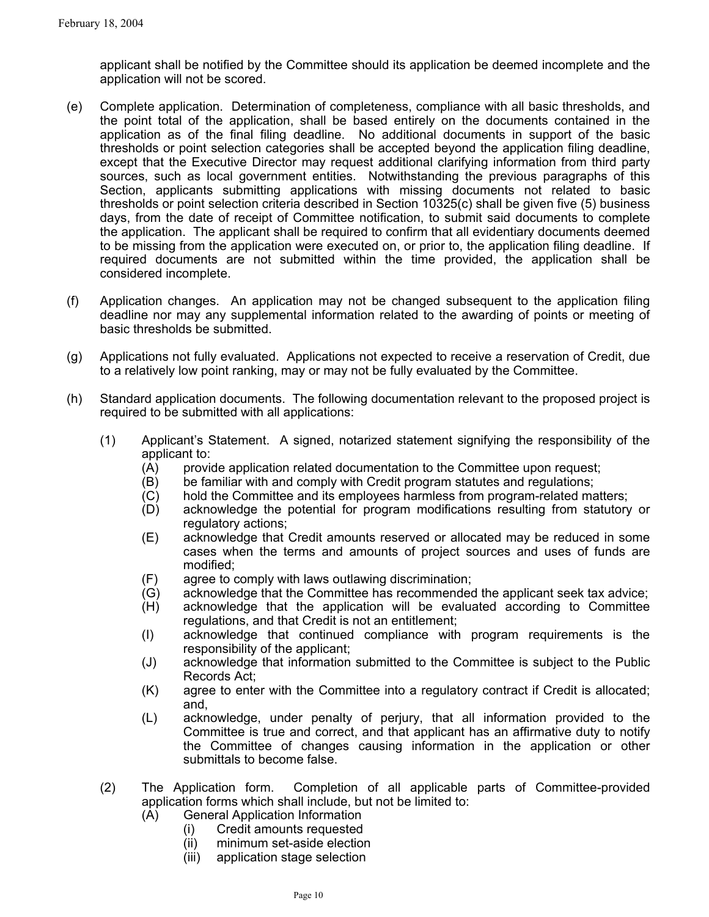applicant shall be notified by the Committee should its application be deemed incomplete and the application will not be scored.

(e) Complete application. Determination of completeness, compliance with all basic thresholds, and the point total of the application, shall be based entirely on the documents contained in the application as of the final filing deadline. No additional documents in support of the basic thresholds or point selection categories shall be accepted beyond the application filing deadline, except that the Executive Director may request additional clarifying information from third party sources, such as local government entities. Notwithstanding the previous paragraphs of this Section, applicants submitting applications with missing documents not related to basic thresholds or point selection criteria described in Section 10325(c) shall be given five (5) business days, from the date of receipt of Committee notification, to submit said documents to complete the application. The applicant shall be required to confirm that all evidentiary documents deemed to be missing from the application were executed on, or prior to, the application filing deadline. If required documents are not submitted within the time provided, the application shall be considered incomplete.

(f) Application changes. An application may not be changed subsequent to the application filing deadline nor may any supplemental information related to the awarding of points or meeting of basic thresholds be submitted.

(g) Applications not fully evaluated. Applications not expected to receive a reservation of Credit, due to a relatively low point ranking, may or may not be fully evaluated by the Committee.

(h) Standard application documents. The following documentation relevant to the proposed project is required to be submitted with all applications:

(1) Applicant's Statement. A signed, notarized statement signifying the responsibility of the applicant to:
- (A) provide application related documentation to the Committee upon request;
- (B) be familiar with and comply with Credit program statutes and regulations;
- (C) hold the Committee and its employees harmless from program-related matters;
- (D) acknowledge the potential for program modifications resulting from statutory or regulatory actions;
- (E) acknowledge that Credit amounts reserved or allocated may be reduced in some cases when the terms and amounts of project sources and uses of funds are modified;
- (F) agree to comply with laws outlawing discrimination;
- (G) acknowledge that the Committee has recommended the applicant seek tax advice;
- (H) acknowledge that the application will be evaluated according to Committee regulations, and that Credit is not an entitlement;
- (I) acknowledge that continued compliance with program requirements is the responsibility of the applicant;
- (J) acknowledge that information submitted to the Committee is subject to the Public Records Act;
- (K) agree to enter with the Committee into a regulatory contract if Credit is allocated; and,
- (L) acknowledge, under penalty of perjury, that all information provided to the Committee is true and correct, and that applicant has an affirmative duty to notify the Committee of changes causing information in the application or other submittals to become false.

(2) The Application form. Completion of all applicable parts of Committee-provided application forms which shall include, but not be limited to:
- (A) General Application Information
  - (i) Credit amounts requested
  - (ii) minimum set-aside election
  - (iii) application stage selection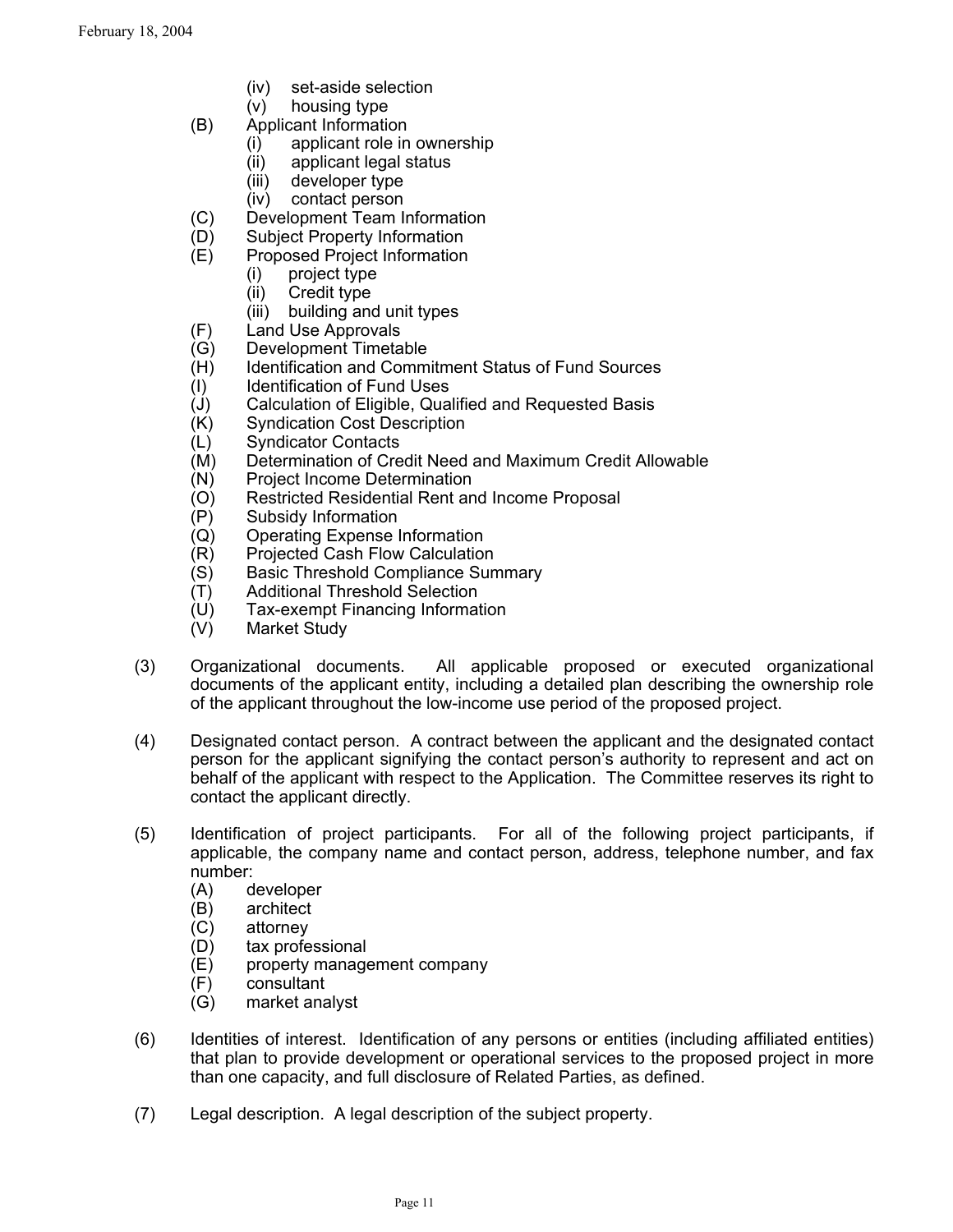- (iv) set-aside selection
- (v) housing type

(B) Applicant Information
- (i) applicant role in ownership
- (ii) applicant legal status
- (iii) developer type
- (iv) contact person

(C) Development Team Information

(D) Subject Property Information

(E) Proposed Project Information
- (i) project type
- (ii) Credit type
- (iii) building and unit types

(F) Land Use Approvals

(G) Development Timetable

(H) Identification and Commitment Status of Fund Sources

(I) Identification of Fund Uses

(J) Calculation of Eligible, Qualified and Requested Basis

(K) Syndication Cost Description

(L) Syndicator Contacts

(M) Determination of Credit Need and Maximum Credit Allowable

(N) Project Income Determination

(O) Restricted Residential Rent and Income Proposal

(P) Subsidy Information

(Q) Operating Expense Information

(R) Projected Cash Flow Calculation

(S) Basic Threshold Compliance Summary

(T) Additional Threshold Selection

(U) Tax-exempt Financing Information

(V) Market Study

(3) Organizational documents. All applicable proposed or executed organizational documents of the applicant entity, including a detailed plan describing the ownership role of the applicant throughout the low-income use period of the proposed project.

(4) Designated contact person. A contract between the applicant and the designated contact person for the applicant signifying the contact person's authority to represent and act on behalf of the applicant with respect to the Application. The Committee reserves its right to contact the applicant directly.

(5) Identification of project participants. For all of the following project participants, if applicable, the company name and contact person, address, telephone number, and fax number:
- (A) developer
- (B) architect
- (C) attorney
- (D) tax professional
- (E) property management company
- (F) consultant
- (G) market analyst

(6) Identities of interest. Identification of any persons or entities (including affiliated entities) that plan to provide development or operational services to the proposed project in more than one capacity, and full disclosure of Related Parties, as defined.

(7) Legal description. A legal description of the subject property.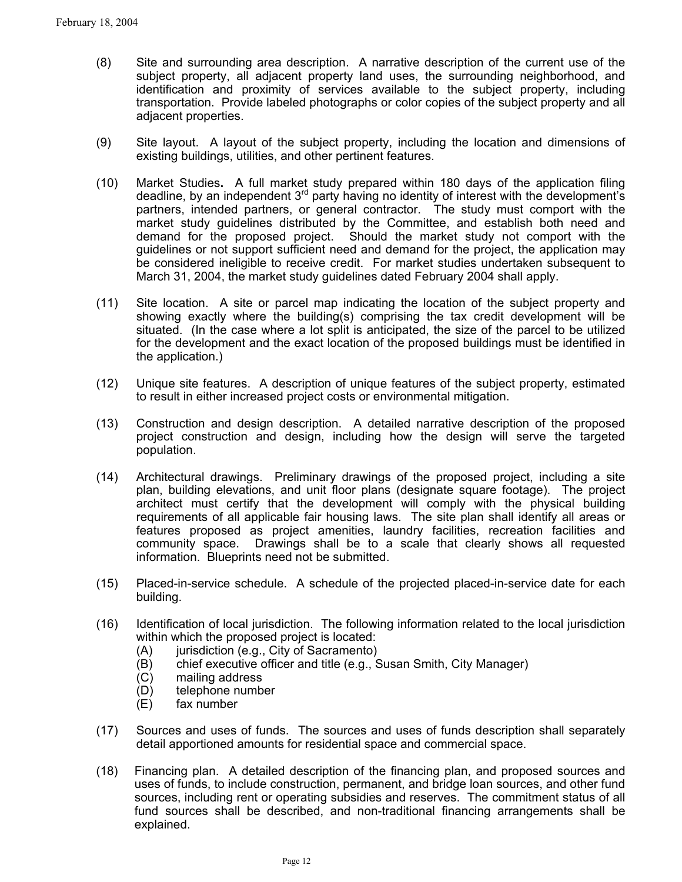(8) Site and surrounding area description. A narrative description of the current use of the subject property, all adjacent property land uses, the surrounding neighborhood, and identification and proximity of services available to the subject property, including transportation. Provide labeled photographs or color copies of the subject property and all adjacent properties.

(9) Site layout. A layout of the subject property, including the location and dimensions of existing buildings, utilities, and other pertinent features.

(10) Market Studies**.** A full market study prepared within 180 days of the application filing deadline, by an independent 3rd party having no identity of interest with the development's partners, intended partners, or general contractor. The study must comport with the market study guidelines distributed by the Committee, and establish both need and demand for the proposed project. Should the market study not comport with the guidelines or not support sufficient need and demand for the project, the application may be considered ineligible to receive credit. For market studies undertaken subsequent to March 31, 2004, the market study guidelines dated February 2004 shall apply.

(11) Site location. A site or parcel map indicating the location of the subject property and showing exactly where the building(s) comprising the tax credit development will be situated. (In the case where a lot split is anticipated, the size of the parcel to be utilized for the development and the exact location of the proposed buildings must be identified in the application.)

(12) Unique site features. A description of unique features of the subject property, estimated to result in either increased project costs or environmental mitigation.

(13) Construction and design description. A detailed narrative description of the proposed project construction and design, including how the design will serve the targeted population.

(14) Architectural drawings. Preliminary drawings of the proposed project, including a site plan, building elevations, and unit floor plans (designate square footage). The project architect must certify that the development will comply with the physical building requirements of all applicable fair housing laws. The site plan shall identify all areas or features proposed as project amenities, laundry facilities, recreation facilities and community space. Drawings shall be to a scale that clearly shows all requested information. Blueprints need not be submitted.

(15) Placed-in-service schedule. A schedule of the projected placed-in-service date for each building.

(16) Identification of local jurisdiction. The following information related to the local jurisdiction within which the proposed project is located:
   - (A) jurisdiction (e.g., City of Sacramento)
   - (B) chief executive officer and title (e.g., Susan Smith, City Manager)
   - (C) mailing address
   - (D) telephone number
   - (E) fax number

(17) Sources and uses of funds. The sources and uses of funds description shall separately detail apportioned amounts for residential space and commercial space.

(18) Financing plan. A detailed description of the financing plan, and proposed sources and uses of funds, to include construction, permanent, and bridge loan sources, and other fund sources, including rent or operating subsidies and reserves. The commitment status of all fund sources shall be described, and non-traditional financing arrangements shall be explained.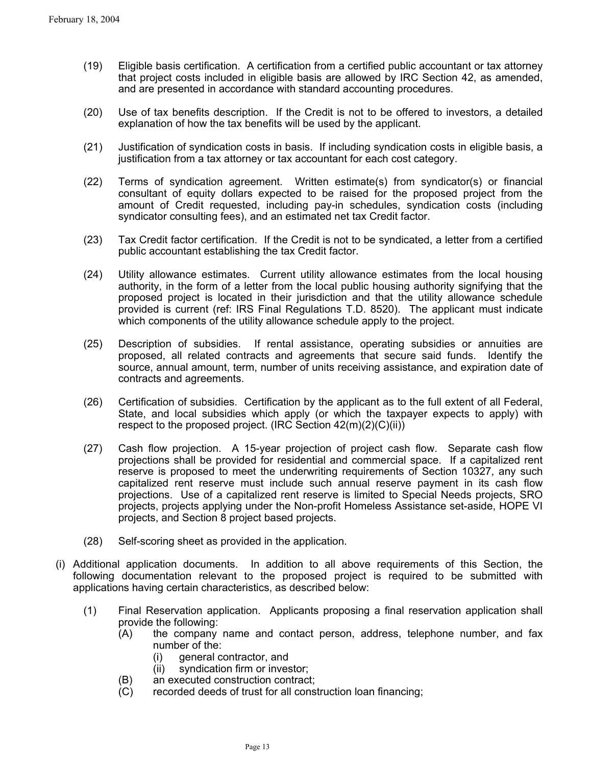(19) Eligible basis certification. A certification from a certified public accountant or tax attorney that project costs included in eligible basis are allowed by IRC Section 42, as amended, and are presented in accordance with standard accounting procedures.

(20) Use of tax benefits description. If the Credit is not to be offered to investors, a detailed explanation of how the tax benefits will be used by the applicant.

(21) Justification of syndication costs in basis. If including syndication costs in eligible basis, a justification from a tax attorney or tax accountant for each cost category.

(22) Terms of syndication agreement. Written estimate(s) from syndicator(s) or financial consultant of equity dollars expected to be raised for the proposed project from the amount of Credit requested, including pay-in schedules, syndication costs (including syndicator consulting fees), and an estimated net tax Credit factor.

(23) Tax Credit factor certification. If the Credit is not to be syndicated, a letter from a certified public accountant establishing the tax Credit factor.

(24) Utility allowance estimates. Current utility allowance estimates from the local housing authority, in the form of a letter from the local public housing authority signifying that the proposed project is located in their jurisdiction and that the utility allowance schedule provided is current (ref: IRS Final Regulations T.D. 8520). The applicant must indicate which components of the utility allowance schedule apply to the project.

(25) Description of subsidies. If rental assistance, operating subsidies or annuities are proposed, all related contracts and agreements that secure said funds. Identify the source, annual amount, term, number of units receiving assistance, and expiration date of contracts and agreements.

(26) Certification of subsidies. Certification by the applicant as to the full extent of all Federal, State, and local subsidies which apply (or which the taxpayer expects to apply) with respect to the proposed project. (IRC Section 42(m)(2)(C)(ii))

(27) Cash flow projection. A 15-year projection of project cash flow. Separate cash flow projections shall be provided for residential and commercial space. If a capitalized rent reserve is proposed to meet the underwriting requirements of Section 10327, any such capitalized rent reserve must include such annual reserve payment in its cash flow projections. Use of a capitalized rent reserve is limited to Special Needs projects, SRO projects, projects applying under the Non-profit Homeless Assistance set-aside, HOPE VI projects, and Section 8 project based projects.

(28) Self-scoring sheet as provided in the application.

(i) Additional application documents. In addition to all above requirements of this Section, the following documentation relevant to the proposed project is required to be submitted with applications having certain characteristics, as described below:

(1) Final Reservation application. Applicants proposing a final reservation application shall provide the following:

(A) the company name and contact person, address, telephone number, and fax number of the:

(i) general contractor, and

(ii) syndication firm or investor;

(B) an executed construction contract;

(C) recorded deeds of trust for all construction loan financing;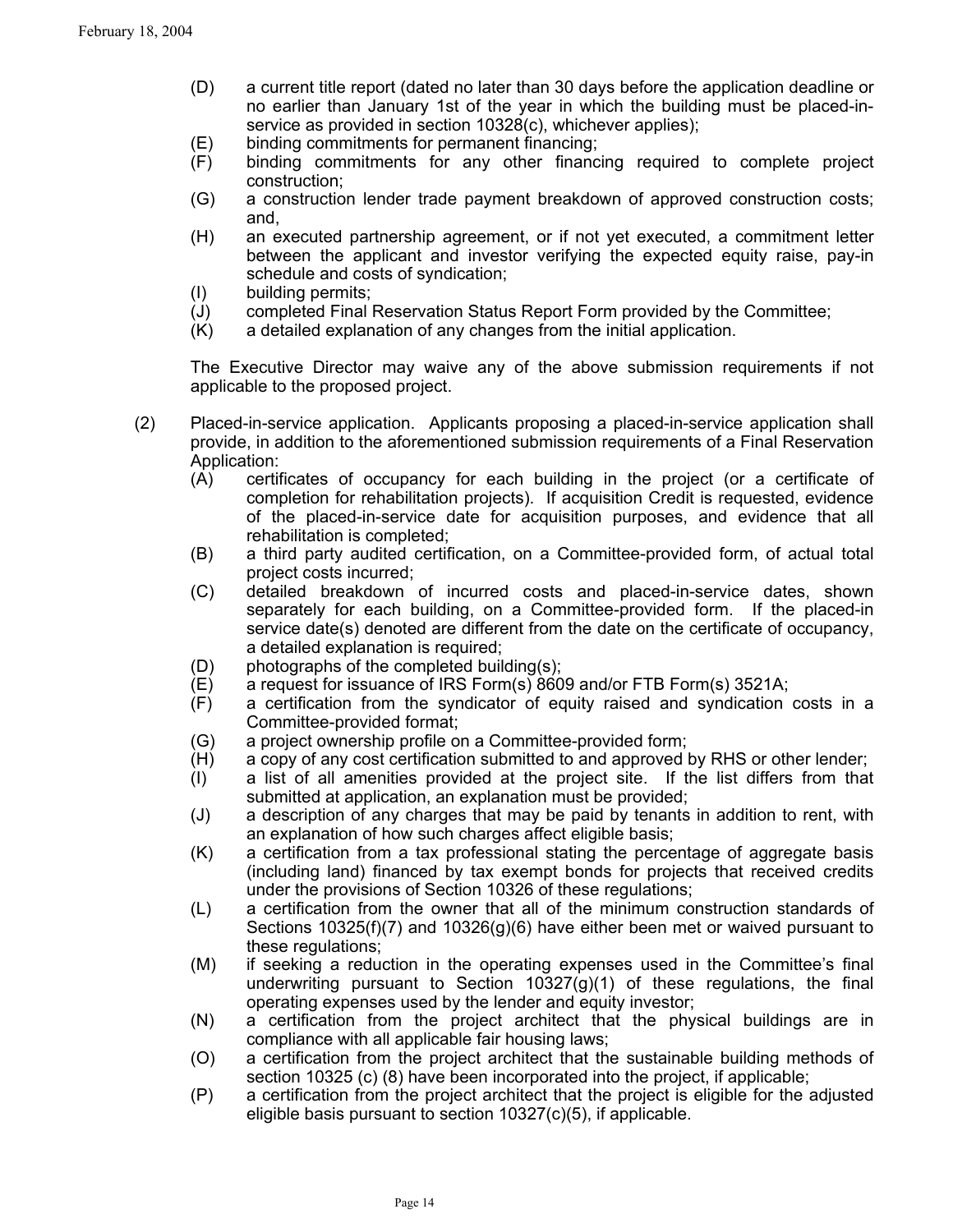- (D) a current title report (dated no later than 30 days before the application deadline or no earlier than January 1st of the year in which the building must be placed-in-service as provided in section 10328(c), whichever applies);
- (E) binding commitments for permanent financing;
- (F) binding commitments for any other financing required to complete project construction;
- (G) a construction lender trade payment breakdown of approved construction costs; and,
- (H) an executed partnership agreement, or if not yet executed, a commitment letter between the applicant and investor verifying the expected equity raise, pay-in schedule and costs of syndication;
- (I) building permits;
- (J) completed Final Reservation Status Report Form provided by the Committee;
- (K) a detailed explanation of any changes from the initial application.

The Executive Director may waive any of the above submission requirements if not applicable to the proposed project.

(2) Placed-in-service application. Applicants proposing a placed-in-service application shall provide, in addition to the aforementioned submission requirements of a Final Reservation Application:

- (A) certificates of occupancy for each building in the project (or a certificate of completion for rehabilitation projects). If acquisition Credit is requested, evidence of the placed-in-service date for acquisition purposes, and evidence that all rehabilitation is completed;
- (B) a third party audited certification, on a Committee-provided form, of actual total project costs incurred;
- (C) detailed breakdown of incurred costs and placed-in-service dates, shown separately for each building, on a Committee-provided form. If the placed-in service date(s) denoted are different from the date on the certificate of occupancy, a detailed explanation is required;
- (D) photographs of the completed building(s);
- (E) a request for issuance of IRS Form(s) 8609 and/or FTB Form(s) 3521A;
- (F) a certification from the syndicator of equity raised and syndication costs in a Committee-provided format;
- (G) a project ownership profile on a Committee-provided form;
- (H) a copy of any cost certification submitted to and approved by RHS or other lender;
- (I) a list of all amenities provided at the project site. If the list differs from that submitted at application, an explanation must be provided;
- (J) a description of any charges that may be paid by tenants in addition to rent, with an explanation of how such charges affect eligible basis;
- (K) a certification from a tax professional stating the percentage of aggregate basis (including land) financed by tax exempt bonds for projects that received credits under the provisions of Section 10326 of these regulations;
- (L) a certification from the owner that all of the minimum construction standards of Sections 10325(f)(7) and 10326(g)(6) have either been met or waived pursuant to these regulations;
- (M) if seeking a reduction in the operating expenses used in the Committee's final underwriting pursuant to Section 10327(g)(1) of these regulations, the final operating expenses used by the lender and equity investor;
- (N) a certification from the project architect that the physical buildings are in compliance with all applicable fair housing laws;
- (O) a certification from the project architect that the sustainable building methods of section 10325 (c) (8) have been incorporated into the project, if applicable;
- (P) a certification from the project architect that the project is eligible for the adjusted eligible basis pursuant to section 10327(c)(5), if applicable.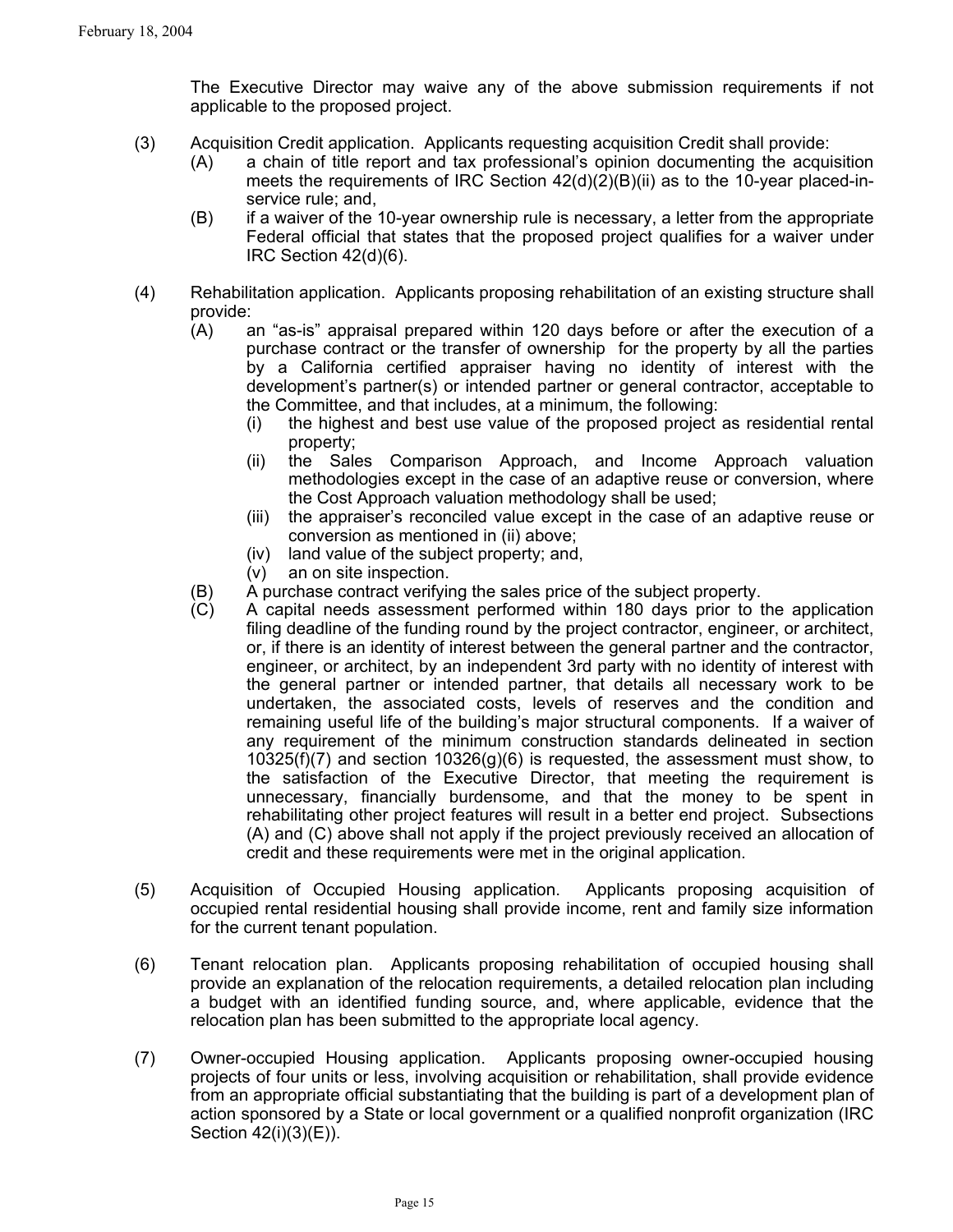The Executive Director may waive any of the above submission requirements if not applicable to the proposed project.

(3) Acquisition Credit application. Applicants requesting acquisition Credit shall provide:
   - (A) a chain of title report and tax professional's opinion documenting the acquisition meets the requirements of IRC Section 42(d)(2)(B)(ii) as to the 10-year placed-in-service rule; and,
   - (B) if a waiver of the 10-year ownership rule is necessary, a letter from the appropriate Federal official that states that the proposed project qualifies for a waiver under IRC Section 42(d)(6).

(4) Rehabilitation application. Applicants proposing rehabilitation of an existing structure shall provide:
   - (A) an "as-is" appraisal prepared within 120 days before or after the execution of a purchase contract or the transfer of ownership for the property by all the parties by a California certified appraiser having no identity of interest with the development's partner(s) or intended partner or general contractor, acceptable to the Committee, and that includes, at a minimum, the following:
     - (i) the highest and best use value of the proposed project as residential rental property;
     - (ii) the Sales Comparison Approach, and Income Approach valuation methodologies except in the case of an adaptive reuse or conversion, where the Cost Approach valuation methodology shall be used;
     - (iii) the appraiser's reconciled value except in the case of an adaptive reuse or conversion as mentioned in (ii) above;
     - (iv) land value of the subject property; and,
     - (v) an on site inspection.
   - (B) A purchase contract verifying the sales price of the subject property.
   - (C) A capital needs assessment performed within 180 days prior to the application filing deadline of the funding round by the project contractor, engineer, or architect, or, if there is an identity of interest between the general partner and the contractor, engineer, or architect, by an independent 3rd party with no identity of interest with the general partner or intended partner, that details all necessary work to be undertaken, the associated costs, levels of reserves and the condition and remaining useful life of the building's major structural components. If a waiver of any requirement of the minimum construction standards delineated in section 10325(f)(7) and section 10326(g)(6) is requested, the assessment must show, to the satisfaction of the Executive Director, that meeting the requirement is unnecessary, financially burdensome, and that the money to be spent in rehabilitating other project features will result in a better end project. Subsections (A) and (C) above shall not apply if the project previously received an allocation of credit and these requirements were met in the original application.

(5) Acquisition of Occupied Housing application. Applicants proposing acquisition of occupied rental residential housing shall provide income, rent and family size information for the current tenant population.

(6) Tenant relocation plan. Applicants proposing rehabilitation of occupied housing shall provide an explanation of the relocation requirements, a detailed relocation plan including a budget with an identified funding source, and, where applicable, evidence that the relocation plan has been submitted to the appropriate local agency.

(7) Owner-occupied Housing application. Applicants proposing owner-occupied housing projects of four units or less, involving acquisition or rehabilitation, shall provide evidence from an appropriate official substantiating that the building is part of a development plan of action sponsored by a State or local government or a qualified nonprofit organization (IRC Section 42(i)(3)(E)).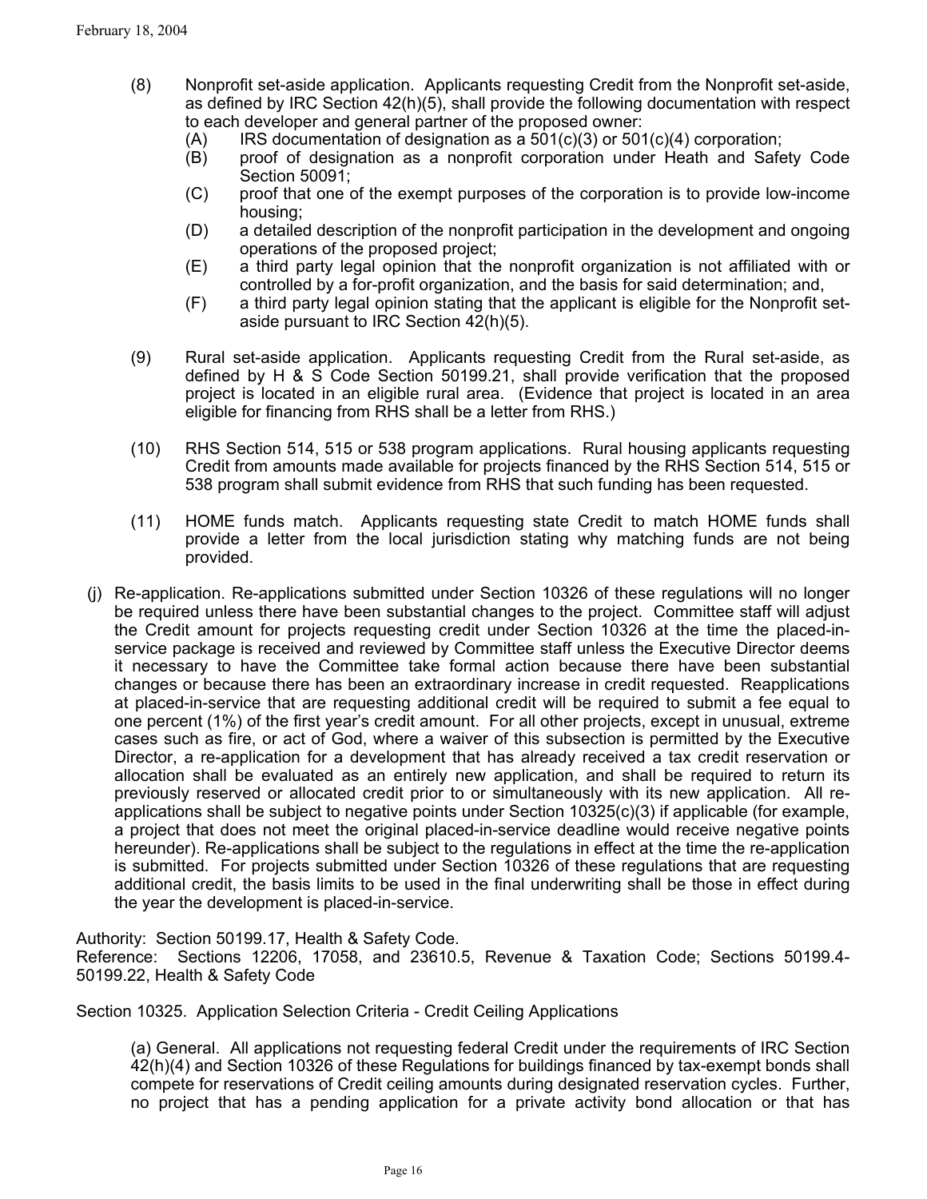(8) Nonprofit set-aside application. Applicants requesting Credit from the Nonprofit set-aside, as defined by IRC Section 42(h)(5), shall provide the following documentation with respect to each developer and general partner of the proposed owner:

   (A) IRS documentation of designation as a 501(c)(3) or 501(c)(4) corporation;

   (B) proof of designation as a nonprofit corporation under Heath and Safety Code Section 50091;

   (C) proof that one of the exempt purposes of the corporation is to provide low-income housing;

   (D) a detailed description of the nonprofit participation in the development and ongoing operations of the proposed project;

   (E) a third party legal opinion that the nonprofit organization is not affiliated with or controlled by a for-profit organization, and the basis for said determination; and,

   (F) a third party legal opinion stating that the applicant is eligible for the Nonprofit set-aside pursuant to IRC Section 42(h)(5).

(9) Rural set-aside application. Applicants requesting Credit from the Rural set-aside, as defined by H & S Code Section 50199.21, shall provide verification that the proposed project is located in an eligible rural area. (Evidence that project is located in an area eligible for financing from RHS shall be a letter from RHS.)

(10) RHS Section 514, 515 or 538 program applications. Rural housing applicants requesting Credit from amounts made available for projects financed by the RHS Section 514, 515 or 538 program shall submit evidence from RHS that such funding has been requested.

(11) HOME funds match. Applicants requesting state Credit to match HOME funds shall provide a letter from the local jurisdiction stating why matching funds are not being provided.

(j) Re-application. Re-applications submitted under Section 10326 of these regulations will no longer be required unless there have been substantial changes to the project. Committee staff will adjust the Credit amount for projects requesting credit under Section 10326 at the time the placed-in-service package is received and reviewed by Committee staff unless the Executive Director deems it necessary to have the Committee take formal action because there have been substantial changes or because there has been an extraordinary increase in credit requested. Reapplications at placed-in-service that are requesting additional credit will be required to submit a fee equal to one percent (1%) of the first year's credit amount. For all other projects, except in unusual, extreme cases such as fire, or act of God, where a waiver of this subsection is permitted by the Executive Director, a re-application for a development that has already received a tax credit reservation or allocation shall be evaluated as an entirely new application, and shall be required to return its previously reserved or allocated credit prior to or simultaneously with its new application. All re-applications shall be subject to negative points under Section 10325(c)(3) if applicable (for example, a project that does not meet the original placed-in-service deadline would receive negative points hereunder). Re-applications shall be subject to the regulations in effect at the time the re-application is submitted. For projects submitted under Section 10326 of these regulations that are requesting additional credit, the basis limits to be used in the final underwriting shall be those in effect during the year the development is placed-in-service.

Authority: Section 50199.17, Health & Safety Code.
Reference: Sections 12206, 17058, and 23610.5, Revenue & Taxation Code; Sections 50199.4-50199.22, Health & Safety Code

Section 10325. Application Selection Criteria - Credit Ceiling Applications

(a) General. All applications not requesting federal Credit under the requirements of IRC Section 42(h)(4) and Section 10326 of these Regulations for buildings financed by tax-exempt bonds shall compete for reservations of Credit ceiling amounts during designated reservation cycles. Further, no project that has a pending application for a private activity bond allocation or that has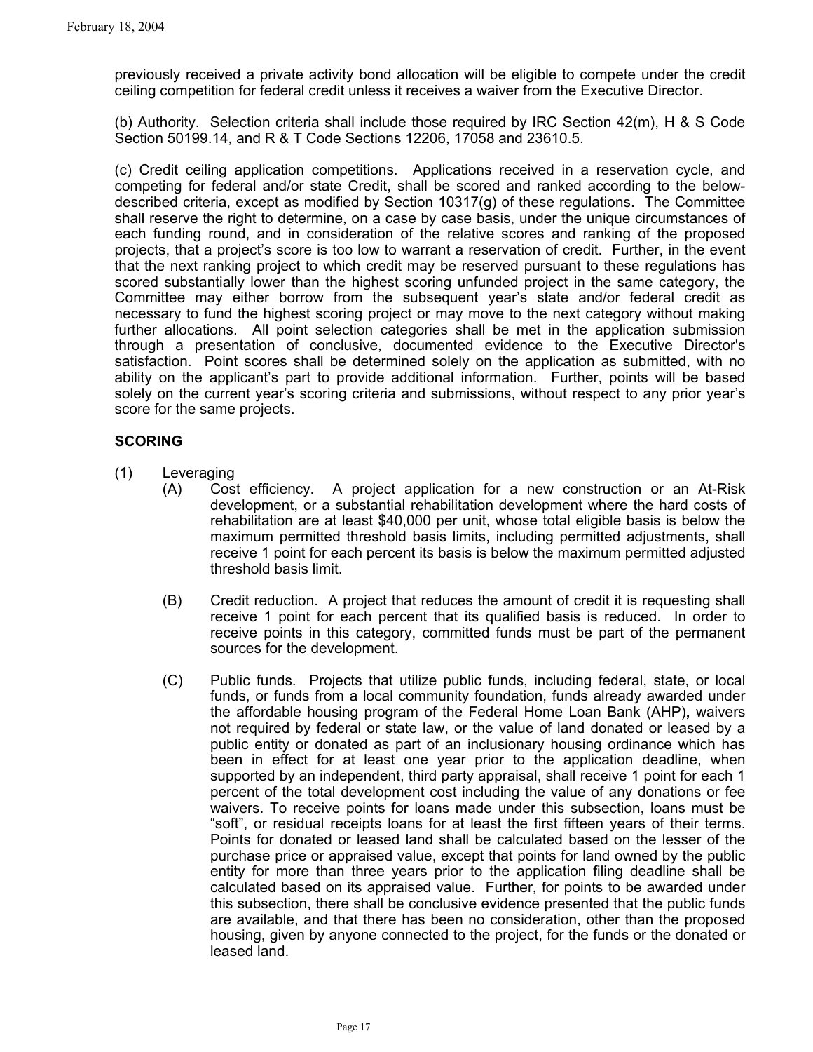previously received a private activity bond allocation will be eligible to compete under the credit ceiling competition for federal credit unless it receives a waiver from the Executive Director.

(b) Authority. Selection criteria shall include those required by IRC Section 42(m), H & S Code Section 50199.14, and R & T Code Sections 12206, 17058 and 23610.5.

(c) Credit ceiling application competitions. Applications received in a reservation cycle, and competing for federal and/or state Credit, shall be scored and ranked according to the below-described criteria, except as modified by Section 10317(g) of these regulations. The Committee shall reserve the right to determine, on a case by case basis, under the unique circumstances of each funding round, and in consideration of the relative scores and ranking of the proposed projects, that a project's score is too low to warrant a reservation of credit. Further, in the event that the next ranking project to which credit may be reserved pursuant to these regulations has scored substantially lower than the highest scoring unfunded project in the same category, the Committee may either borrow from the subsequent year's state and/or federal credit as necessary to fund the highest scoring project or may move to the next category without making further allocations. All point selection categories shall be met in the application submission through a presentation of conclusive, documented evidence to the Executive Director's satisfaction. Point scores shall be determined solely on the application as submitted, with no ability on the applicant's part to provide additional information. Further, points will be based solely on the current year's scoring criteria and submissions, without respect to any prior year's score for the same projects.

**SCORING**

(1) Leveraging

(A) Cost efficiency. A project application for a new construction or an At-Risk development, or a substantial rehabilitation development where the hard costs of rehabilitation are at least $40,000 per unit, whose total eligible basis is below the maximum permitted threshold basis limits, including permitted adjustments, shall receive 1 point for each percent its basis is below the maximum permitted adjusted threshold basis limit.

(B) Credit reduction. A project that reduces the amount of credit it is requesting shall receive 1 point for each percent that its qualified basis is reduced. In order to receive points in this category, committed funds must be part of the permanent sources for the development.

(C) Public funds. Projects that utilize public funds, including federal, state, or local funds, or funds from a local community foundation, funds already awarded under the affordable housing program of the Federal Home Loan Bank (AHP)**,** waivers not required by federal or state law, or the value of land donated or leased by a public entity or donated as part of an inclusionary housing ordinance which has been in effect for at least one year prior to the application deadline, when supported by an independent, third party appraisal, shall receive 1 point for each 1 percent of the total development cost including the value of any donations or fee waivers. To receive points for loans made under this subsection, loans must be "soft", or residual receipts loans for at least the first fifteen years of their terms. Points for donated or leased land shall be calculated based on the lesser of the purchase price or appraised value, except that points for land owned by the public entity for more than three years prior to the application filing deadline shall be calculated based on its appraised value. Further, for points to be awarded under this subsection, there shall be conclusive evidence presented that the public funds are available, and that there has been no consideration, other than the proposed housing, given by anyone connected to the project, for the funds or the donated or leased land.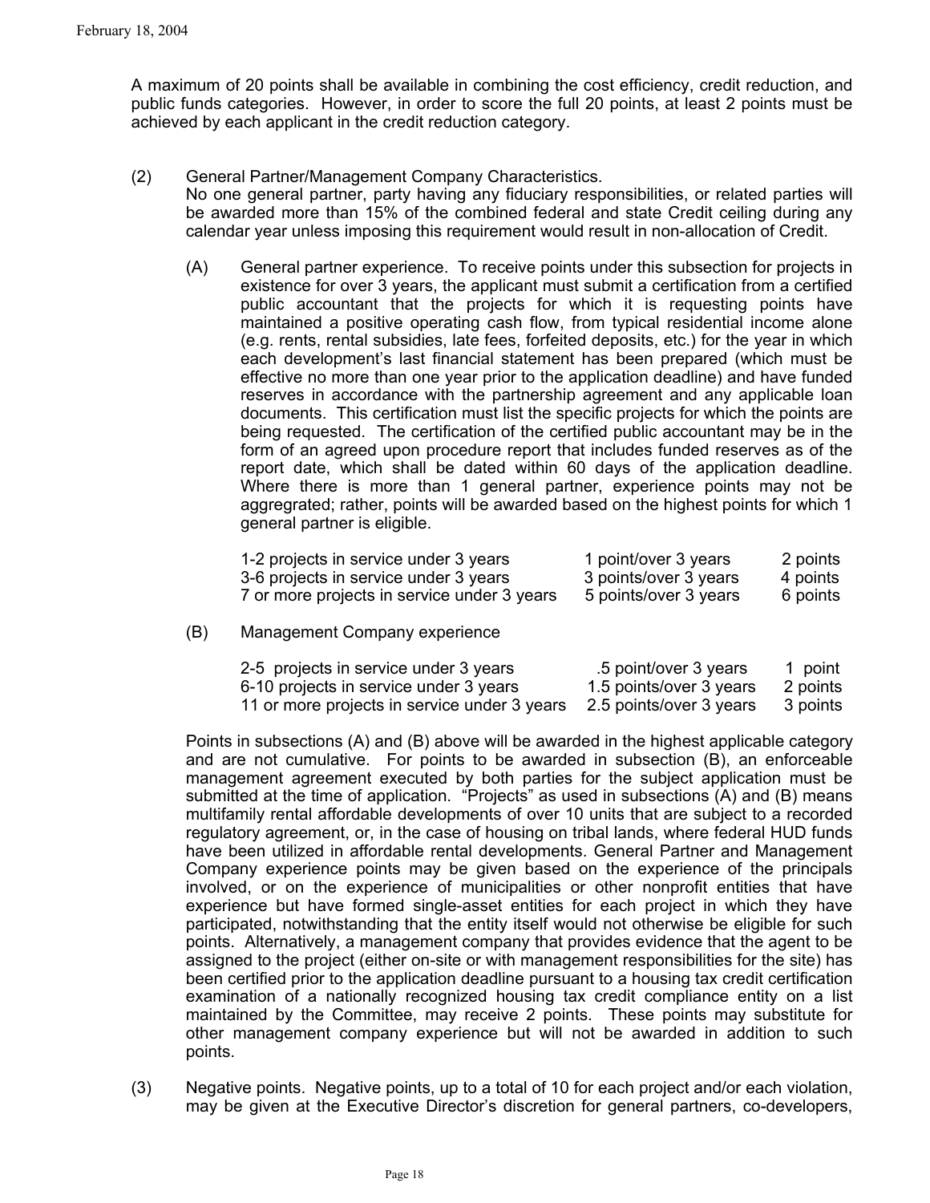A maximum of 20 points shall be available in combining the cost efficiency, credit reduction, and public funds categories. However, in order to score the full 20 points, at least 2 points must be achieved by each applicant in the credit reduction category.

(2) General Partner/Management Company Characteristics.
No one general partner, party having any fiduciary responsibilities, or related parties will be awarded more than 15% of the combined federal and state Credit ceiling during any calendar year unless imposing this requirement would result in non-allocation of Credit.

(A) General partner experience. To receive points under this subsection for projects in existence for over 3 years, the applicant must submit a certification from a certified public accountant that the projects for which it is requesting points have maintained a positive operating cash flow, from typical residential income alone (e.g. rents, rental subsidies, late fees, forfeited deposits, etc.) for the year in which each development's last financial statement has been prepared (which must be effective no more than one year prior to the application deadline) and have funded reserves in accordance with the partnership agreement and any applicable loan documents. This certification must list the specific projects for which the points are being requested. The certification of the certified public accountant may be in the form of an agreed upon procedure report that includes funded reserves as of the report date, which shall be dated within 60 days of the application deadline. Where there is more than 1 general partner, experience points may not be aggregrated; rather, points will be awarded based on the highest points for which 1 general partner is eligible.

| | | |
|---|---|---|
| 1-2 projects in service under 3 years | 1 point/over 3 years | 2 points |
| 3-6 projects in service under 3 years | 3 points/over 3 years | 4 points |
| 7 or more projects in service under 3 years | 5 points/over 3 years | 6 points |

(B) Management Company experience

| | | |
|---|---|---|
| 2-5 projects in service under 3 years | .5 point/over 3 years | 1 point |
| 6-10 projects in service under 3 years | 1.5 points/over 3 years | 2 points |
| 11 or more projects in service under 3 years | 2.5 points/over 3 years | 3 points |

Points in subsections (A) and (B) above will be awarded in the highest applicable category and are not cumulative. For points to be awarded in subsection (B), an enforceable management agreement executed by both parties for the subject application must be submitted at the time of application. "Projects" as used in subsections (A) and (B) means multifamily rental affordable developments of over 10 units that are subject to a recorded regulatory agreement, or, in the case of housing on tribal lands, where federal HUD funds have been utilized in affordable rental developments. General Partner and Management Company experience points may be given based on the experience of the principals involved, or on the experience of municipalities or other nonprofit entities that have experience but have formed single-asset entities for each project in which they have participated, notwithstanding that the entity itself would not otherwise be eligible for such points. Alternatively, a management company that provides evidence that the agent to be assigned to the project (either on-site or with management responsibilities for the site) has been certified prior to the application deadline pursuant to a housing tax credit certification examination of a nationally recognized housing tax credit compliance entity on a list maintained by the Committee, may receive 2 points. These points may substitute for other management company experience but will not be awarded in addition to such points.

(3) Negative points. Negative points, up to a total of 10 for each project and/or each violation, may be given at the Executive Director's discretion for general partners, co-developers,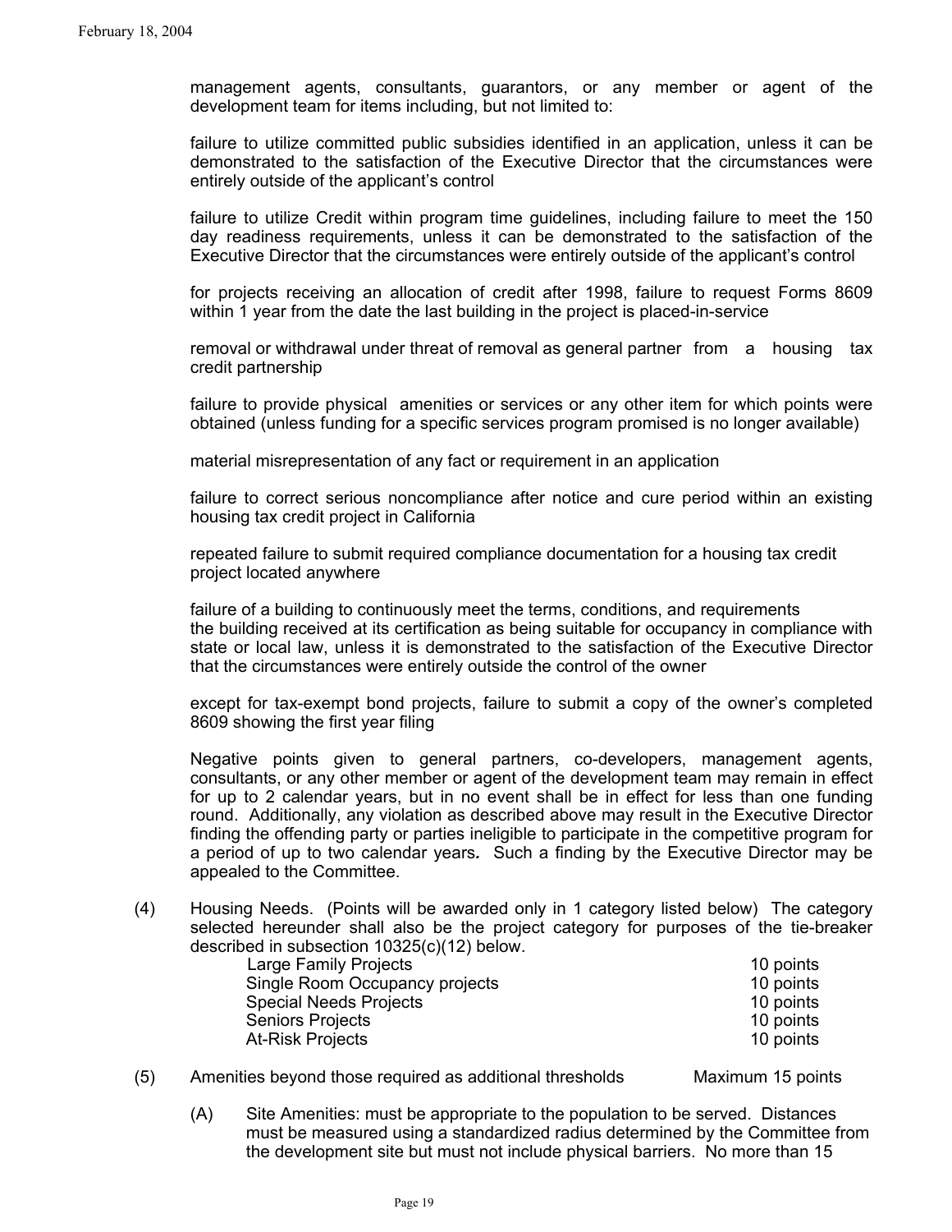management agents, consultants, guarantors, or any member or agent of the development team for items including, but not limited to:

failure to utilize committed public subsidies identified in an application, unless it can be demonstrated to the satisfaction of the Executive Director that the circumstances were entirely outside of the applicant's control

failure to utilize Credit within program time guidelines, including failure to meet the 150 day readiness requirements, unless it can be demonstrated to the satisfaction of the Executive Director that the circumstances were entirely outside of the applicant's control

for projects receiving an allocation of credit after 1998, failure to request Forms 8609 within 1 year from the date the last building in the project is placed-in-service

removal or withdrawal under threat of removal as general partner from a housing tax credit partnership

failure to provide physical amenities or services or any other item for which points were obtained (unless funding for a specific services program promised is no longer available)

material misrepresentation of any fact or requirement in an application

failure to correct serious noncompliance after notice and cure period within an existing housing tax credit project in California

repeated failure to submit required compliance documentation for a housing tax credit project located anywhere

failure of a building to continuously meet the terms, conditions, and requirements the building received at its certification as being suitable for occupancy in compliance with state or local law, unless it is demonstrated to the satisfaction of the Executive Director that the circumstances were entirely outside the control of the owner

except for tax-exempt bond projects, failure to submit a copy of the owner's completed 8609 showing the first year filing

Negative points given to general partners, co-developers, management agents, consultants, or any other member or agent of the development team may remain in effect for up to 2 calendar years, but in no event shall be in effect for less than one funding round. Additionally, any violation as described above may result in the Executive Director finding the offending party or parties ineligible to participate in the competitive program for a period of up to two calendar years*.* Such a finding by the Executive Director may be appealed to the Committee.

(4) Housing Needs. (Points will be awarded only in 1 category listed below) The category selected hereunder shall also be the project category for purposes of the tie-breaker described in subsection 10325(c)(12) below.

| | |
|---|---|
| Large Family Projects | 10 points |
| Single Room Occupancy projects | 10 points |
| Special Needs Projects | 10 points |
| Seniors Projects | 10 points |
| At-Risk Projects | 10 points |

(5) Amenities beyond those required as additional thresholds Maximum 15 points

(A) Site Amenities: must be appropriate to the population to be served. Distances must be measured using a standardized radius determined by the Committee from the development site but must not include physical barriers. No more than 15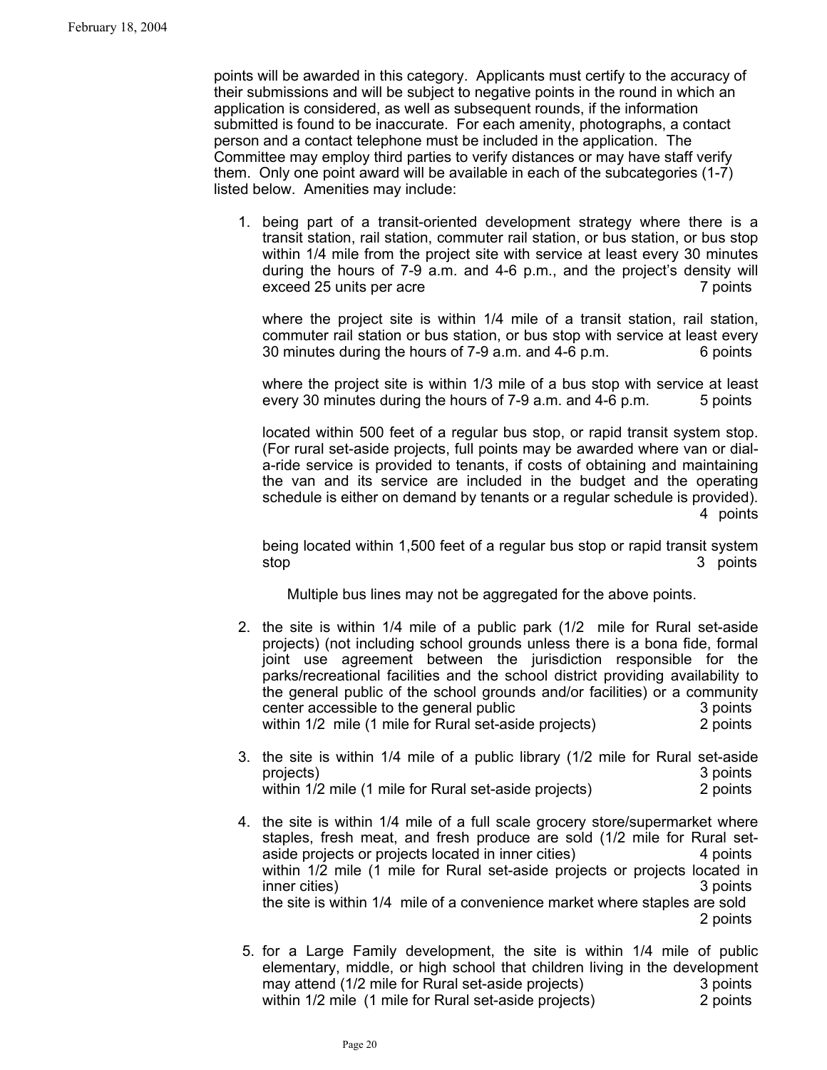points will be awarded in this category. Applicants must certify to the accuracy of their submissions and will be subject to negative points in the round in which an application is considered, as well as subsequent rounds, if the information submitted is found to be inaccurate. For each amenity, photographs, a contact person and a contact telephone must be included in the application. The Committee may employ third parties to verify distances or may have staff verify them. Only one point award will be available in each of the subcategories (1-7) listed below. Amenities may include:

1. being part of a transit-oriented development strategy where there is a transit station, rail station, commuter rail station, or bus station, or bus stop within 1/4 mile from the project site with service at least every 30 minutes during the hours of 7-9 a.m. and 4-6 p.m., and the project's density will exceed 25 units per acre 7 points

   where the project site is within 1/4 mile of a transit station, rail station, commuter rail station or bus station, or bus stop with service at least every 30 minutes during the hours of 7-9 a.m. and 4-6 p.m. 6 points

   where the project site is within 1/3 mile of a bus stop with service at least every 30 minutes during the hours of 7-9 a.m. and 4-6 p.m. 5 points

   located within 500 feet of a regular bus stop, or rapid transit system stop. (For rural set-aside projects, full points may be awarded where van or dial-a-ride service is provided to tenants, if costs of obtaining and maintaining the van and its service are included in the budget and the operating schedule is either on demand by tenants or a regular schedule is provided). 4 points

   being located within 1,500 feet of a regular bus stop or rapid transit system stop 3 points

   Multiple bus lines may not be aggregated for the above points.

2. the site is within 1/4 mile of a public park (1/2 mile for Rural set-aside projects) (not including school grounds unless there is a bona fide, formal joint use agreement between the jurisdiction responsible for the parks/recreational facilities and the school district providing availability to the general public of the school grounds and/or facilities) or a community center accessible to the general public 3 points
   within 1/2 mile (1 mile for Rural set-aside projects) 2 points

3. the site is within 1/4 mile of a public library (1/2 mile for Rural set-aside projects) 3 points
   within 1/2 mile (1 mile for Rural set-aside projects) 2 points

4. the site is within 1/4 mile of a full scale grocery store/supermarket where staples, fresh meat, and fresh produce are sold (1/2 mile for Rural set-aside projects or projects located in inner cities) 4 points
   within 1/2 mile (1 mile for Rural set-aside projects or projects located in inner cities) 3 points
   the site is within 1/4 mile of a convenience market where staples are sold 2 points

5. for a Large Family development, the site is within 1/4 mile of public elementary, middle, or high school that children living in the development may attend (1/2 mile for Rural set-aside projects) 3 points
   within 1/2 mile (1 mile for Rural set-aside projects) 2 points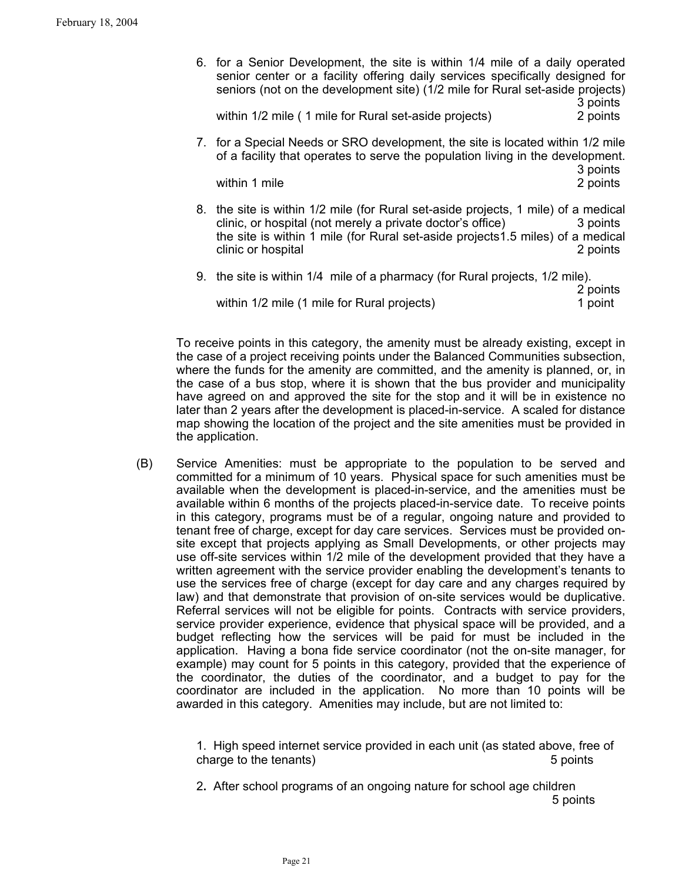6. for a Senior Development, the site is within 1/4 mile of a daily operated senior center or a facility offering daily services specifically designed for seniors (not on the development site) (1/2 mile for Rural set-aside projects) 3 points

   within 1/2 mile ( 1 mile for Rural set-aside projects) 2 points

7. for a Special Needs or SRO development, the site is located within 1/2 mile of a facility that operates to serve the population living in the development. 3 points

   within 1 mile 2 points

8. the site is within 1/2 mile (for Rural set-aside projects, 1 mile) of a medical clinic, or hospital (not merely a private doctor's office) 3 points

   the site is within 1 mile (for Rural set-aside projects1.5 miles) of a medical clinic or hospital 2 points

9. the site is within 1/4 mile of a pharmacy (for Rural projects, 1/2 mile). 2 points

   within 1/2 mile (1 mile for Rural projects) 1 point

To receive points in this category, the amenity must be already existing, except in the case of a project receiving points under the Balanced Communities subsection, where the funds for the amenity are committed, and the amenity is planned, or, in the case of a bus stop, where it is shown that the bus provider and municipality have agreed on and approved the site for the stop and it will be in existence no later than 2 years after the development is placed-in-service. A scaled for distance map showing the location of the project and the site amenities must be provided in the application.

(B) Service Amenities: must be appropriate to the population to be served and committed for a minimum of 10 years. Physical space for such amenities must be available when the development is placed-in-service, and the amenities must be available within 6 months of the projects placed-in-service date. To receive points in this category, programs must be of a regular, ongoing nature and provided to tenant free of charge, except for day care services. Services must be provided on-site except that projects applying as Small Developments, or other projects may use off-site services within 1/2 mile of the development provided that they have a written agreement with the service provider enabling the development's tenants to use the services free of charge (except for day care and any charges required by law) and that demonstrate that provision of on-site services would be duplicative. Referral services will not be eligible for points. Contracts with service providers, service provider experience, evidence that physical space will be provided, and a budget reflecting how the services will be paid for must be included in the application. Having a bona fide service coordinator (not the on-site manager, for example) may count for 5 points in this category, provided that the experience of the coordinator, the duties of the coordinator, and a budget to pay for the coordinator are included in the application. No more than 10 points will be awarded in this category. Amenities may include, but are not limited to:

1. High speed internet service provided in each unit (as stated above, free of charge to the tenants) 5 points

2. After school programs of an ongoing nature for school age children 5 points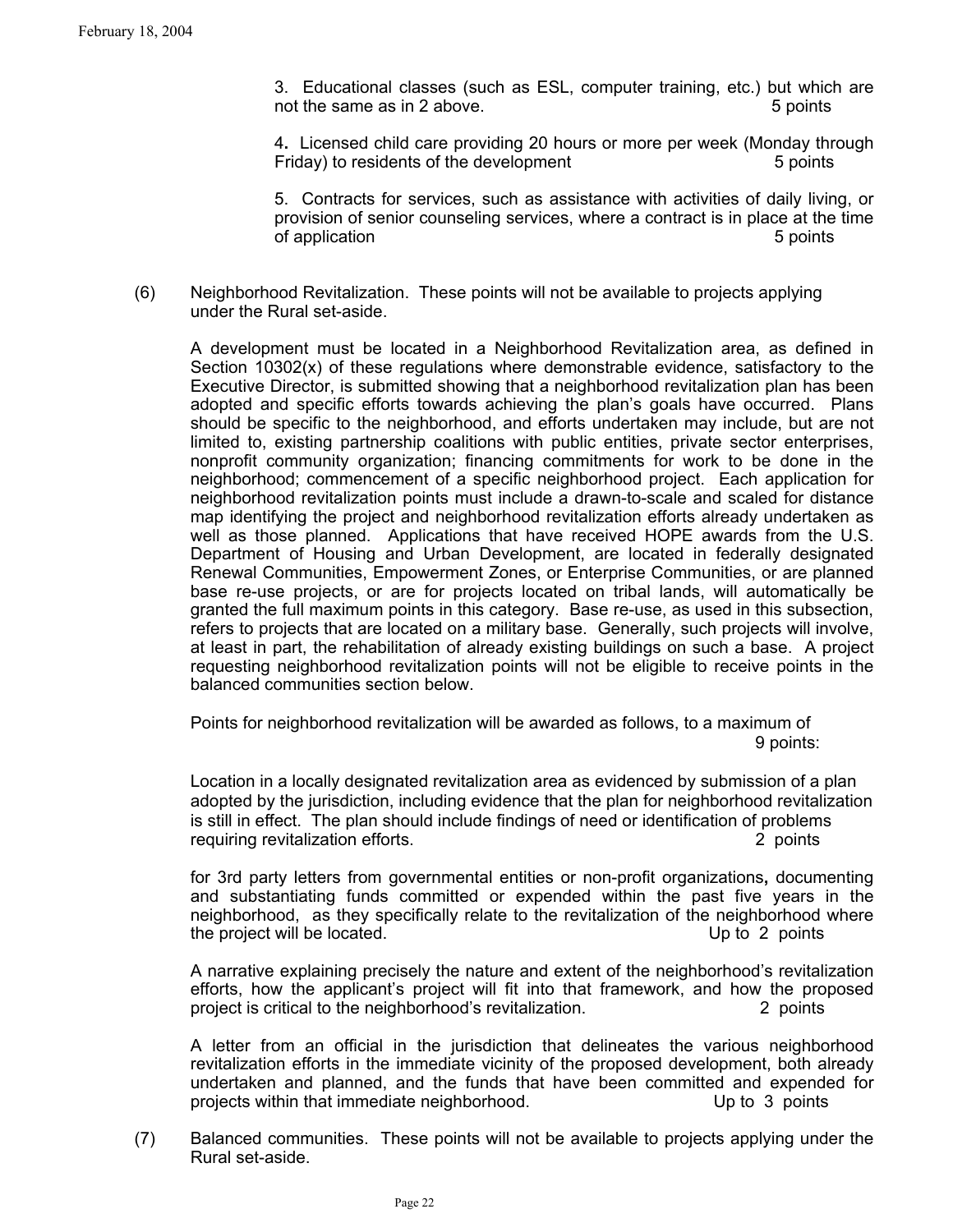3. Educational classes (such as ESL, computer training, etc.) but which are not the same as in 2 above. 5 points

4. Licensed child care providing 20 hours or more per week (Monday through Friday) to residents of the development 5 points

5. Contracts for services, such as assistance with activities of daily living, or provision of senior counseling services, where a contract is in place at the time of application 5 points

(6) Neighborhood Revitalization. These points will not be available to projects applying under the Rural set-aside.

A development must be located in a Neighborhood Revitalization area, as defined in Section 10302(x) of these regulations where demonstrable evidence, satisfactory to the Executive Director, is submitted showing that a neighborhood revitalization plan has been adopted and specific efforts towards achieving the plan's goals have occurred. Plans should be specific to the neighborhood, and efforts undertaken may include, but are not limited to, existing partnership coalitions with public entities, private sector enterprises, nonprofit community organization; financing commitments for work to be done in the neighborhood; commencement of a specific neighborhood project. Each application for neighborhood revitalization points must include a drawn-to-scale and scaled for distance map identifying the project and neighborhood revitalization efforts already undertaken as well as those planned. Applications that have received HOPE awards from the U.S. Department of Housing and Urban Development, are located in federally designated Renewal Communities, Empowerment Zones, or Enterprise Communities, or are planned base re-use projects, or are for projects located on tribal lands, will automatically be granted the full maximum points in this category. Base re-use, as used in this subsection, refers to projects that are located on a military base. Generally, such projects will involve, at least in part, the rehabilitation of already existing buildings on such a base. A project requesting neighborhood revitalization points will not be eligible to receive points in the balanced communities section below.

Points for neighborhood revitalization will be awarded as follows, to a maximum of 9 points:

Location in a locally designated revitalization area as evidenced by submission of a plan adopted by the jurisdiction, including evidence that the plan for neighborhood revitalization is still in effect. The plan should include findings of need or identification of problems requiring revitalization efforts. 2 points

for 3rd party letters from governmental entities or non-profit organizations**,** documenting and substantiating funds committed or expended within the past five years in the neighborhood, as they specifically relate to the revitalization of the neighborhood where the project will be located. Up to 2 points

A narrative explaining precisely the nature and extent of the neighborhood's revitalization efforts, how the applicant's project will fit into that framework, and how the proposed project is critical to the neighborhood's revitalization. 2 points

A letter from an official in the jurisdiction that delineates the various neighborhood revitalization efforts in the immediate vicinity of the proposed development, both already undertaken and planned, and the funds that have been committed and expended for projects within that immediate neighborhood. Up to 3 points

(7) Balanced communities. These points will not be available to projects applying under the Rural set-aside.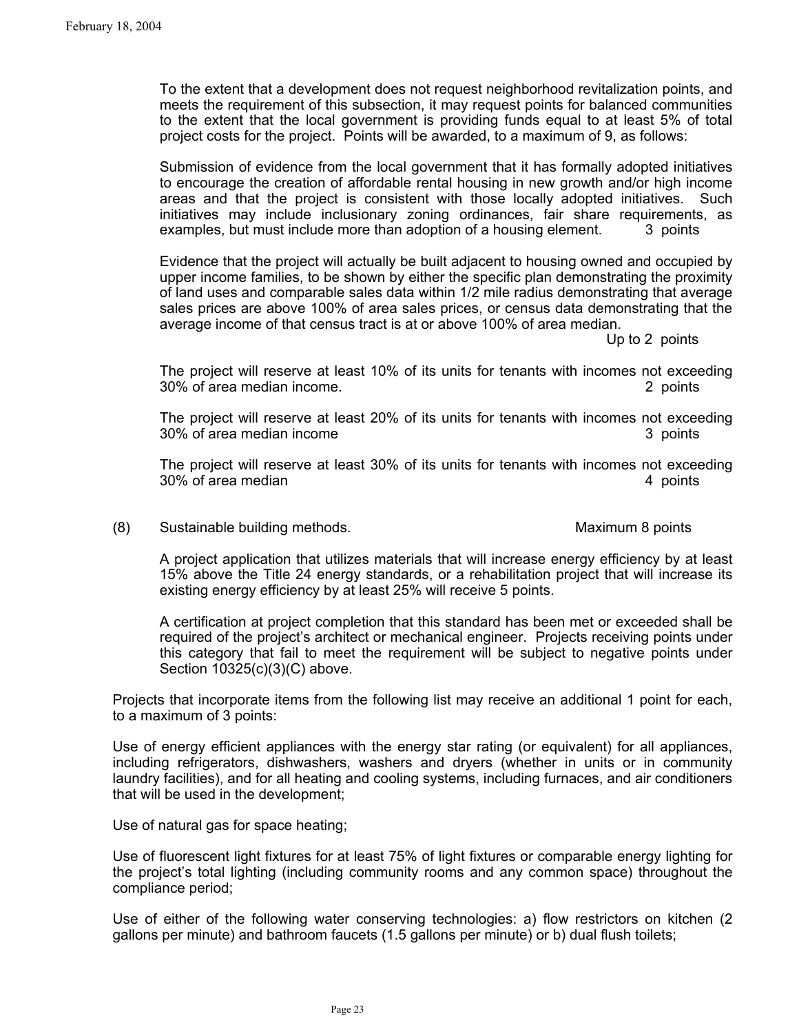To the extent that a development does not request neighborhood revitalization points, and meets the requirement of this subsection, it may request points for balanced communities to the extent that the local government is providing funds equal to at least 5% of total project costs for the project. Points will be awarded, to a maximum of 9, as follows:

Submission of evidence from the local government that it has formally adopted initiatives to encourage the creation of affordable rental housing in new growth and/or high income areas and that the project is consistent with those locally adopted initiatives. Such initiatives may include inclusionary zoning ordinances, fair share requirements, as examples, but must include more than adoption of a housing element. 3 points

Evidence that the project will actually be built adjacent to housing owned and occupied by upper income families, to be shown by either the specific plan demonstrating the proximity of land uses and comparable sales data within 1/2 mile radius demonstrating that average sales prices are above 100% of area sales prices, or census data demonstrating that the average income of that census tract is at or above 100% of area median. Up to 2 points

The project will reserve at least 10% of its units for tenants with incomes not exceeding 30% of area median income. 2 points

The project will reserve at least 20% of its units for tenants with incomes not exceeding 30% of area median income 3 points

The project will reserve at least 30% of its units for tenants with incomes not exceeding 30% of area median 4 points

(8) Sustainable building methods. Maximum 8 points

A project application that utilizes materials that will increase energy efficiency by at least 15% above the Title 24 energy standards, or a rehabilitation project that will increase its existing energy efficiency by at least 25% will receive 5 points.

A certification at project completion that this standard has been met or exceeded shall be required of the project's architect or mechanical engineer. Projects receiving points under this category that fail to meet the requirement will be subject to negative points under Section 10325(c)(3)(C) above.

Projects that incorporate items from the following list may receive an additional 1 point for each, to a maximum of 3 points:

Use of energy efficient appliances with the energy star rating (or equivalent) for all appliances, including refrigerators, dishwashers, washers and dryers (whether in units or in community laundry facilities), and for all heating and cooling systems, including furnaces, and air conditioners that will be used in the development;

Use of natural gas for space heating;

Use of fluorescent light fixtures for at least 75% of light fixtures or comparable energy lighting for the project's total lighting (including community rooms and any common space) throughout the compliance period;

Use of either of the following water conserving technologies: a) flow restrictors on kitchen (2 gallons per minute) and bathroom faucets (1.5 gallons per minute) or b) dual flush toilets;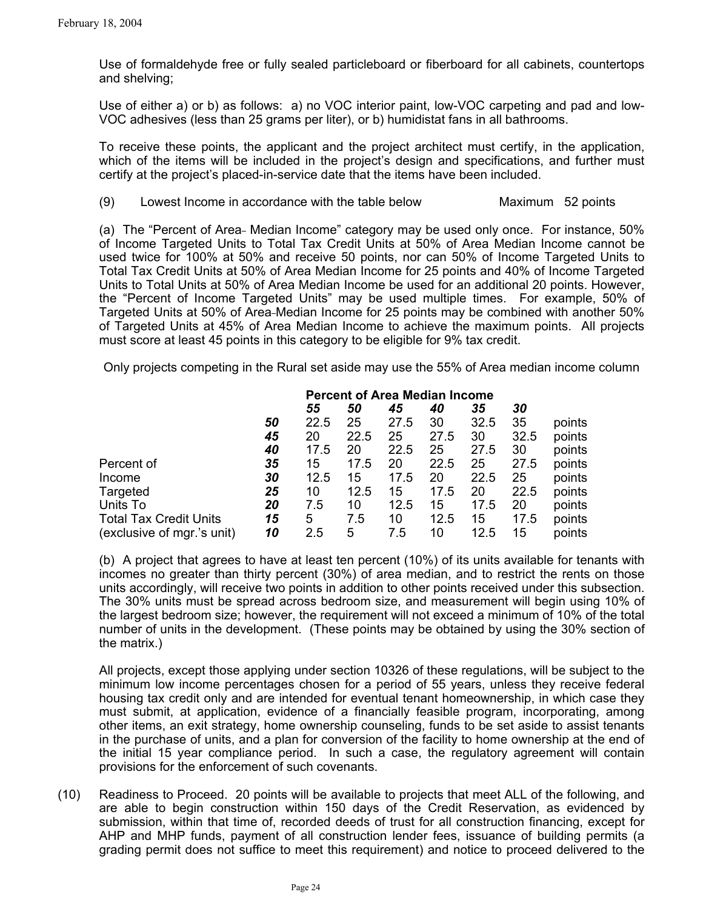Use of formaldehyde free or fully sealed particleboard or fiberboard for all cabinets, countertops and shelving;

Use of either a) or b) as follows: a) no VOC interior paint, low-VOC carpeting and pad and low-VOC adhesives (less than 25 grams per liter), or b) humidistat fans in all bathrooms.

To receive these points, the applicant and the project architect must certify, in the application, which of the items will be included in the project's design and specifications, and further must certify at the project's placed-in-service date that the items have been included.

(9) Lowest Income in accordance with the table below Maximum 52 points

(a) The "Percent of Area Median Income" category may be used only once. For instance, 50% of Income Targeted Units to Total Tax Credit Units at 50% of Area Median Income cannot be used twice for 100% at 50% and receive 50 points, nor can 50% of Income Targeted Units to Total Tax Credit Units at 50% of Area Median Income for 25 points and 40% of Income Targeted Units to Total Units at 50% of Area Median Income be used for an additional 20 points. However, the "Percent of Income Targeted Units" may be used multiple times. For example, 50% of Targeted Units at 50% of Area Median Income for 25 points may be combined with another 50% of Targeted Units at 45% of Area Median Income to achieve the maximum points. All projects must score at least 45 points in this category to be eligible for 9% tax credit.

Only projects competing in the Rural set aside may use the 55% of Area median income column

| Percent of Income Targeted Units To Total Tax Credit Units (exclusive of mgr.'s unit) | | **Percent of Area Median Income** | | | | | | |
|---|---|---|---|---|---|---|---|---|
| | | ***55*** | ***50*** | ***45*** | ***40*** | ***35*** | ***30*** | |
| | ***50*** | 22.5 | 25 | 27.5 | 30 | 32.5 | 35 | points |
| | ***45*** | 20 | 22.5 | 25 | 27.5 | 30 | 32.5 | points |
| | ***40*** | 17.5 | 20 | 22.5 | 25 | 27.5 | 30 | points |
| | ***35*** | 15 | 17.5 | 20 | 22.5 | 25 | 27.5 | points |
| | ***30*** | 12.5 | 15 | 17.5 | 20 | 22.5 | 25 | points |
| | ***25*** | 10 | 12.5 | 15 | 17.5 | 20 | 22.5 | points |
| | ***20*** | 7.5 | 10 | 12.5 | 15 | 17.5 | 20 | points |
| | ***15*** | 5 | 7.5 | 10 | 12.5 | 15 | 17.5 | points |
| | ***10*** | 2.5 | 5 | 7.5 | 10 | 12.5 | 15 | points |

(b) A project that agrees to have at least ten percent (10%) of its units available for tenants with incomes no greater than thirty percent (30%) of area median, and to restrict the rents on those units accordingly, will receive two points in addition to other points received under this subsection. The 30% units must be spread across bedroom size, and measurement will begin using 10% of the largest bedroom size; however, the requirement will not exceed a minimum of 10% of the total number of units in the development. (These points may be obtained by using the 30% section of the matrix.)

All projects, except those applying under section 10326 of these regulations, will be subject to the minimum low income percentages chosen for a period of 55 years, unless they receive federal housing tax credit only and are intended for eventual tenant homeownership, in which case they must submit, at application, evidence of a financially feasible program, incorporating, among other items, an exit strategy, home ownership counseling, funds to be set aside to assist tenants in the purchase of units, and a plan for conversion of the facility to home ownership at the end of the initial 15 year compliance period. In such a case, the regulatory agreement will contain provisions for the enforcement of such covenants.

(10) Readiness to Proceed. 20 points will be available to projects that meet ALL of the following, and are able to begin construction within 150 days of the Credit Reservation, as evidenced by submission, within that time of, recorded deeds of trust for all construction financing, except for AHP and MHP funds, payment of all construction lender fees, issuance of building permits (a grading permit does not suffice to meet this requirement) and notice to proceed delivered to the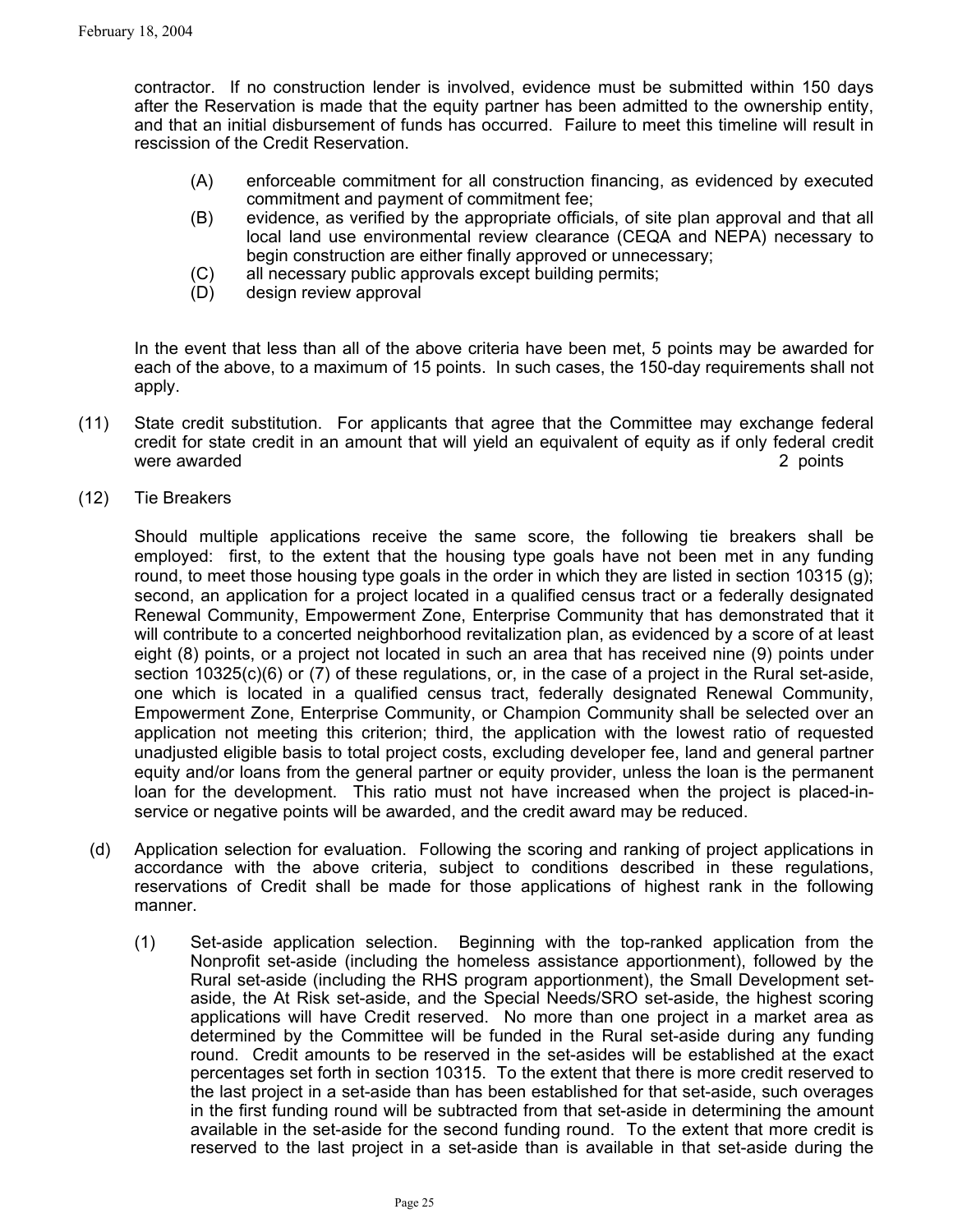contractor. If no construction lender is involved, evidence must be submitted within 150 days after the Reservation is made that the equity partner has been admitted to the ownership entity, and that an initial disbursement of funds has occurred. Failure to meet this timeline will result in rescission of the Credit Reservation.

- (A) enforceable commitment for all construction financing, as evidenced by executed commitment and payment of commitment fee;
- (B) evidence, as verified by the appropriate officials, of site plan approval and that all local land use environmental review clearance (CEQA and NEPA) necessary to begin construction are either finally approved or unnecessary;
- (C) all necessary public approvals except building permits;
- (D) design review approval

In the event that less than all of the above criteria have been met, 5 points may be awarded for each of the above, to a maximum of 15 points. In such cases, the 150-day requirements shall not apply.

(11) State credit substitution. For applicants that agree that the Committee may exchange federal credit for state credit in an amount that will yield an equivalent of equity as if only federal credit were awarded 2 points

(12) Tie Breakers

Should multiple applications receive the same score, the following tie breakers shall be employed: first, to the extent that the housing type goals have not been met in any funding round, to meet those housing type goals in the order in which they are listed in section 10315 (g); second, an application for a project located in a qualified census tract or a federally designated Renewal Community, Empowerment Zone, Enterprise Community that has demonstrated that it will contribute to a concerted neighborhood revitalization plan, as evidenced by a score of at least eight (8) points, or a project not located in such an area that has received nine (9) points under section 10325(c)(6) or (7) of these regulations, or, in the case of a project in the Rural set-aside, one which is located in a qualified census tract, federally designated Renewal Community, Empowerment Zone, Enterprise Community, or Champion Community shall be selected over an application not meeting this criterion; third, the application with the lowest ratio of requested unadjusted eligible basis to total project costs, excluding developer fee, land and general partner equity and/or loans from the general partner or equity provider, unless the loan is the permanent loan for the development. This ratio must not have increased when the project is placed-in-service or negative points will be awarded, and the credit award may be reduced.

(d) Application selection for evaluation. Following the scoring and ranking of project applications in accordance with the above criteria, subject to conditions described in these regulations, reservations of Credit shall be made for those applications of highest rank in the following manner.

(1) Set-aside application selection. Beginning with the top-ranked application from the Nonprofit set-aside (including the homeless assistance apportionment), followed by the Rural set-aside (including the RHS program apportionment), the Small Development set-aside, the At Risk set-aside, and the Special Needs/SRO set-aside, the highest scoring applications will have Credit reserved. No more than one project in a market area as determined by the Committee will be funded in the Rural set-aside during any funding round. Credit amounts to be reserved in the set-asides will be established at the exact percentages set forth in section 10315. To the extent that there is more credit reserved to the last project in a set-aside than has been established for that set-aside, such overages in the first funding round will be subtracted from that set-aside in determining the amount available in the set-aside for the second funding round. To the extent that more credit is reserved to the last project in a set-aside than is available in that set-aside during the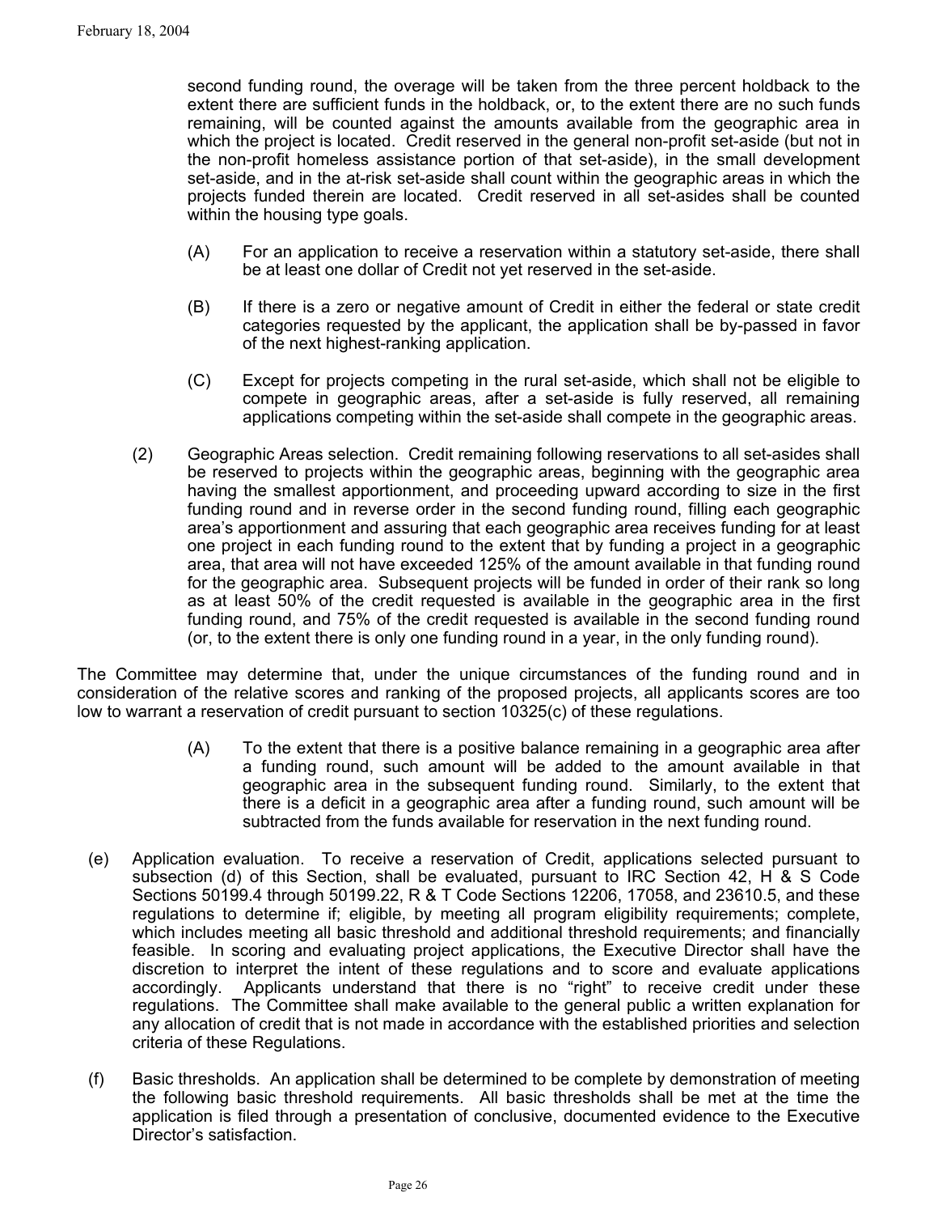second funding round, the overage will be taken from the three percent holdback to the extent there are sufficient funds in the holdback, or, to the extent there are no such funds remaining, will be counted against the amounts available from the geographic area in which the project is located. Credit reserved in the general non-profit set-aside (but not in the non-profit homeless assistance portion of that set-aside), in the small development set-aside, and in the at-risk set-aside shall count within the geographic areas in which the projects funded therein are located. Credit reserved in all set-asides shall be counted within the housing type goals.

(A) For an application to receive a reservation within a statutory set-aside, there shall be at least one dollar of Credit not yet reserved in the set-aside.

(B) If there is a zero or negative amount of Credit in either the federal or state credit categories requested by the applicant, the application shall be by-passed in favor of the next highest-ranking application.

(C) Except for projects competing in the rural set-aside, which shall not be eligible to compete in geographic areas, after a set-aside is fully reserved, all remaining applications competing within the set-aside shall compete in the geographic areas.

(2) Geographic Areas selection. Credit remaining following reservations to all set-asides shall be reserved to projects within the geographic areas, beginning with the geographic area having the smallest apportionment, and proceeding upward according to size in the first funding round and in reverse order in the second funding round, filling each geographic area's apportionment and assuring that each geographic area receives funding for at least one project in each funding round to the extent that by funding a project in a geographic area, that area will not have exceeded 125% of the amount available in that funding round for the geographic area. Subsequent projects will be funded in order of their rank so long as at least 50% of the credit requested is available in the geographic area in the first funding round, and 75% of the credit requested is available in the second funding round (or, to the extent there is only one funding round in a year, in the only funding round).

The Committee may determine that, under the unique circumstances of the funding round and in consideration of the relative scores and ranking of the proposed projects, all applicants scores are too low to warrant a reservation of credit pursuant to section 10325(c) of these regulations.

(A) To the extent that there is a positive balance remaining in a geographic area after a funding round, such amount will be added to the amount available in that geographic area in the subsequent funding round. Similarly, to the extent that there is a deficit in a geographic area after a funding round, such amount will be subtracted from the funds available for reservation in the next funding round.

(e) Application evaluation. To receive a reservation of Credit, applications selected pursuant to subsection (d) of this Section, shall be evaluated, pursuant to IRC Section 42, H & S Code Sections 50199.4 through 50199.22, R & T Code Sections 12206, 17058, and 23610.5, and these regulations to determine if; eligible, by meeting all program eligibility requirements; complete, which includes meeting all basic threshold and additional threshold requirements; and financially feasible. In scoring and evaluating project applications, the Executive Director shall have the discretion to interpret the intent of these regulations and to score and evaluate applications accordingly. Applicants understand that there is no "right" to receive credit under these regulations. The Committee shall make available to the general public a written explanation for any allocation of credit that is not made in accordance with the established priorities and selection criteria of these Regulations.

(f) Basic thresholds. An application shall be determined to be complete by demonstration of meeting the following basic threshold requirements. All basic thresholds shall be met at the time the application is filed through a presentation of conclusive, documented evidence to the Executive Director's satisfaction.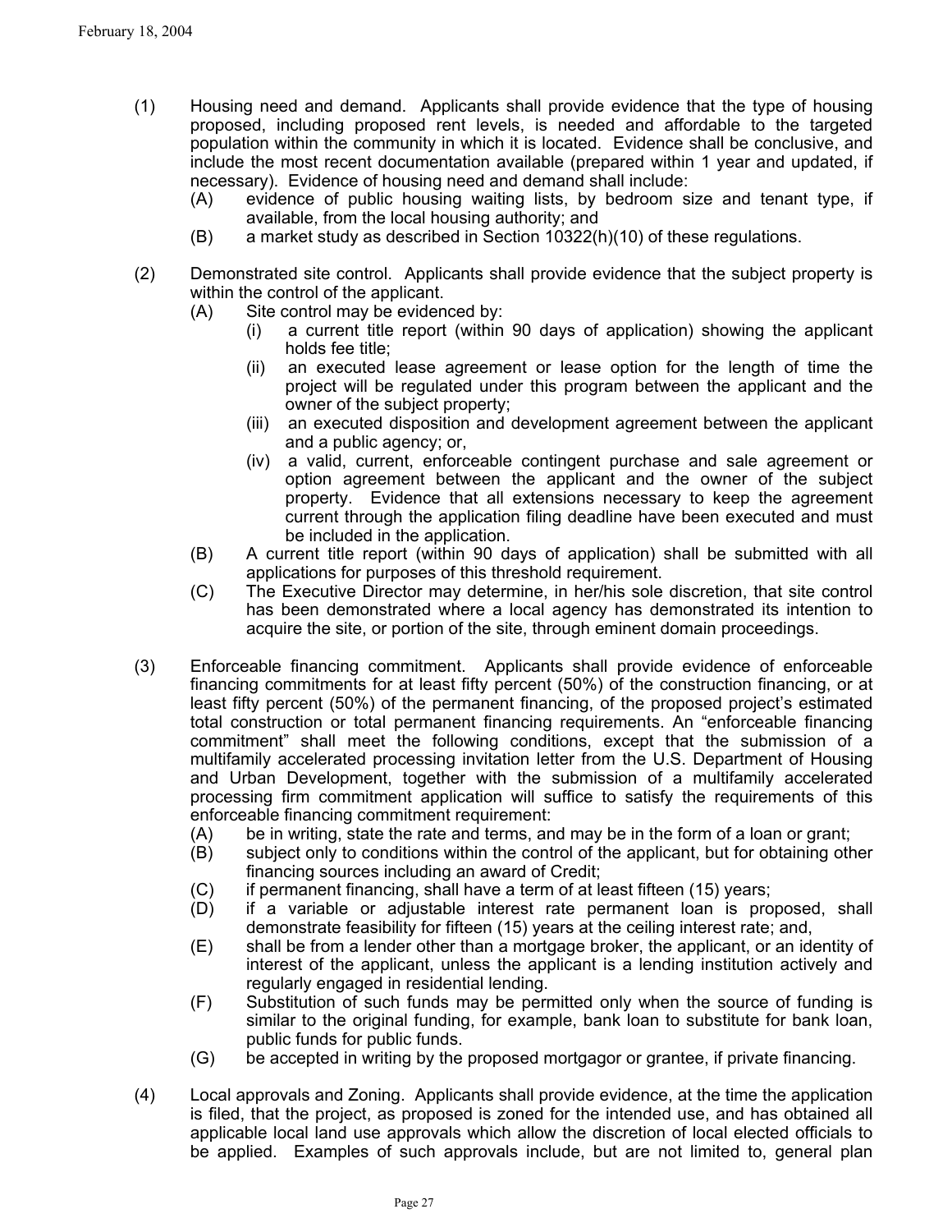(1) Housing need and demand. Applicants shall provide evidence that the type of housing proposed, including proposed rent levels, is needed and affordable to the targeted population within the community in which it is located. Evidence shall be conclusive, and include the most recent documentation available (prepared within 1 year and updated, if necessary). Evidence of housing need and demand shall include:
   - (A) evidence of public housing waiting lists, by bedroom size and tenant type, if available, from the local housing authority; and
   - (B) a market study as described in Section 10322(h)(10) of these regulations.

(2) Demonstrated site control. Applicants shall provide evidence that the subject property is within the control of the applicant.
   - (A) Site control may be evidenced by:
     - (i) a current title report (within 90 days of application) showing the applicant holds fee title;
     - (ii) an executed lease agreement or lease option for the length of time the project will be regulated under this program between the applicant and the owner of the subject property;
     - (iii) an executed disposition and development agreement between the applicant and a public agency; or,
     - (iv) a valid, current, enforceable contingent purchase and sale agreement or option agreement between the applicant and the owner of the subject property. Evidence that all extensions necessary to keep the agreement current through the application filing deadline have been executed and must be included in the application.
   - (B) A current title report (within 90 days of application) shall be submitted with all applications for purposes of this threshold requirement.
   - (C) The Executive Director may determine, in her/his sole discretion, that site control has been demonstrated where a local agency has demonstrated its intention to acquire the site, or portion of the site, through eminent domain proceedings.

(3) Enforceable financing commitment. Applicants shall provide evidence of enforceable financing commitments for at least fifty percent (50%) of the construction financing, or at least fifty percent (50%) of the permanent financing, of the proposed project's estimated total construction or total permanent financing requirements. An "enforceable financing commitment" shall meet the following conditions, except that the submission of a multifamily accelerated processing invitation letter from the U.S. Department of Housing and Urban Development, together with the submission of a multifamily accelerated processing firm commitment application will suffice to satisfy the requirements of this enforceable financing commitment requirement:
   - (A) be in writing, state the rate and terms, and may be in the form of a loan or grant;
   - (B) subject only to conditions within the control of the applicant, but for obtaining other financing sources including an award of Credit;
   - (C) if permanent financing, shall have a term of at least fifteen (15) years;
   - (D) if a variable or adjustable interest rate permanent loan is proposed, shall demonstrate feasibility for fifteen (15) years at the ceiling interest rate; and,
   - (E) shall be from a lender other than a mortgage broker, the applicant, or an identity of interest of the applicant, unless the applicant is a lending institution actively and regularly engaged in residential lending.
   - (F) Substitution of such funds may be permitted only when the source of funding is similar to the original funding, for example, bank loan to substitute for bank loan, public funds for public funds.
   - (G) be accepted in writing by the proposed mortgagor or grantee, if private financing.

(4) Local approvals and Zoning. Applicants shall provide evidence, at the time the application is filed, that the project, as proposed is zoned for the intended use, and has obtained all applicable local land use approvals which allow the discretion of local elected officials to be applied. Examples of such approvals include, but are not limited to, general plan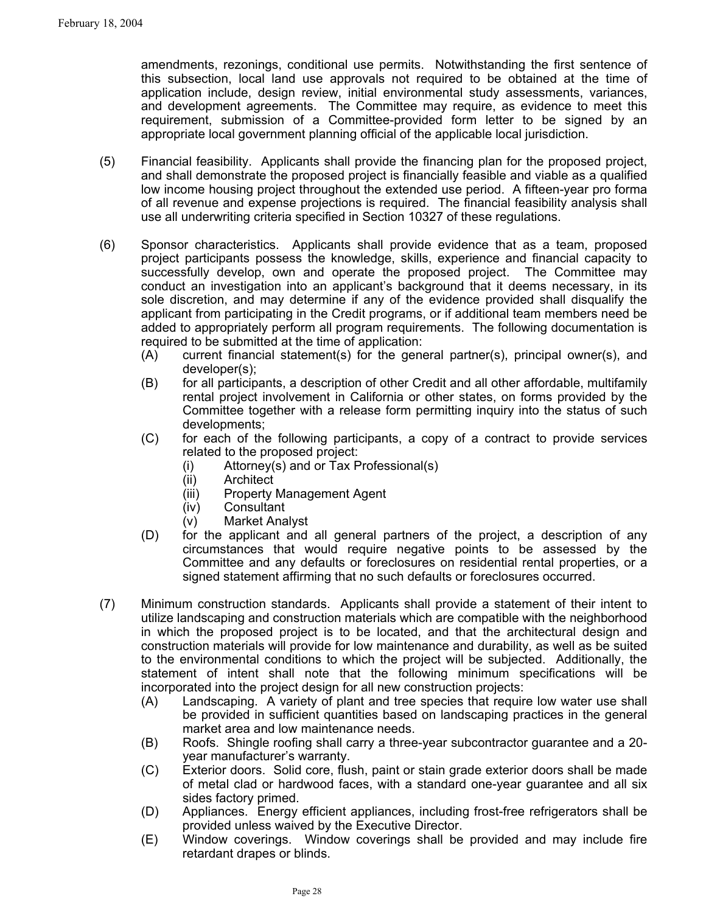amendments, rezonings, conditional use permits. Notwithstanding the first sentence of this subsection, local land use approvals not required to be obtained at the time of application include, design review, initial environmental study assessments, variances, and development agreements. The Committee may require, as evidence to meet this requirement, submission of a Committee-provided form letter to be signed by an appropriate local government planning official of the applicable local jurisdiction.

(5) Financial feasibility. Applicants shall provide the financing plan for the proposed project, and shall demonstrate the proposed project is financially feasible and viable as a qualified low income housing project throughout the extended use period. A fifteen-year pro forma of all revenue and expense projections is required. The financial feasibility analysis shall use all underwriting criteria specified in Section 10327 of these regulations.

(6) Sponsor characteristics. Applicants shall provide evidence that as a team, proposed project participants possess the knowledge, skills, experience and financial capacity to successfully develop, own and operate the proposed project. The Committee may conduct an investigation into an applicant's background that it deems necessary, in its sole discretion, and may determine if any of the evidence provided shall disqualify the applicant from participating in the Credit programs, or if additional team members need be added to appropriately perform all program requirements. The following documentation is required to be submitted at the time of application:

- (A) current financial statement(s) for the general partner(s), principal owner(s), and developer(s);
- (B) for all participants, a description of other Credit and all other affordable, multifamily rental project involvement in California or other states, on forms provided by the Committee together with a release form permitting inquiry into the status of such developments;
- (C) for each of the following participants, a copy of a contract to provide services related to the proposed project:
  - (i) Attorney(s) and or Tax Professional(s)
  - (ii) Architect
  - (iii) Property Management Agent
  - (iv) Consultant
  - (v) Market Analyst
- (D) for the applicant and all general partners of the project, a description of any circumstances that would require negative points to be assessed by the Committee and any defaults or foreclosures on residential rental properties, or a signed statement affirming that no such defaults or foreclosures occurred.

(7) Minimum construction standards. Applicants shall provide a statement of their intent to utilize landscaping and construction materials which are compatible with the neighborhood in which the proposed project is to be located, and that the architectural design and construction materials will provide for low maintenance and durability, as well as be suited to the environmental conditions to which the project will be subjected. Additionally, the statement of intent shall note that the following minimum specifications will be incorporated into the project design for all new construction projects:

- (A) Landscaping. A variety of plant and tree species that require low water use shall be provided in sufficient quantities based on landscaping practices in the general market area and low maintenance needs.
- (B) Roofs. Shingle roofing shall carry a three-year subcontractor guarantee and a 20-year manufacturer's warranty.
- (C) Exterior doors. Solid core, flush, paint or stain grade exterior doors shall be made of metal clad or hardwood faces, with a standard one-year guarantee and all six sides factory primed.
- (D) Appliances. Energy efficient appliances, including frost-free refrigerators shall be provided unless waived by the Executive Director.
- (E) Window coverings. Window coverings shall be provided and may include fire retardant drapes or blinds.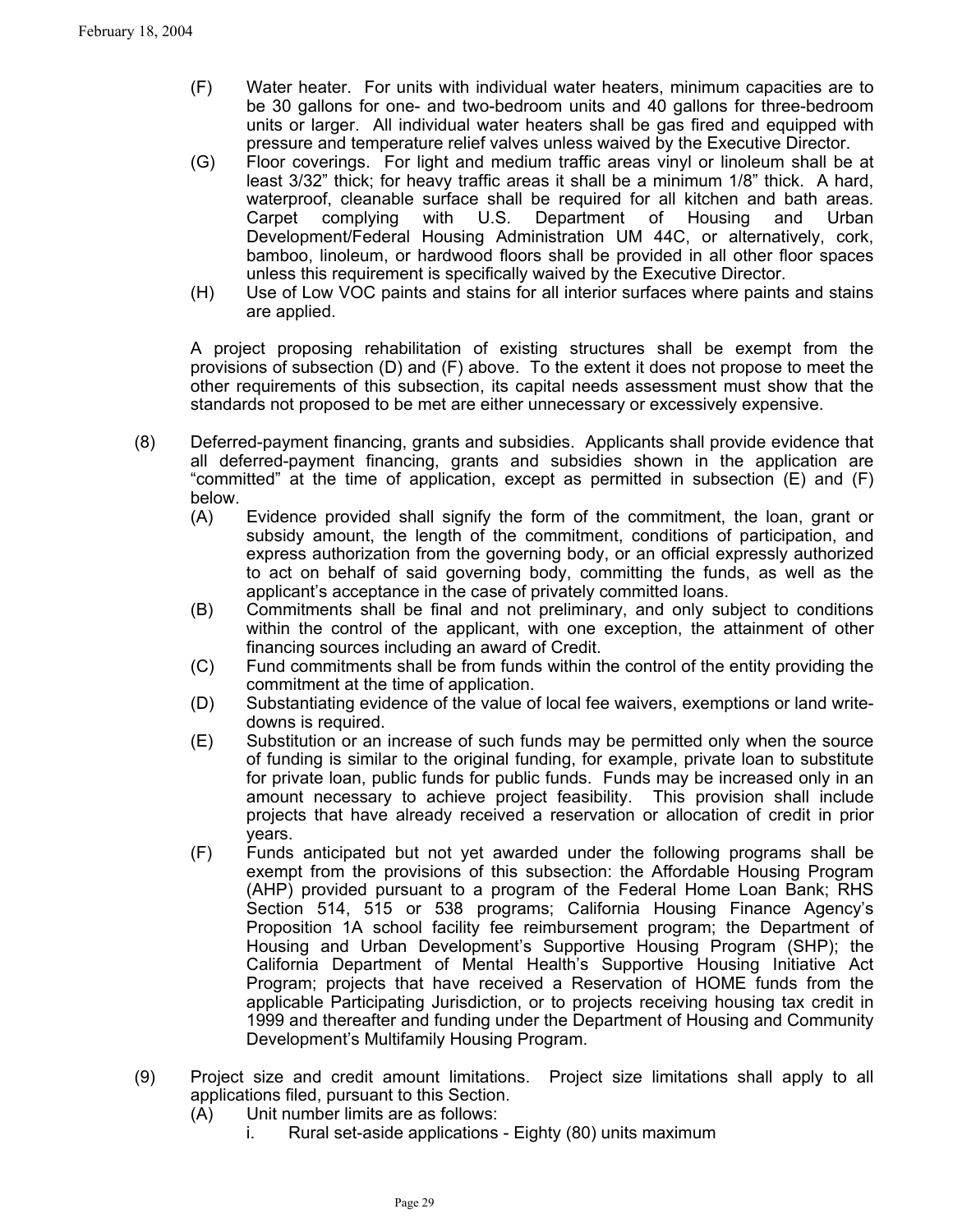(F) Water heater. For units with individual water heaters, minimum capacities are to be 30 gallons for one- and two-bedroom units and 40 gallons for three-bedroom units or larger. All individual water heaters shall be gas fired and equipped with pressure and temperature relief valves unless waived by the Executive Director.

(G) Floor coverings. For light and medium traffic areas vinyl or linoleum shall be at least 3/32" thick; for heavy traffic areas it shall be a minimum 1/8" thick. A hard, waterproof, cleanable surface shall be required for all kitchen and bath areas. Carpet complying with U.S. Department of Housing and Urban Development/Federal Housing Administration UM 44C, or alternatively, cork, bamboo, linoleum, or hardwood floors shall be provided in all other floor spaces unless this requirement is specifically waived by the Executive Director.

(H) Use of Low VOC paints and stains for all interior surfaces where paints and stains are applied.

A project proposing rehabilitation of existing structures shall be exempt from the provisions of subsection (D) and (F) above. To the extent it does not propose to meet the other requirements of this subsection, its capital needs assessment must show that the standards not proposed to be met are either unnecessary or excessively expensive.

(8) Deferred-payment financing, grants and subsidies. Applicants shall provide evidence that all deferred-payment financing, grants and subsidies shown in the application are "committed" at the time of application, except as permitted in subsection (E) and (F) below.

(A) Evidence provided shall signify the form of the commitment, the loan, grant or subsidy amount, the length of the commitment, conditions of participation, and express authorization from the governing body, or an official expressly authorized to act on behalf of said governing body, committing the funds, as well as the applicant's acceptance in the case of privately committed loans.

(B) Commitments shall be final and not preliminary, and only subject to conditions within the control of the applicant, with one exception, the attainment of other financing sources including an award of Credit.

(C) Fund commitments shall be from funds within the control of the entity providing the commitment at the time of application.

(D) Substantiating evidence of the value of local fee waivers, exemptions or land write-downs is required.

(E) Substitution or an increase of such funds may be permitted only when the source of funding is similar to the original funding, for example, private loan to substitute for private loan, public funds for public funds. Funds may be increased only in an amount necessary to achieve project feasibility. This provision shall include projects that have already received a reservation or allocation of credit in prior years.

(F) Funds anticipated but not yet awarded under the following programs shall be exempt from the provisions of this subsection: the Affordable Housing Program (AHP) provided pursuant to a program of the Federal Home Loan Bank; RHS Section 514, 515 or 538 programs; California Housing Finance Agency's Proposition 1A school facility fee reimbursement program; the Department of Housing and Urban Development's Supportive Housing Program (SHP); the California Department of Mental Health's Supportive Housing Initiative Act Program; projects that have received a Reservation of HOME funds from the applicable Participating Jurisdiction, or to projects receiving housing tax credit in 1999 and thereafter and funding under the Department of Housing and Community Development's Multifamily Housing Program.

(9) Project size and credit amount limitations. Project size limitations shall apply to all applications filed, pursuant to this Section.

(A) Unit number limits are as follows:

i. Rural set-aside applications - Eighty (80) units maximum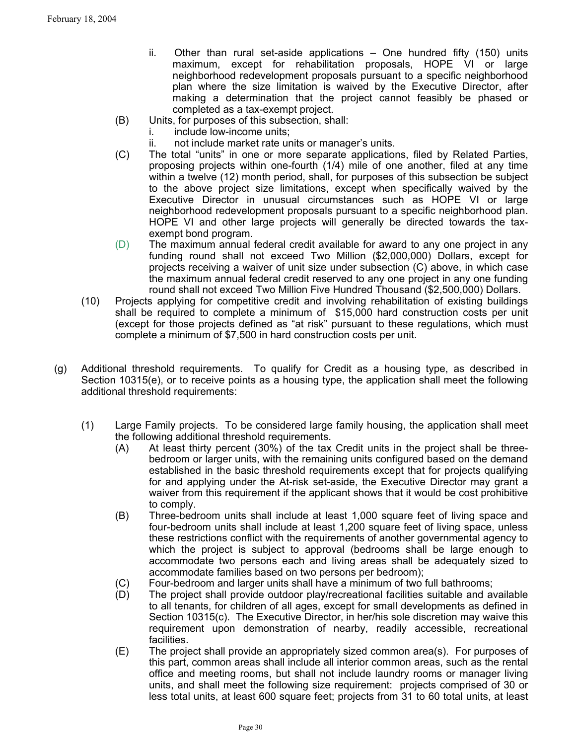ii. Other than rural set-aside applications – One hundred fifty (150) units maximum, except for rehabilitation proposals, HOPE VI or large neighborhood redevelopment proposals pursuant to a specific neighborhood plan where the size limitation is waived by the Executive Director, after making a determination that the project cannot feasibly be phased or completed as a tax-exempt project.

(B) Units, for purposes of this subsection, shall:

i. include low-income units;

ii. not include market rate units or manager's units.

(C) The total "units" in one or more separate applications, filed by Related Parties, proposing projects within one-fourth (1/4) mile of one another, filed at any time within a twelve (12) month period, shall, for purposes of this subsection be subject to the above project size limitations, except when specifically waived by the Executive Director in unusual circumstances such as HOPE VI or large neighborhood redevelopment proposals pursuant to a specific neighborhood plan. HOPE VI and other large projects will generally be directed towards the tax-exempt bond program.

(D) The maximum annual federal credit available for award to any one project in any funding round shall not exceed Two Million ($2,000,000) Dollars, except for projects receiving a waiver of unit size under subsection (C) above, in which case the maximum annual federal credit reserved to any one project in any one funding round shall not exceed Two Million Five Hundred Thousand ($2,500,000) Dollars.

(10) Projects applying for competitive credit and involving rehabilitation of existing buildings shall be required to complete a minimum of $15,000 hard construction costs per unit (except for those projects defined as "at risk" pursuant to these regulations, which must complete a minimum of $7,500 in hard construction costs per unit.

(g) Additional threshold requirements. To qualify for Credit as a housing type, as described in Section 10315(e), or to receive points as a housing type, the application shall meet the following additional threshold requirements:

(1) Large Family projects. To be considered large family housing, the application shall meet the following additional threshold requirements.

(A) At least thirty percent (30%) of the tax Credit units in the project shall be three-bedroom or larger units, with the remaining units configured based on the demand established in the basic threshold requirements except that for projects qualifying for and applying under the At-risk set-aside, the Executive Director may grant a waiver from this requirement if the applicant shows that it would be cost prohibitive to comply.

(B) Three-bedroom units shall include at least 1,000 square feet of living space and four-bedroom units shall include at least 1,200 square feet of living space, unless these restrictions conflict with the requirements of another governmental agency to which the project is subject to approval (bedrooms shall be large enough to accommodate two persons each and living areas shall be adequately sized to accommodate families based on two persons per bedroom);

(C) Four-bedroom and larger units shall have a minimum of two full bathrooms;

(D) The project shall provide outdoor play/recreational facilities suitable and available to all tenants, for children of all ages, except for small developments as defined in Section 10315(c). The Executive Director, in her/his sole discretion may waive this requirement upon demonstration of nearby, readily accessible, recreational facilities.

(E) The project shall provide an appropriately sized common area(s). For purposes of this part, common areas shall include all interior common areas, such as the rental office and meeting rooms, but shall not include laundry rooms or manager living units, and shall meet the following size requirement: projects comprised of 30 or less total units, at least 600 square feet; projects from 31 to 60 total units, at least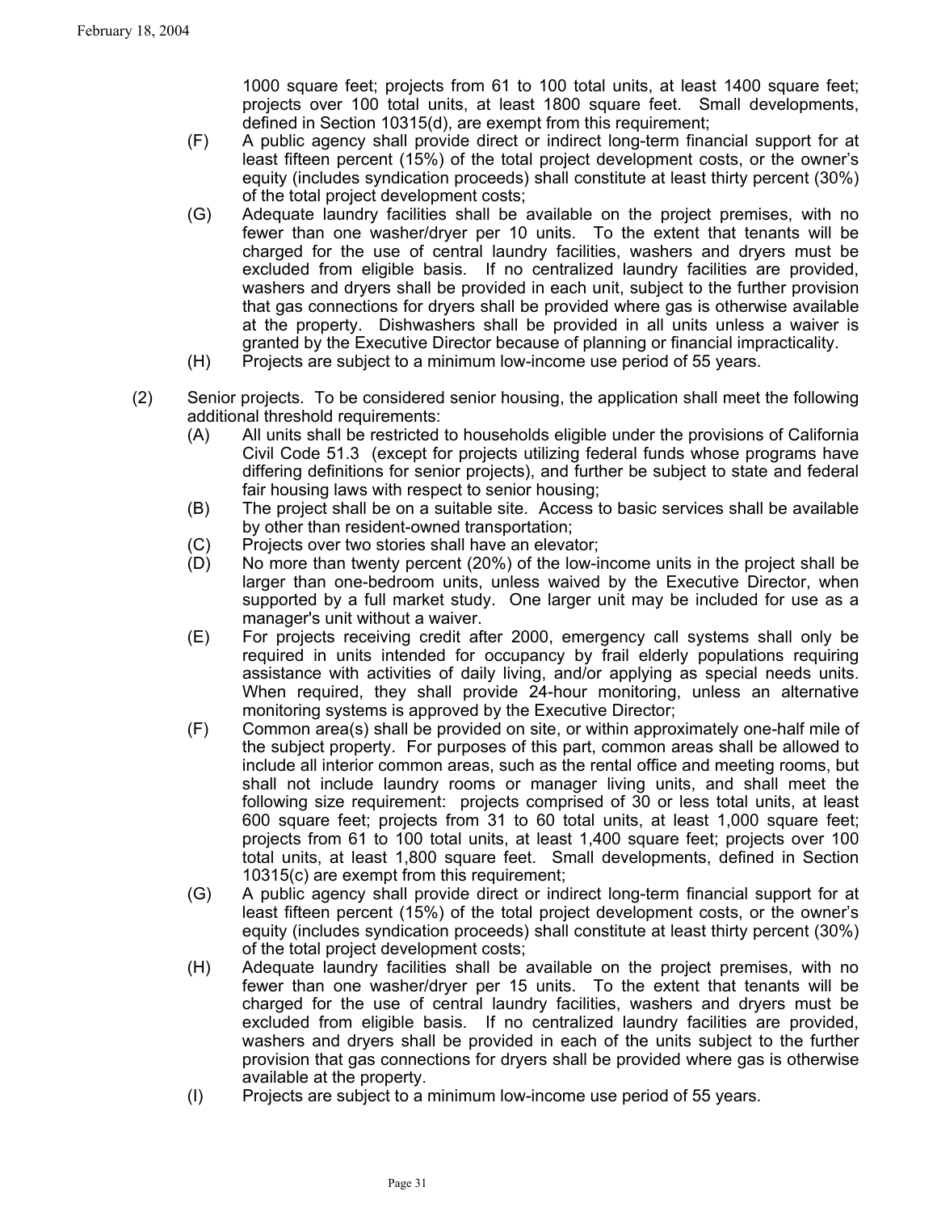1000 square feet; projects from 61 to 100 total units, at least 1400 square feet; projects over 100 total units, at least 1800 square feet. Small developments, defined in Section 10315(d), are exempt from this requirement;

(F) A public agency shall provide direct or indirect long-term financial support for at least fifteen percent (15%) of the total project development costs, or the owner's equity (includes syndication proceeds) shall constitute at least thirty percent (30%) of the total project development costs;

(G) Adequate laundry facilities shall be available on the project premises, with no fewer than one washer/dryer per 10 units. To the extent that tenants will be charged for the use of central laundry facilities, washers and dryers must be excluded from eligible basis. If no centralized laundry facilities are provided, washers and dryers shall be provided in each unit, subject to the further provision that gas connections for dryers shall be provided where gas is otherwise available at the property. Dishwashers shall be provided in all units unless a waiver is granted by the Executive Director because of planning or financial impracticality.

(H) Projects are subject to a minimum low-income use period of 55 years.

(2) Senior projects. To be considered senior housing, the application shall meet the following additional threshold requirements:

(A) All units shall be restricted to households eligible under the provisions of California Civil Code 51.3 (except for projects utilizing federal funds whose programs have differing definitions for senior projects), and further be subject to state and federal fair housing laws with respect to senior housing;

(B) The project shall be on a suitable site. Access to basic services shall be available by other than resident-owned transportation;

(C) Projects over two stories shall have an elevator;

(D) No more than twenty percent (20%) of the low-income units in the project shall be larger than one-bedroom units, unless waived by the Executive Director, when supported by a full market study. One larger unit may be included for use as a manager's unit without a waiver.

(E) For projects receiving credit after 2000, emergency call systems shall only be required in units intended for occupancy by frail elderly populations requiring assistance with activities of daily living, and/or applying as special needs units. When required, they shall provide 24-hour monitoring, unless an alternative monitoring systems is approved by the Executive Director;

(F) Common area(s) shall be provided on site, or within approximately one-half mile of the subject property. For purposes of this part, common areas shall be allowed to include all interior common areas, such as the rental office and meeting rooms, but shall not include laundry rooms or manager living units, and shall meet the following size requirement: projects comprised of 30 or less total units, at least 600 square feet; projects from 31 to 60 total units, at least 1,000 square feet; projects from 61 to 100 total units, at least 1,400 square feet; projects over 100 total units, at least 1,800 square feet. Small developments, defined in Section 10315(c) are exempt from this requirement;

(G) A public agency shall provide direct or indirect long-term financial support for at least fifteen percent (15%) of the total project development costs, or the owner's equity (includes syndication proceeds) shall constitute at least thirty percent (30%) of the total project development costs;

(H) Adequate laundry facilities shall be available on the project premises, with no fewer than one washer/dryer per 15 units. To the extent that tenants will be charged for the use of central laundry facilities, washers and dryers must be excluded from eligible basis. If no centralized laundry facilities are provided, washers and dryers shall be provided in each of the units subject to the further provision that gas connections for dryers shall be provided where gas is otherwise available at the property.

(I) Projects are subject to a minimum low-income use period of 55 years.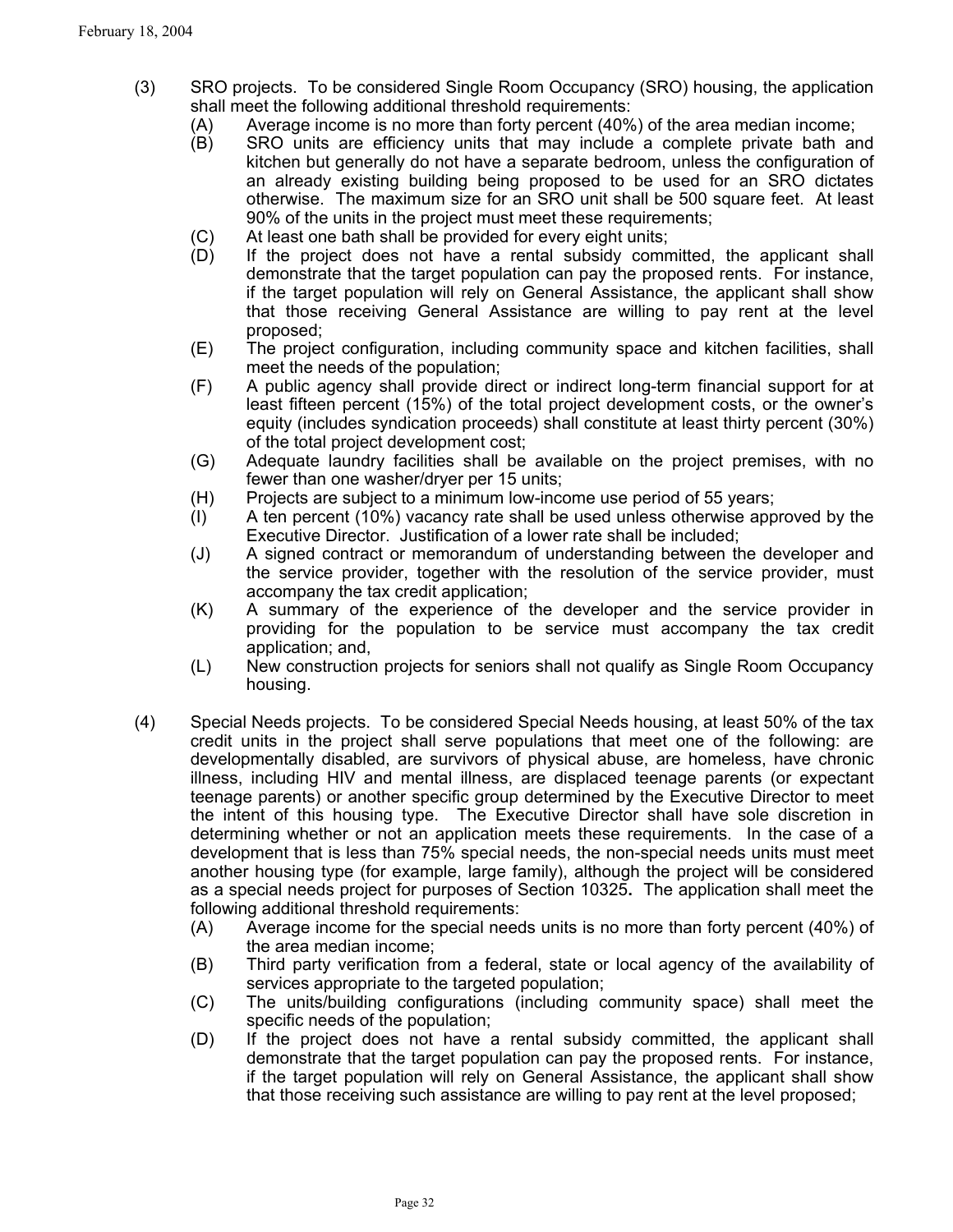(3) SRO projects. To be considered Single Room Occupancy (SRO) housing, the application shall meet the following additional threshold requirements:

- (A) Average income is no more than forty percent (40%) of the area median income;
- (B) SRO units are efficiency units that may include a complete private bath and kitchen but generally do not have a separate bedroom, unless the configuration of an already existing building being proposed to be used for an SRO dictates otherwise. The maximum size for an SRO unit shall be 500 square feet. At least 90% of the units in the project must meet these requirements;
- (C) At least one bath shall be provided for every eight units;
- (D) If the project does not have a rental subsidy committed, the applicant shall demonstrate that the target population can pay the proposed rents. For instance, if the target population will rely on General Assistance, the applicant shall show that those receiving General Assistance are willing to pay rent at the level proposed;
- (E) The project configuration, including community space and kitchen facilities, shall meet the needs of the population;
- (F) A public agency shall provide direct or indirect long-term financial support for at least fifteen percent (15%) of the total project development costs, or the owner's equity (includes syndication proceeds) shall constitute at least thirty percent (30%) of the total project development cost;
- (G) Adequate laundry facilities shall be available on the project premises, with no fewer than one washer/dryer per 15 units;
- (H) Projects are subject to a minimum low-income use period of 55 years;
- (I) A ten percent (10%) vacancy rate shall be used unless otherwise approved by the Executive Director. Justification of a lower rate shall be included;
- (J) A signed contract or memorandum of understanding between the developer and the service provider, together with the resolution of the service provider, must accompany the tax credit application;
- (K) A summary of the experience of the developer and the service provider in providing for the population to be service must accompany the tax credit application; and,
- (L) New construction projects for seniors shall not qualify as Single Room Occupancy housing.

(4) Special Needs projects. To be considered Special Needs housing, at least 50% of the tax credit units in the project shall serve populations that meet one of the following: are developmentally disabled, are survivors of physical abuse, are homeless, have chronic illness, including HIV and mental illness, are displaced teenage parents (or expectant teenage parents) or another specific group determined by the Executive Director to meet the intent of this housing type. The Executive Director shall have sole discretion in determining whether or not an application meets these requirements. In the case of a development that is less than 75% special needs, the non-special needs units must meet another housing type (for example, large family), although the project will be considered as a special needs project for purposes of Section 10325**.** The application shall meet the following additional threshold requirements:

- (A) Average income for the special needs units is no more than forty percent (40%) of the area median income;
- (B) Third party verification from a federal, state or local agency of the availability of services appropriate to the targeted population;
- (C) The units/building configurations (including community space) shall meet the specific needs of the population;
- (D) If the project does not have a rental subsidy committed, the applicant shall demonstrate that the target population can pay the proposed rents. For instance, if the target population will rely on General Assistance, the applicant shall show that those receiving such assistance are willing to pay rent at the level proposed;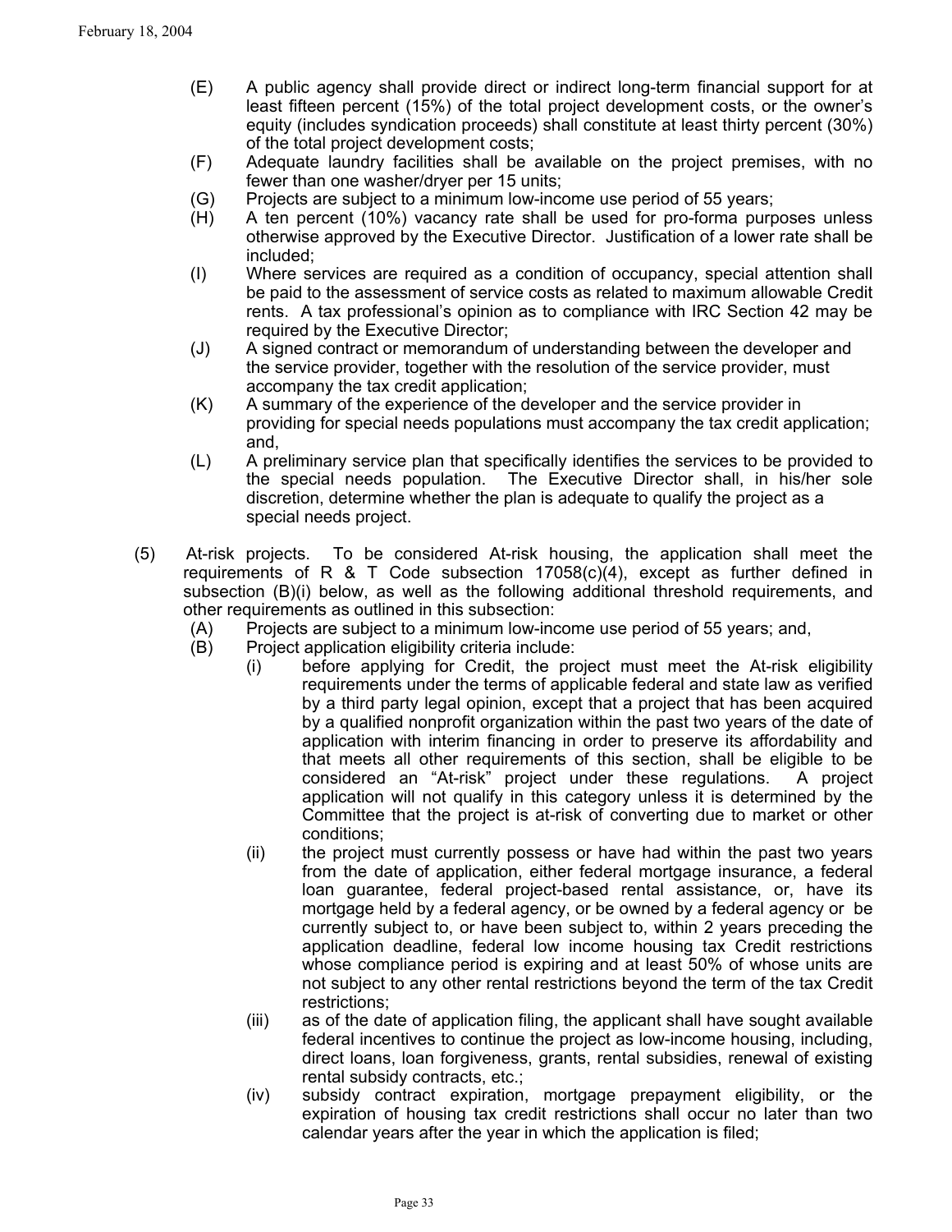(E) A public agency shall provide direct or indirect long-term financial support for at least fifteen percent (15%) of the total project development costs, or the owner's equity (includes syndication proceeds) shall constitute at least thirty percent (30%) of the total project development costs;

(F) Adequate laundry facilities shall be available on the project premises, with no fewer than one washer/dryer per 15 units;

(G) Projects are subject to a minimum low-income use period of 55 years;

(H) A ten percent (10%) vacancy rate shall be used for pro-forma purposes unless otherwise approved by the Executive Director. Justification of a lower rate shall be included;

(I) Where services are required as a condition of occupancy, special attention shall be paid to the assessment of service costs as related to maximum allowable Credit rents. A tax professional's opinion as to compliance with IRC Section 42 may be required by the Executive Director;

(J) A signed contract or memorandum of understanding between the developer and the service provider, together with the resolution of the service provider, must accompany the tax credit application;

(K) A summary of the experience of the developer and the service provider in providing for special needs populations must accompany the tax credit application; and,

(L) A preliminary service plan that specifically identifies the services to be provided to the special needs population. The Executive Director shall, in his/her sole discretion, determine whether the plan is adequate to qualify the project as a special needs project.

(5) At-risk projects. To be considered At-risk housing, the application shall meet the requirements of R & T Code subsection 17058(c)(4), except as further defined in subsection (B)(i) below, as well as the following additional threshold requirements, and other requirements as outlined in this subsection:

(A) Projects are subject to a minimum low-income use period of 55 years; and,

(B) Project application eligibility criteria include:

(i) before applying for Credit, the project must meet the At-risk eligibility requirements under the terms of applicable federal and state law as verified by a third party legal opinion, except that a project that has been acquired by a qualified nonprofit organization within the past two years of the date of application with interim financing in order to preserve its affordability and that meets all other requirements of this section, shall be eligible to be considered an "At-risk" project under these regulations. A project application will not qualify in this category unless it is determined by the Committee that the project is at-risk of converting due to market or other conditions;

(ii) the project must currently possess or have had within the past two years from the date of application, either federal mortgage insurance, a federal loan guarantee, federal project-based rental assistance, or, have its mortgage held by a federal agency, or be owned by a federal agency or be currently subject to, or have been subject to, within 2 years preceding the application deadline, federal low income housing tax Credit restrictions whose compliance period is expiring and at least 50% of whose units are not subject to any other rental restrictions beyond the term of the tax Credit restrictions;

(iii) as of the date of application filing, the applicant shall have sought available federal incentives to continue the project as low-income housing, including, direct loans, loan forgiveness, grants, rental subsidies, renewal of existing rental subsidy contracts, etc.;

(iv) subsidy contract expiration, mortgage prepayment eligibility, or the expiration of housing tax credit restrictions shall occur no later than two calendar years after the year in which the application is filed;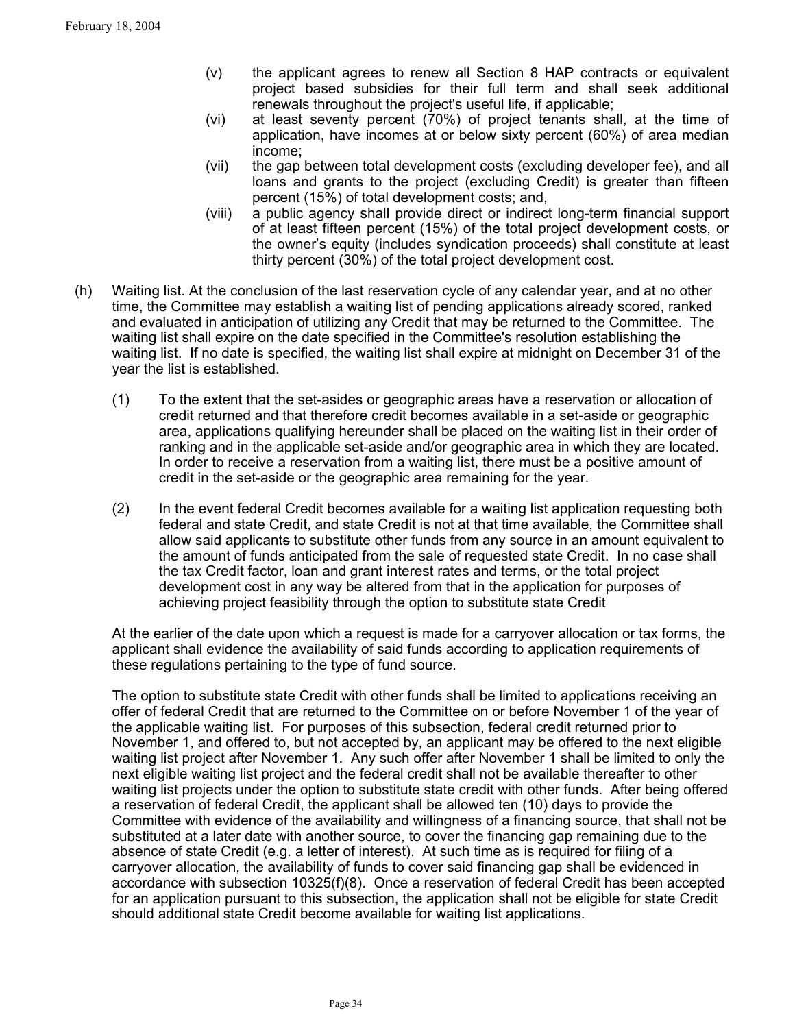- (v) the applicant agrees to renew all Section 8 HAP contracts or equivalent project based subsidies for their full term and shall seek additional renewals throughout the project's useful life, if applicable;
- (vi) at least seventy percent (70%) of project tenants shall, at the time of application, have incomes at or below sixty percent (60%) of area median income;
- (vii) the gap between total development costs (excluding developer fee), and all loans and grants to the project (excluding Credit) is greater than fifteen percent (15%) of total development costs; and,
- (viii) a public agency shall provide direct or indirect long-term financial support of at least fifteen percent (15%) of the total project development costs, or the owner's equity (includes syndication proceeds) shall constitute at least thirty percent (30%) of the total project development cost.

(h) Waiting list. At the conclusion of the last reservation cycle of any calendar year, and at no other time, the Committee may establish a waiting list of pending applications already scored, ranked and evaluated in anticipation of utilizing any Credit that may be returned to the Committee. The waiting list shall expire on the date specified in the Committee's resolution establishing the waiting list. If no date is specified, the waiting list shall expire at midnight on December 31 of the year the list is established.

(1) To the extent that the set-asides or geographic areas have a reservation or allocation of credit returned and that therefore credit becomes available in a set-aside or geographic area, applications qualifying hereunder shall be placed on the waiting list in their order of ranking and in the applicable set-aside and/or geographic area in which they are located. In order to receive a reservation from a waiting list, there must be a positive amount of credit in the set-aside or the geographic area remaining for the year.

(2) In the event federal Credit becomes available for a waiting list application requesting both federal and state Credit, and state Credit is not at that time available, the Committee shall allow said applicants to substitute other funds from any source in an amount equivalent to the amount of funds anticipated from the sale of requested state Credit. In no case shall the tax Credit factor, loan and grant interest rates and terms, or the total project development cost in any way be altered from that in the application for purposes of achieving project feasibility through the option to substitute state Credit

At the earlier of the date upon which a request is made for a carryover allocation or tax forms, the applicant shall evidence the availability of said funds according to application requirements of these regulations pertaining to the type of fund source.

The option to substitute state Credit with other funds shall be limited to applications receiving an offer of federal Credit that are returned to the Committee on or before November 1 of the year of the applicable waiting list. For purposes of this subsection, federal credit returned prior to November 1, and offered to, but not accepted by, an applicant may be offered to the next eligible waiting list project after November 1. Any such offer after November 1 shall be limited to only the next eligible waiting list project and the federal credit shall not be available thereafter to other waiting list projects under the option to substitute state credit with other funds. After being offered a reservation of federal Credit, the applicant shall be allowed ten (10) days to provide the Committee with evidence of the availability and willingness of a financing source, that shall not be substituted at a later date with another source, to cover the financing gap remaining due to the absence of state Credit (e.g. a letter of interest). At such time as is required for filing of a carryover allocation, the availability of funds to cover said financing gap shall be evidenced in accordance with subsection 10325(f)(8). Once a reservation of federal Credit has been accepted for an application pursuant to this subsection, the application shall not be eligible for state Credit should additional state Credit become available for waiting list applications.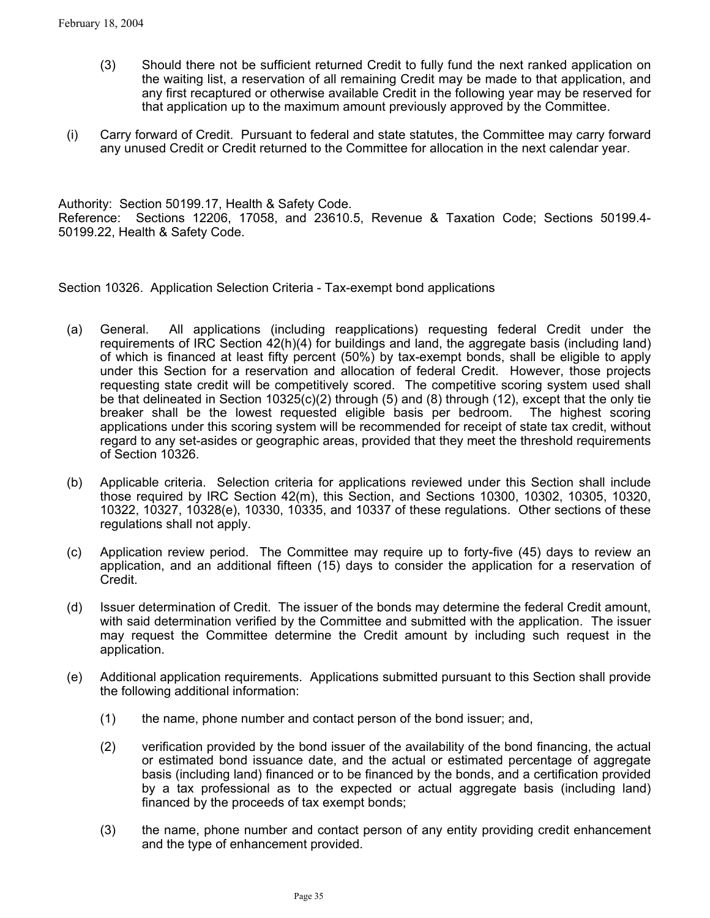(3) Should there not be sufficient returned Credit to fully fund the next ranked application on the waiting list, a reservation of all remaining Credit may be made to that application, and any first recaptured or otherwise available Credit in the following year may be reserved for that application up to the maximum amount previously approved by the Committee.

(i) Carry forward of Credit. Pursuant to federal and state statutes, the Committee may carry forward any unused Credit or Credit returned to the Committee for allocation in the next calendar year.

Authority: Section 50199.17, Health & Safety Code.
Reference: Sections 12206, 17058, and 23610.5, Revenue & Taxation Code; Sections 50199.4-50199.22, Health & Safety Code.

Section 10326. Application Selection Criteria - Tax-exempt bond applications

(a) General. All applications (including reapplications) requesting federal Credit under the requirements of IRC Section 42(h)(4) for buildings and land, the aggregate basis (including land) of which is financed at least fifty percent (50%) by tax-exempt bonds, shall be eligible to apply under this Section for a reservation and allocation of federal Credit. However, those projects requesting state credit will be competitively scored. The competitive scoring system used shall be that delineated in Section 10325(c)(2) through (5) and (8) through (12), except that the only tie breaker shall be the lowest requested eligible basis per bedroom. The highest scoring applications under this scoring system will be recommended for receipt of state tax credit, without regard to any set-asides or geographic areas, provided that they meet the threshold requirements of Section 10326.

(b) Applicable criteria. Selection criteria for applications reviewed under this Section shall include those required by IRC Section 42(m), this Section, and Sections 10300, 10302, 10305, 10320, 10322, 10327, 10328(e), 10330, 10335, and 10337 of these regulations. Other sections of these regulations shall not apply.

(c) Application review period. The Committee may require up to forty-five (45) days to review an application, and an additional fifteen (15) days to consider the application for a reservation of Credit.

(d) Issuer determination of Credit. The issuer of the bonds may determine the federal Credit amount, with said determination verified by the Committee and submitted with the application. The issuer may request the Committee determine the Credit amount by including such request in the application.

(e) Additional application requirements. Applications submitted pursuant to this Section shall provide the following additional information:

(1) the name, phone number and contact person of the bond issuer; and,

(2) verification provided by the bond issuer of the availability of the bond financing, the actual or estimated bond issuance date, and the actual or estimated percentage of aggregate basis (including land) financed or to be financed by the bonds, and a certification provided by a tax professional as to the expected or actual aggregate basis (including land) financed by the proceeds of tax exempt bonds;

(3) the name, phone number and contact person of any entity providing credit enhancement and the type of enhancement provided.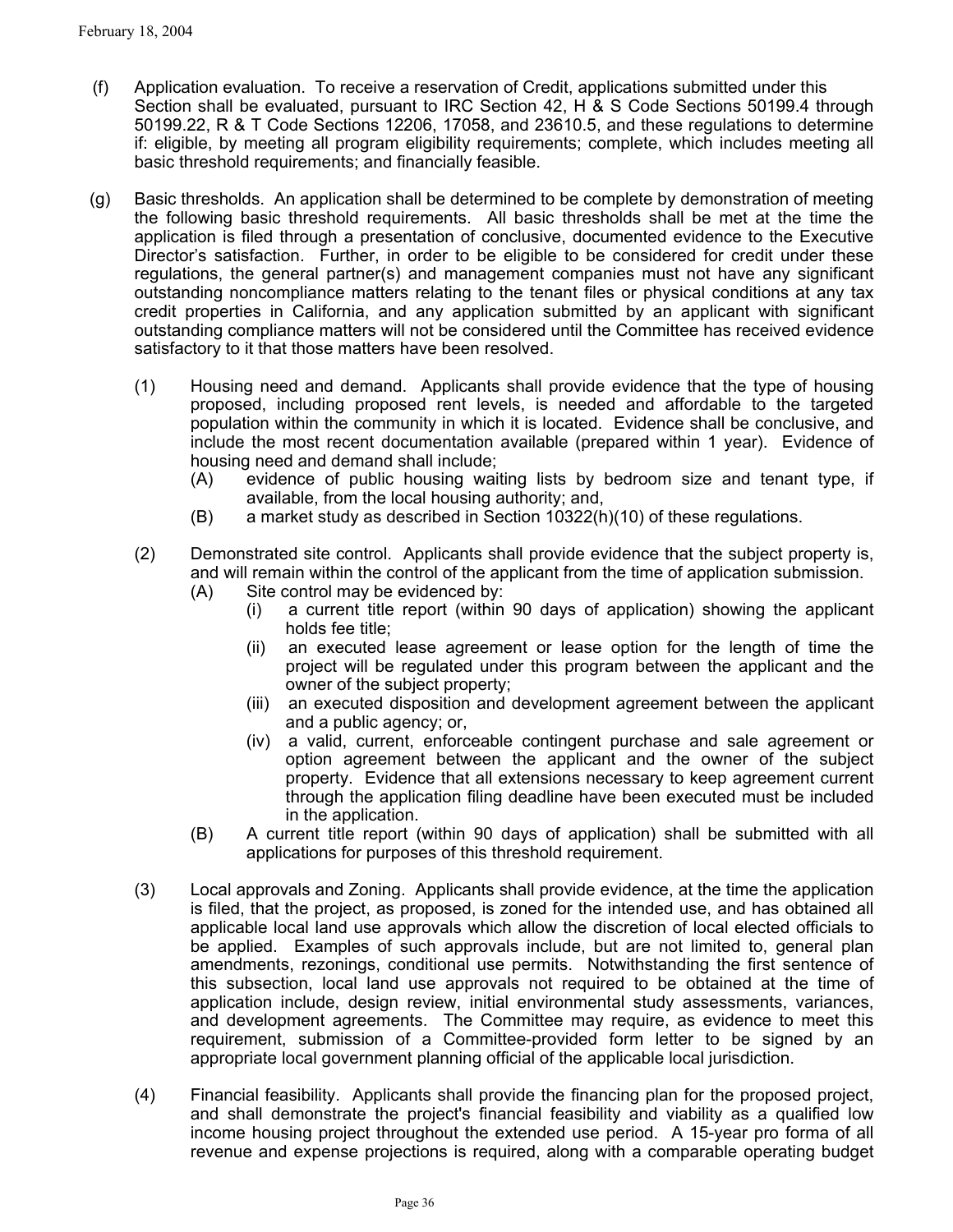(f) Application evaluation. To receive a reservation of Credit, applications submitted under this Section shall be evaluated, pursuant to IRC Section 42, H & S Code Sections 50199.4 through 50199.22, R & T Code Sections 12206, 17058, and 23610.5, and these regulations to determine if: eligible, by meeting all program eligibility requirements; complete, which includes meeting all basic threshold requirements; and financially feasible.

(g) Basic thresholds. An application shall be determined to be complete by demonstration of meeting the following basic threshold requirements. All basic thresholds shall be met at the time the application is filed through a presentation of conclusive, documented evidence to the Executive Director's satisfaction. Further, in order to be eligible to be considered for credit under these regulations, the general partner(s) and management companies must not have any significant outstanding noncompliance matters relating to the tenant files or physical conditions at any tax credit properties in California, and any application submitted by an applicant with significant outstanding compliance matters will not be considered until the Committee has received evidence satisfactory to it that those matters have been resolved.

(1) Housing need and demand. Applicants shall provide evidence that the type of housing proposed, including proposed rent levels, is needed and affordable to the targeted population within the community in which it is located. Evidence shall be conclusive, and include the most recent documentation available (prepared within 1 year). Evidence of housing need and demand shall include;

(A) evidence of public housing waiting lists by bedroom size and tenant type, if available, from the local housing authority; and,

(B) a market study as described in Section 10322(h)(10) of these regulations.

(2) Demonstrated site control. Applicants shall provide evidence that the subject property is, and will remain within the control of the applicant from the time of application submission.

(A) Site control may be evidenced by:

(i) a current title report (within 90 days of application) showing the applicant holds fee title;

(ii) an executed lease agreement or lease option for the length of time the project will be regulated under this program between the applicant and the owner of the subject property;

(iii) an executed disposition and development agreement between the applicant and a public agency; or,

(iv) a valid, current, enforceable contingent purchase and sale agreement or option agreement between the applicant and the owner of the subject property. Evidence that all extensions necessary to keep agreement current through the application filing deadline have been executed must be included in the application.

(B) A current title report (within 90 days of application) shall be submitted with all applications for purposes of this threshold requirement.

(3) Local approvals and Zoning. Applicants shall provide evidence, at the time the application is filed, that the project, as proposed, is zoned for the intended use, and has obtained all applicable local land use approvals which allow the discretion of local elected officials to be applied. Examples of such approvals include, but are not limited to, general plan amendments, rezonings, conditional use permits. Notwithstanding the first sentence of this subsection, local land use approvals not required to be obtained at the time of application include, design review, initial environmental study assessments, variances, and development agreements. The Committee may require, as evidence to meet this requirement, submission of a Committee-provided form letter to be signed by an appropriate local government planning official of the applicable local jurisdiction.

(4) Financial feasibility. Applicants shall provide the financing plan for the proposed project, and shall demonstrate the project's financial feasibility and viability as a qualified low income housing project throughout the extended use period. A 15-year pro forma of all revenue and expense projections is required, along with a comparable operating budget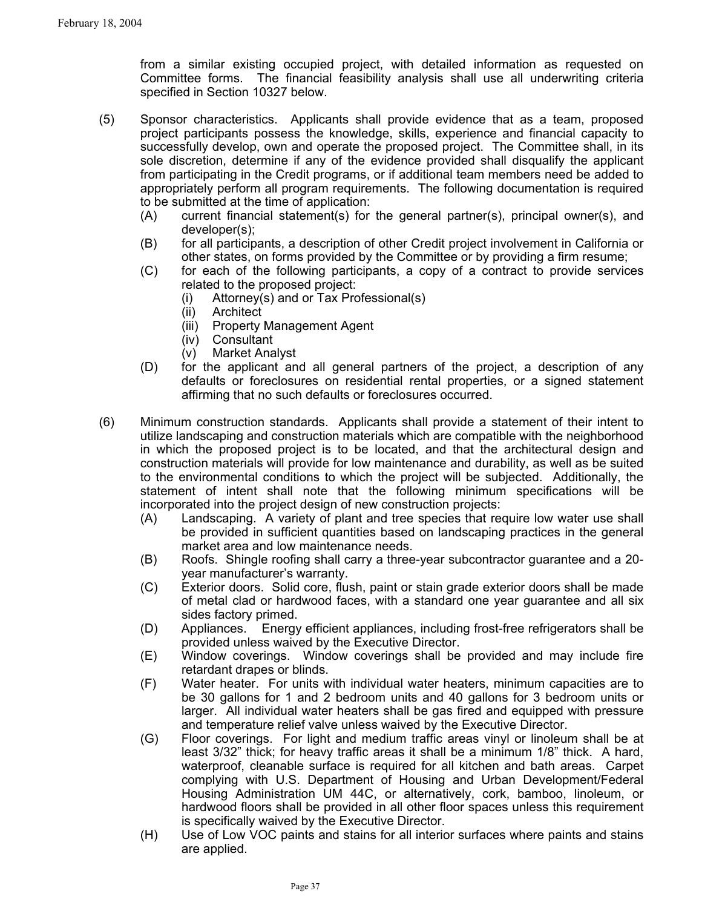from a similar existing occupied project, with detailed information as requested on Committee forms. The financial feasibility analysis shall use all underwriting criteria specified in Section 10327 below.

(5) Sponsor characteristics. Applicants shall provide evidence that as a team, proposed project participants possess the knowledge, skills, experience and financial capacity to successfully develop, own and operate the proposed project. The Committee shall, in its sole discretion, determine if any of the evidence provided shall disqualify the applicant from participating in the Credit programs, or if additional team members need be added to appropriately perform all program requirements. The following documentation is required to be submitted at the time of application:
   - (A) current financial statement(s) for the general partner(s), principal owner(s), and developer(s);
   - (B) for all participants, a description of other Credit project involvement in California or other states, on forms provided by the Committee or by providing a firm resume;
   - (C) for each of the following participants, a copy of a contract to provide services related to the proposed project:
     - (i) Attorney(s) and or Tax Professional(s)
     - (ii) Architect
     - (iii) Property Management Agent
     - (iv) Consultant
     - (v) Market Analyst
   - (D) for the applicant and all general partners of the project, a description of any defaults or foreclosures on residential rental properties, or a signed statement affirming that no such defaults or foreclosures occurred.

(6) Minimum construction standards. Applicants shall provide a statement of their intent to utilize landscaping and construction materials which are compatible with the neighborhood in which the proposed project is to be located, and that the architectural design and construction materials will provide for low maintenance and durability, as well as be suited to the environmental conditions to which the project will be subjected. Additionally, the statement of intent shall note that the following minimum specifications will be incorporated into the project design of new construction projects:
   - (A) Landscaping. A variety of plant and tree species that require low water use shall be provided in sufficient quantities based on landscaping practices in the general market area and low maintenance needs.
   - (B) Roofs. Shingle roofing shall carry a three-year subcontractor guarantee and a 20-year manufacturer's warranty.
   - (C) Exterior doors. Solid core, flush, paint or stain grade exterior doors shall be made of metal clad or hardwood faces, with a standard one year guarantee and all six sides factory primed.
   - (D) Appliances. Energy efficient appliances, including frost-free refrigerators shall be provided unless waived by the Executive Director.
   - (E) Window coverings. Window coverings shall be provided and may include fire retardant drapes or blinds.
   - (F) Water heater. For units with individual water heaters, minimum capacities are to be 30 gallons for 1 and 2 bedroom units and 40 gallons for 3 bedroom units or larger. All individual water heaters shall be gas fired and equipped with pressure and temperature relief valve unless waived by the Executive Director.
   - (G) Floor coverings. For light and medium traffic areas vinyl or linoleum shall be at least 3/32" thick; for heavy traffic areas it shall be a minimum 1/8" thick. A hard, waterproof, cleanable surface is required for all kitchen and bath areas. Carpet complying with U.S. Department of Housing and Urban Development/Federal Housing Administration UM 44C, or alternatively, cork, bamboo, linoleum, or hardwood floors shall be provided in all other floor spaces unless this requirement is specifically waived by the Executive Director.
   - (H) Use of Low VOC paints and stains for all interior surfaces where paints and stains are applied.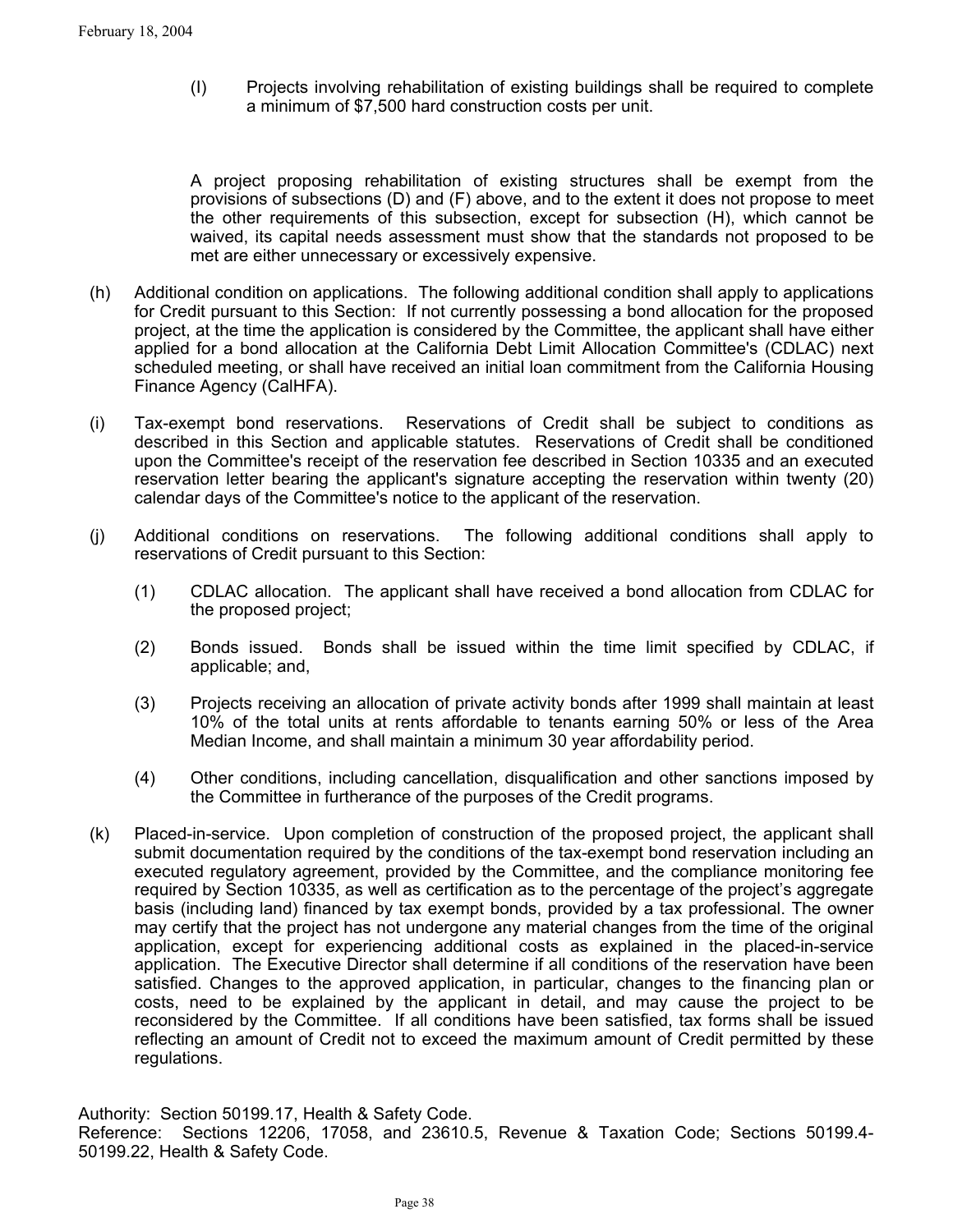(I) Projects involving rehabilitation of existing buildings shall be required to complete a minimum of $7,500 hard construction costs per unit.

A project proposing rehabilitation of existing structures shall be exempt from the provisions of subsections (D) and (F) above, and to the extent it does not propose to meet the other requirements of this subsection, except for subsection (H), which cannot be waived, its capital needs assessment must show that the standards not proposed to be met are either unnecessary or excessively expensive.

(h) Additional condition on applications. The following additional condition shall apply to applications for Credit pursuant to this Section: If not currently possessing a bond allocation for the proposed project, at the time the application is considered by the Committee, the applicant shall have either applied for a bond allocation at the California Debt Limit Allocation Committee's (CDLAC) next scheduled meeting, or shall have received an initial loan commitment from the California Housing Finance Agency (CalHFA).

(i) Tax-exempt bond reservations. Reservations of Credit shall be subject to conditions as described in this Section and applicable statutes. Reservations of Credit shall be conditioned upon the Committee's receipt of the reservation fee described in Section 10335 and an executed reservation letter bearing the applicant's signature accepting the reservation within twenty (20) calendar days of the Committee's notice to the applicant of the reservation.

(j) Additional conditions on reservations. The following additional conditions shall apply to reservations of Credit pursuant to this Section:

(1) CDLAC allocation. The applicant shall have received a bond allocation from CDLAC for the proposed project;

(2) Bonds issued. Bonds shall be issued within the time limit specified by CDLAC, if applicable; and,

(3) Projects receiving an allocation of private activity bonds after 1999 shall maintain at least 10% of the total units at rents affordable to tenants earning 50% or less of the Area Median Income, and shall maintain a minimum 30 year affordability period.

(4) Other conditions, including cancellation, disqualification and other sanctions imposed by the Committee in furtherance of the purposes of the Credit programs.

(k) Placed-in-service. Upon completion of construction of the proposed project, the applicant shall submit documentation required by the conditions of the tax-exempt bond reservation including an executed regulatory agreement, provided by the Committee, and the compliance monitoring fee required by Section 10335, as well as certification as to the percentage of the project's aggregate basis (including land) financed by tax exempt bonds, provided by a tax professional. The owner may certify that the project has not undergone any material changes from the time of the original application, except for experiencing additional costs as explained in the placed-in-service application. The Executive Director shall determine if all conditions of the reservation have been satisfied. Changes to the approved application, in particular, changes to the financing plan or costs, need to be explained by the applicant in detail, and may cause the project to be reconsidered by the Committee. If all conditions have been satisfied, tax forms shall be issued reflecting an amount of Credit not to exceed the maximum amount of Credit permitted by these regulations.

Authority: Section 50199.17, Health & Safety Code.
Reference: Sections 12206, 17058, and 23610.5, Revenue & Taxation Code; Sections 50199.4-50199.22, Health & Safety Code.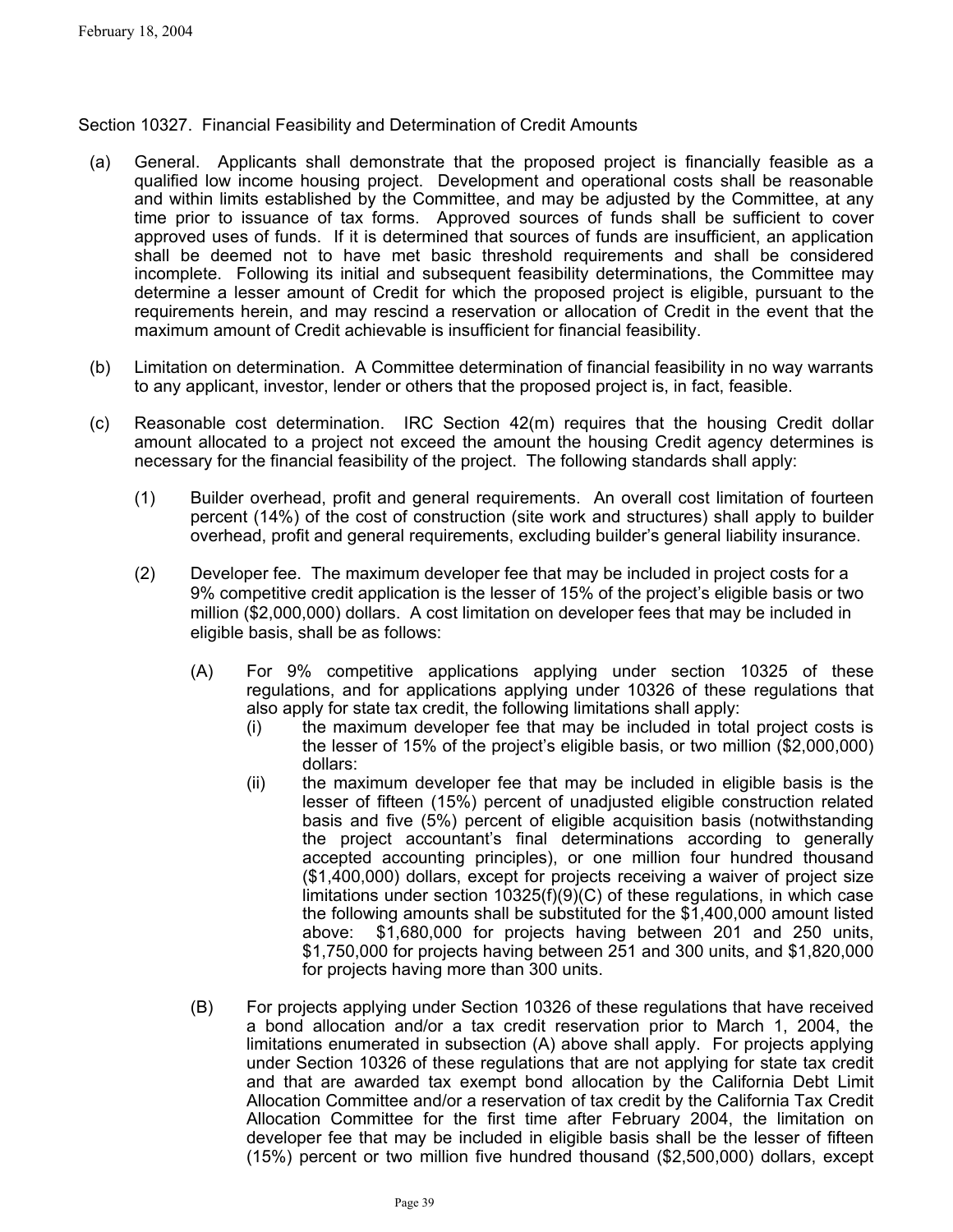Section 10327. Financial Feasibility and Determination of Credit Amounts

(a) General. Applicants shall demonstrate that the proposed project is financially feasible as a qualified low income housing project. Development and operational costs shall be reasonable and within limits established by the Committee, and may be adjusted by the Committee, at any time prior to issuance of tax forms. Approved sources of funds shall be sufficient to cover approved uses of funds. If it is determined that sources of funds are insufficient, an application shall be deemed not to have met basic threshold requirements and shall be considered incomplete. Following its initial and subsequent feasibility determinations, the Committee may determine a lesser amount of Credit for which the proposed project is eligible, pursuant to the requirements herein, and may rescind a reservation or allocation of Credit in the event that the maximum amount of Credit achievable is insufficient for financial feasibility.

(b) Limitation on determination. A Committee determination of financial feasibility in no way warrants to any applicant, investor, lender or others that the proposed project is, in fact, feasible.

(c) Reasonable cost determination. IRC Section 42(m) requires that the housing Credit dollar amount allocated to a project not exceed the amount the housing Credit agency determines is necessary for the financial feasibility of the project. The following standards shall apply:

(1) Builder overhead, profit and general requirements. An overall cost limitation of fourteen percent (14%) of the cost of construction (site work and structures) shall apply to builder overhead, profit and general requirements, excluding builder's general liability insurance.

(2) Developer fee. The maximum developer fee that may be included in project costs for a 9% competitive credit application is the lesser of 15% of the project's eligible basis or two million ($2,000,000) dollars. A cost limitation on developer fees that may be included in eligible basis, shall be as follows:

(A) For 9% competitive applications applying under section 10325 of these regulations, and for applications applying under 10326 of these regulations that also apply for state tax credit, the following limitations shall apply:

(i) the maximum developer fee that may be included in total project costs is the lesser of 15% of the project's eligible basis, or two million ($2,000,000) dollars:

(ii) the maximum developer fee that may be included in eligible basis is the lesser of fifteen (15%) percent of unadjusted eligible construction related basis and five (5%) percent of eligible acquisition basis (notwithstanding the project accountant's final determinations according to generally accepted accounting principles), or one million four hundred thousand ($1,400,000) dollars, except for projects receiving a waiver of project size limitations under section 10325(f)(9)(C) of these regulations, in which case the following amounts shall be substituted for the $1,400,000 amount listed above: $1,680,000 for projects having between 201 and 250 units, $1,750,000 for projects having between 251 and 300 units, and $1,820,000 for projects having more than 300 units.

(B) For projects applying under Section 10326 of these regulations that have received a bond allocation and/or a tax credit reservation prior to March 1, 2004, the limitations enumerated in subsection (A) above shall apply. For projects applying under Section 10326 of these regulations that are not applying for state tax credit and that are awarded tax exempt bond allocation by the California Debt Limit Allocation Committee and/or a reservation of tax credit by the California Tax Credit Allocation Committee for the first time after February 2004, the limitation on developer fee that may be included in eligible basis shall be the lesser of fifteen (15%) percent or two million five hundred thousand ($2,500,000) dollars, except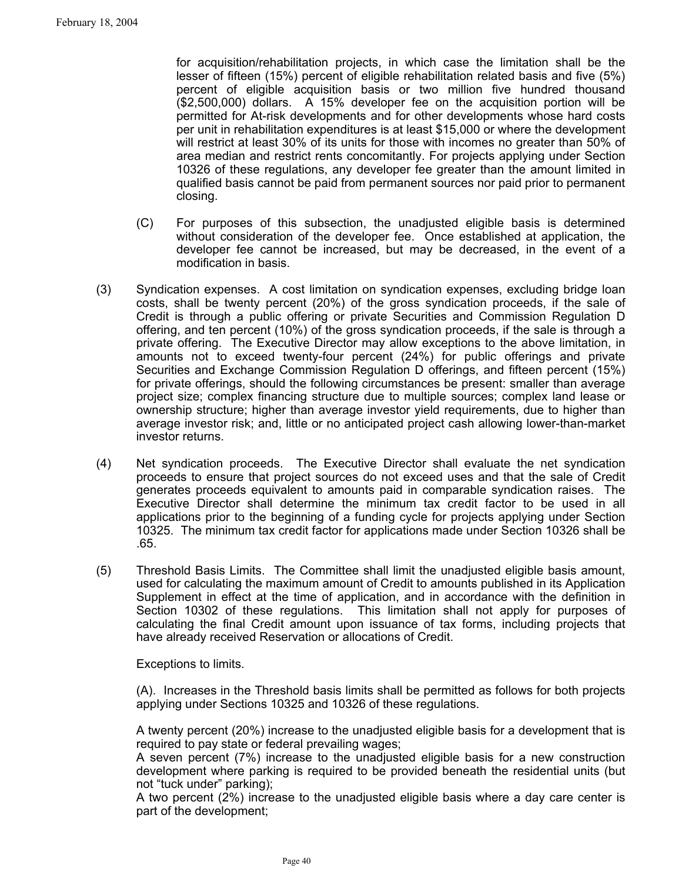for acquisition/rehabilitation projects, in which case the limitation shall be the lesser of fifteen (15%) percent of eligible rehabilitation related basis and five (5%) percent of eligible acquisition basis or two million five hundred thousand ($2,500,000) dollars. A 15% developer fee on the acquisition portion will be permitted for At-risk developments and for other developments whose hard costs per unit in rehabilitation expenditures is at least $15,000 or where the development will restrict at least 30% of its units for those with incomes no greater than 50% of area median and restrict rents concomitantly. For projects applying under Section 10326 of these regulations, any developer fee greater than the amount limited in qualified basis cannot be paid from permanent sources nor paid prior to permanent closing.

(C) For purposes of this subsection, the unadjusted eligible basis is determined without consideration of the developer fee. Once established at application, the developer fee cannot be increased, but may be decreased, in the event of a modification in basis.

(3) Syndication expenses. A cost limitation on syndication expenses, excluding bridge loan costs, shall be twenty percent (20%) of the gross syndication proceeds, if the sale of Credit is through a public offering or private Securities and Commission Regulation D offering, and ten percent (10%) of the gross syndication proceeds, if the sale is through a private offering. The Executive Director may allow exceptions to the above limitation, in amounts not to exceed twenty-four percent (24%) for public offerings and private Securities and Exchange Commission Regulation D offerings, and fifteen percent (15%) for private offerings, should the following circumstances be present: smaller than average project size; complex financing structure due to multiple sources; complex land lease or ownership structure; higher than average investor yield requirements, due to higher than average investor risk; and, little or no anticipated project cash allowing lower-than-market investor returns.

(4) Net syndication proceeds. The Executive Director shall evaluate the net syndication proceeds to ensure that project sources do not exceed uses and that the sale of Credit generates proceeds equivalent to amounts paid in comparable syndication raises. The Executive Director shall determine the minimum tax credit factor to be used in all applications prior to the beginning of a funding cycle for projects applying under Section 10325. The minimum tax credit factor for applications made under Section 10326 shall be .65.

(5) Threshold Basis Limits. The Committee shall limit the unadjusted eligible basis amount, used for calculating the maximum amount of Credit to amounts published in its Application Supplement in effect at the time of application, and in accordance with the definition in Section 10302 of these regulations. This limitation shall not apply for purposes of calculating the final Credit amount upon issuance of tax forms, including projects that have already received Reservation or allocations of Credit.

Exceptions to limits.

(A). Increases in the Threshold basis limits shall be permitted as follows for both projects applying under Sections 10325 and 10326 of these regulations.

A twenty percent (20%) increase to the unadjusted eligible basis for a development that is required to pay state or federal prevailing wages;
A seven percent (7%) increase to the unadjusted eligible basis for a new construction development where parking is required to be provided beneath the residential units (but not "tuck under" parking);
A two percent (2%) increase to the unadjusted eligible basis where a day care center is part of the development;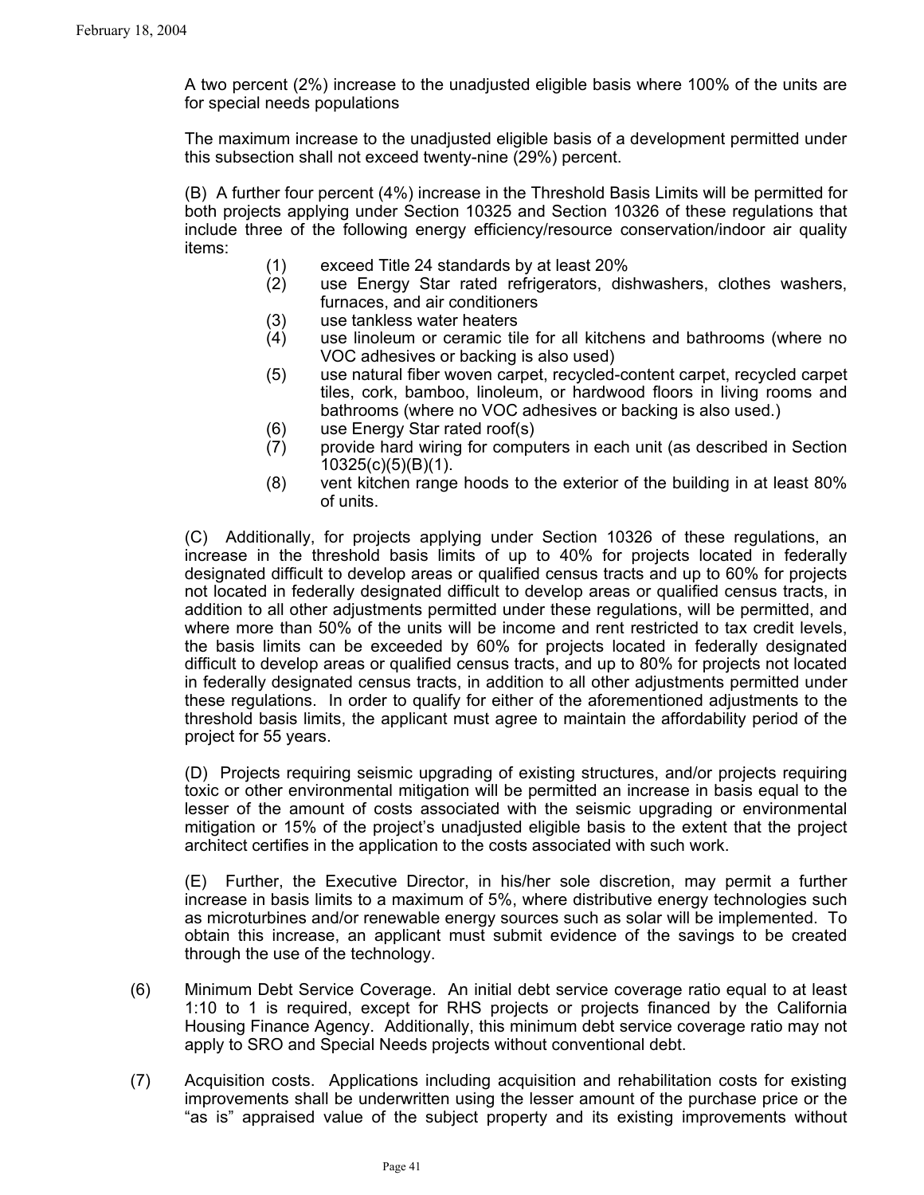A two percent (2%) increase to the unadjusted eligible basis where 100% of the units are for special needs populations

The maximum increase to the unadjusted eligible basis of a development permitted under this subsection shall not exceed twenty-nine (29%) percent.

(B) A further four percent (4%) increase in the Threshold Basis Limits will be permitted for both projects applying under Section 10325 and Section 10326 of these regulations that include three of the following energy efficiency/resource conservation/indoor air quality items:

(1) exceed Title 24 standards by at least 20%
(2) use Energy Star rated refrigerators, dishwashers, clothes washers, furnaces, and air conditioners
(3) use tankless water heaters
(4) use linoleum or ceramic tile for all kitchens and bathrooms (where no VOC adhesives or backing is also used)
(5) use natural fiber woven carpet, recycled-content carpet, recycled carpet tiles, cork, bamboo, linoleum, or hardwood floors in living rooms and bathrooms (where no VOC adhesives or backing is also used.)
(6) use Energy Star rated roof(s)
(7) provide hard wiring for computers in each unit (as described in Section 10325(c)(5)(B)(1).
(8) vent kitchen range hoods to the exterior of the building in at least 80% of units.

(C) Additionally, for projects applying under Section 10326 of these regulations, an increase in the threshold basis limits of up to 40% for projects located in federally designated difficult to develop areas or qualified census tracts and up to 60% for projects not located in federally designated difficult to develop areas or qualified census tracts, in addition to all other adjustments permitted under these regulations, will be permitted, and where more than 50% of the units will be income and rent restricted to tax credit levels, the basis limits can be exceeded by 60% for projects located in federally designated difficult to develop areas or qualified census tracts, and up to 80% for projects not located in federally designated census tracts, in addition to all other adjustments permitted under these regulations. In order to qualify for either of the aforementioned adjustments to the threshold basis limits, the applicant must agree to maintain the affordability period of the project for 55 years.

(D) Projects requiring seismic upgrading of existing structures, and/or projects requiring toxic or other environmental mitigation will be permitted an increase in basis equal to the lesser of the amount of costs associated with the seismic upgrading or environmental mitigation or 15% of the project's unadjusted eligible basis to the extent that the project architect certifies in the application to the costs associated with such work.

(E) Further, the Executive Director, in his/her sole discretion, may permit a further increase in basis limits to a maximum of 5%, where distributive energy technologies such as microturbines and/or renewable energy sources such as solar will be implemented. To obtain this increase, an applicant must submit evidence of the savings to be created through the use of the technology.

(6) Minimum Debt Service Coverage. An initial debt service coverage ratio equal to at least 1:10 to 1 is required, except for RHS projects or projects financed by the California Housing Finance Agency. Additionally, this minimum debt service coverage ratio may not apply to SRO and Special Needs projects without conventional debt.

(7) Acquisition costs. Applications including acquisition and rehabilitation costs for existing improvements shall be underwritten using the lesser amount of the purchase price or the "as is" appraised value of the subject property and its existing improvements without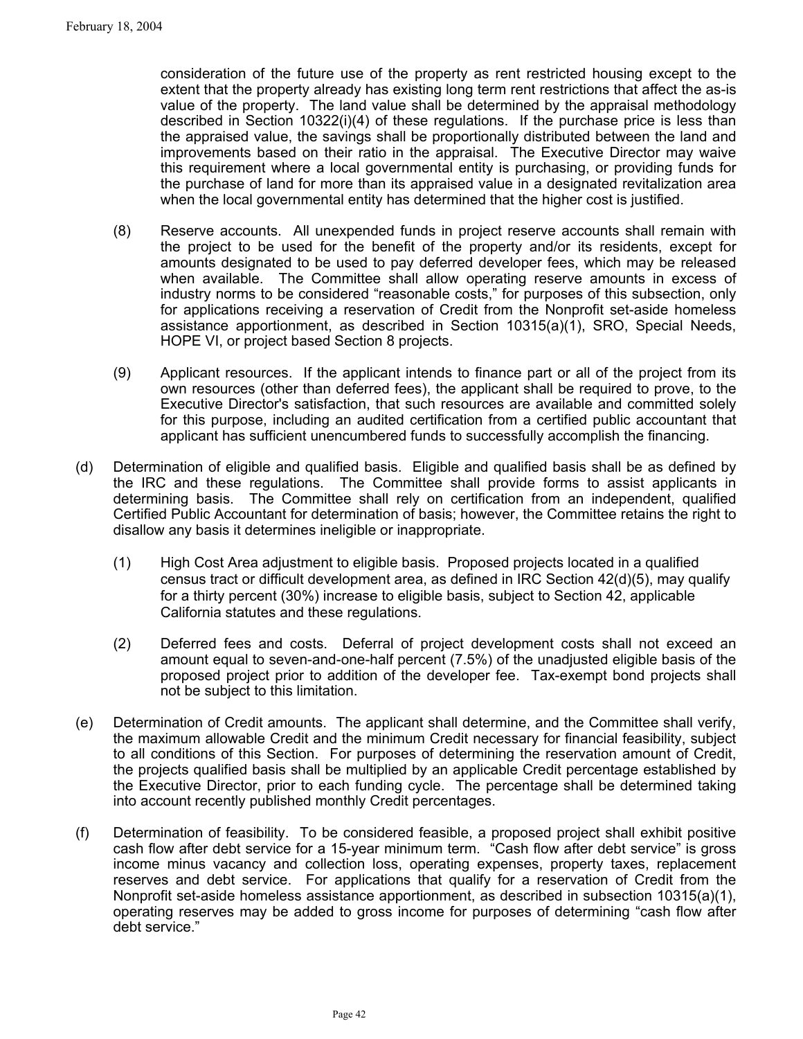consideration of the future use of the property as rent restricted housing except to the extent that the property already has existing long term rent restrictions that affect the as-is value of the property. The land value shall be determined by the appraisal methodology described in Section 10322(i)(4) of these regulations. If the purchase price is less than the appraised value, the savings shall be proportionally distributed between the land and improvements based on their ratio in the appraisal. The Executive Director may waive this requirement where a local governmental entity is purchasing, or providing funds for the purchase of land for more than its appraised value in a designated revitalization area when the local governmental entity has determined that the higher cost is justified.

(8) Reserve accounts. All unexpended funds in project reserve accounts shall remain with the project to be used for the benefit of the property and/or its residents, except for amounts designated to be used to pay deferred developer fees, which may be released when available. The Committee shall allow operating reserve amounts in excess of industry norms to be considered "reasonable costs," for purposes of this subsection, only for applications receiving a reservation of Credit from the Nonprofit set-aside homeless assistance apportionment, as described in Section 10315(a)(1), SRO, Special Needs, HOPE VI, or project based Section 8 projects.

(9) Applicant resources. If the applicant intends to finance part or all of the project from its own resources (other than deferred fees), the applicant shall be required to prove, to the Executive Director's satisfaction, that such resources are available and committed solely for this purpose, including an audited certification from a certified public accountant that applicant has sufficient unencumbered funds to successfully accomplish the financing.

(d) Determination of eligible and qualified basis. Eligible and qualified basis shall be as defined by the IRC and these regulations. The Committee shall provide forms to assist applicants in determining basis. The Committee shall rely on certification from an independent, qualified Certified Public Accountant for determination of basis; however, the Committee retains the right to disallow any basis it determines ineligible or inappropriate.

(1) High Cost Area adjustment to eligible basis. Proposed projects located in a qualified census tract or difficult development area, as defined in IRC Section 42(d)(5), may qualify for a thirty percent (30%) increase to eligible basis, subject to Section 42, applicable California statutes and these regulations.

(2) Deferred fees and costs. Deferral of project development costs shall not exceed an amount equal to seven-and-one-half percent (7.5%) of the unadjusted eligible basis of the proposed project prior to addition of the developer fee. Tax-exempt bond projects shall not be subject to this limitation.

(e) Determination of Credit amounts. The applicant shall determine, and the Committee shall verify, the maximum allowable Credit and the minimum Credit necessary for financial feasibility, subject to all conditions of this Section. For purposes of determining the reservation amount of Credit, the projects qualified basis shall be multiplied by an applicable Credit percentage established by the Executive Director, prior to each funding cycle. The percentage shall be determined taking into account recently published monthly Credit percentages.

(f) Determination of feasibility. To be considered feasible, a proposed project shall exhibit positive cash flow after debt service for a 15-year minimum term. "Cash flow after debt service" is gross income minus vacancy and collection loss, operating expenses, property taxes, replacement reserves and debt service. For applications that qualify for a reservation of Credit from the Nonprofit set-aside homeless assistance apportionment, as described in subsection 10315(a)(1), operating reserves may be added to gross income for purposes of determining "cash flow after debt service."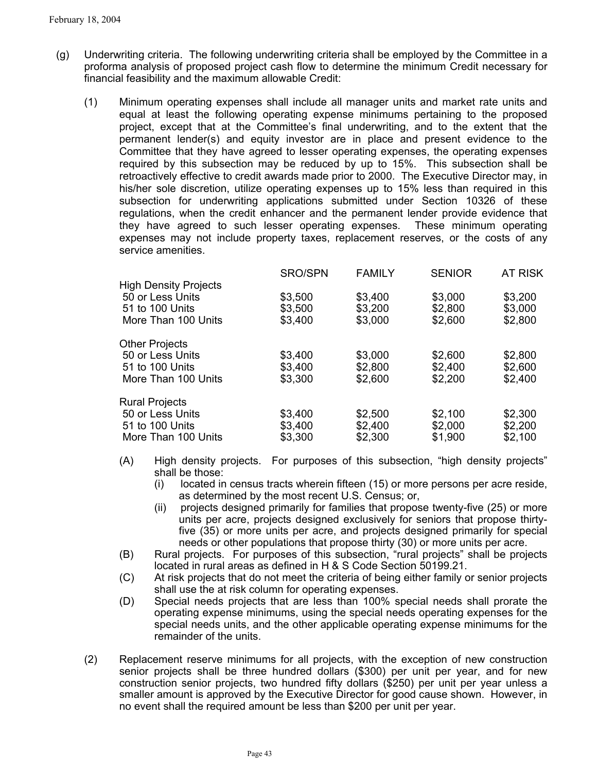(g) Underwriting criteria. The following underwriting criteria shall be employed by the Committee in a proforma analysis of proposed project cash flow to determine the minimum Credit necessary for financial feasibility and the maximum allowable Credit:

(1) Minimum operating expenses shall include all manager units and market rate units and equal at least the following operating expense minimums pertaining to the proposed project, except that at the Committee's final underwriting, and to the extent that the permanent lender(s) and equity investor are in place and present evidence to the Committee that they have agreed to lesser operating expenses, the operating expenses required by this subsection may be reduced by up to 15%. This subsection shall be retroactively effective to credit awards made prior to 2000. The Executive Director may, in his/her sole discretion, utilize operating expenses up to 15% less than required in this subsection for underwriting applications submitted under Section 10326 of these regulations, when the credit enhancer and the permanent lender provide evidence that they have agreed to such lesser operating expenses. These minimum operating expenses may not include property taxes, replacement reserves, or the costs of any service amenities.

| | SRO/SPN | FAMILY | SENIOR | AT RISK |
|---|---|---|---|---|
| High Density Projects | | | | |
| 50 or Less Units | $3,500 | $3,400 | $3,000 | $3,200 |
| 51 to 100 Units | $3,500 | $3,200 | $2,800 | $3,000 |
| More Than 100 Units | $3,400 | $3,000 | $2,600 | $2,800 |
| Other Projects | | | | |
| 50 or Less Units | $3,400 | $3,000 | $2,600 | $2,800 |
| 51 to 100 Units | $3,400 | $2,800 | $2,400 | $2,600 |
| More Than 100 Units | $3,300 | $2,600 | $2,200 | $2,400 |
| Rural Projects | | | | |
| 50 or Less Units | $3,400 | $2,500 | $2,100 | $2,300 |
| 51 to 100 Units | $3,400 | $2,400 | $2,000 | $2,200 |
| More Than 100 Units | $3,300 | $2,300 | $1,900 | $2,100 |

(A) High density projects. For purposes of this subsection, "high density projects" shall be those:
  (i) located in census tracts wherein fifteen (15) or more persons per acre reside, as determined by the most recent U.S. Census; or,
  (ii) projects designed primarily for families that propose twenty-five (25) or more units per acre, projects designed exclusively for seniors that propose thirty-five (35) or more units per acre, and projects designed primarily for special needs or other populations that propose thirty (30) or more units per acre.

(B) Rural projects. For purposes of this subsection, "rural projects" shall be projects located in rural areas as defined in H & S Code Section 50199.21.

(C) At risk projects that do not meet the criteria of being either family or senior projects shall use the at risk column for operating expenses.

(D) Special needs projects that are less than 100% special needs shall prorate the operating expense minimums, using the special needs operating expenses for the special needs units, and the other applicable operating expense minimums for the remainder of the units.

(2) Replacement reserve minimums for all projects, with the exception of new construction senior projects shall be three hundred dollars ($300) per unit per year, and for new construction senior projects, two hundred fifty dollars ($250) per unit per year unless a smaller amount is approved by the Executive Director for good cause shown. However, in no event shall the required amount be less than $200 per unit per year.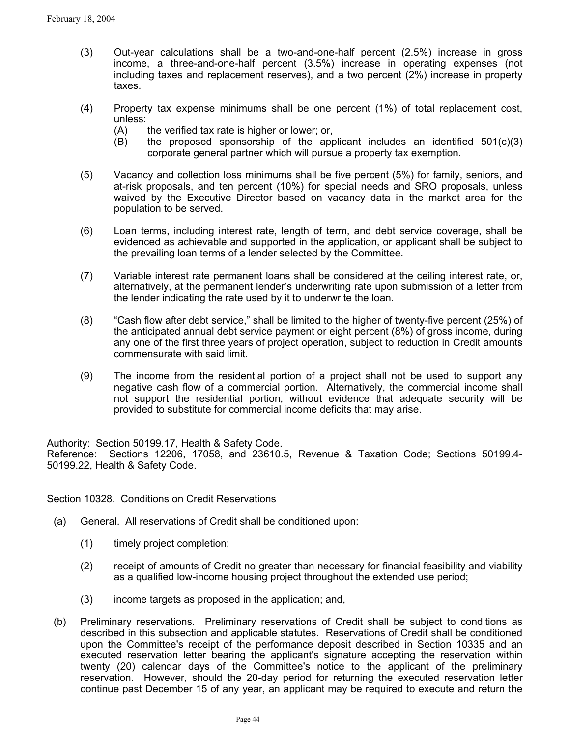(3) Out-year calculations shall be a two-and-one-half percent (2.5%) increase in gross income, a three-and-one-half percent (3.5%) increase in operating expenses (not including taxes and replacement reserves), and a two percent (2%) increase in property taxes.

(4) Property tax expense minimums shall be one percent (1%) of total replacement cost, unless:
   (A) the verified tax rate is higher or lower; or,
   (B) the proposed sponsorship of the applicant includes an identified 501(c)(3) corporate general partner which will pursue a property tax exemption.

(5) Vacancy and collection loss minimums shall be five percent (5%) for family, seniors, and at-risk proposals, and ten percent (10%) for special needs and SRO proposals, unless waived by the Executive Director based on vacancy data in the market area for the population to be served.

(6) Loan terms, including interest rate, length of term, and debt service coverage, shall be evidenced as achievable and supported in the application, or applicant shall be subject to the prevailing loan terms of a lender selected by the Committee.

(7) Variable interest rate permanent loans shall be considered at the ceiling interest rate, or, alternatively, at the permanent lender's underwriting rate upon submission of a letter from the lender indicating the rate used by it to underwrite the loan.

(8) "Cash flow after debt service," shall be limited to the higher of twenty-five percent (25%) of the anticipated annual debt service payment or eight percent (8%) of gross income, during any one of the first three years of project operation, subject to reduction in Credit amounts commensurate with said limit.

(9) The income from the residential portion of a project shall not be used to support any negative cash flow of a commercial portion. Alternatively, the commercial income shall not support the residential portion, without evidence that adequate security will be provided to substitute for commercial income deficits that may arise.

Authority: Section 50199.17, Health & Safety Code.
Reference: Sections 12206, 17058, and 23610.5, Revenue & Taxation Code; Sections 50199.4-50199.22, Health & Safety Code.

Section 10328. Conditions on Credit Reservations

(a) General. All reservations of Credit shall be conditioned upon:

   (1) timely project completion;

   (2) receipt of amounts of Credit no greater than necessary for financial feasibility and viability as a qualified low-income housing project throughout the extended use period;

   (3) income targets as proposed in the application; and,

(b) Preliminary reservations. Preliminary reservations of Credit shall be subject to conditions as described in this subsection and applicable statutes. Reservations of Credit shall be conditioned upon the Committee's receipt of the performance deposit described in Section 10335 and an executed reservation letter bearing the applicant's signature accepting the reservation within twenty (20) calendar days of the Committee's notice to the applicant of the preliminary reservation. However, should the 20-day period for returning the executed reservation letter continue past December 15 of any year, an applicant may be required to execute and return the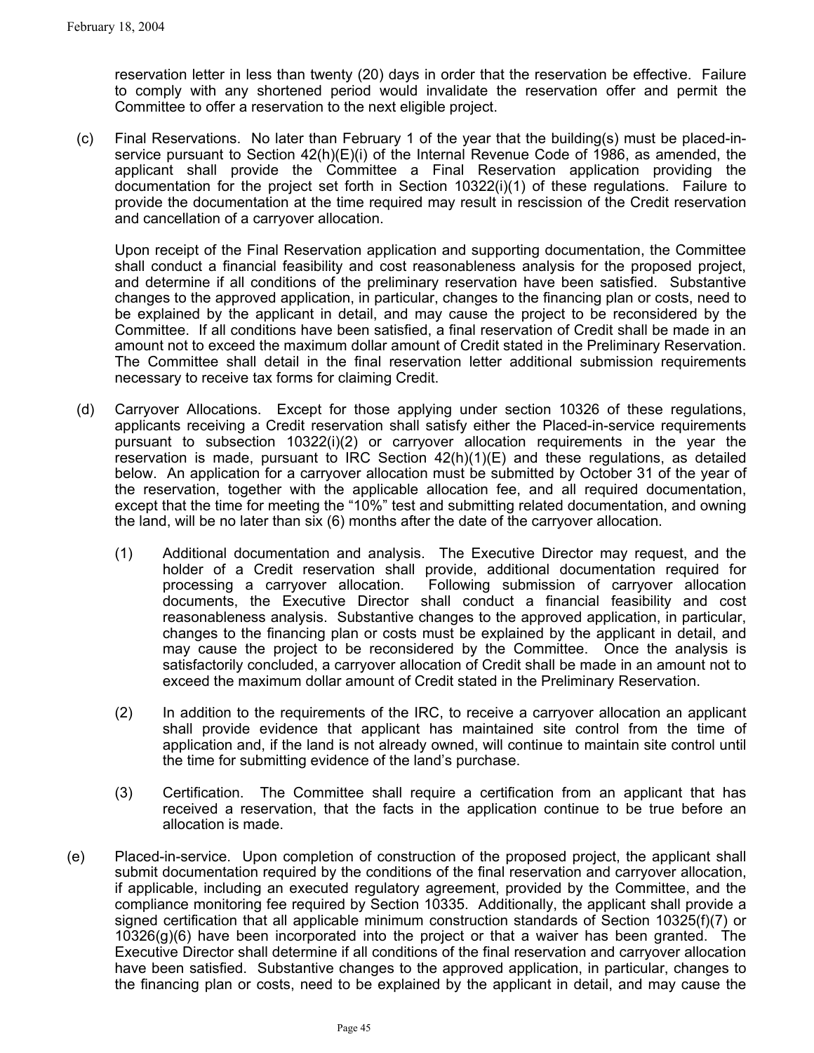reservation letter in less than twenty (20) days in order that the reservation be effective. Failure to comply with any shortened period would invalidate the reservation offer and permit the Committee to offer a reservation to the next eligible project.

(c) Final Reservations. No later than February 1 of the year that the building(s) must be placed-in-service pursuant to Section 42(h)(E)(i) of the Internal Revenue Code of 1986, as amended, the applicant shall provide the Committee a Final Reservation application providing the documentation for the project set forth in Section 10322(i)(1) of these regulations. Failure to provide the documentation at the time required may result in rescission of the Credit reservation and cancellation of a carryover allocation.

Upon receipt of the Final Reservation application and supporting documentation, the Committee shall conduct a financial feasibility and cost reasonableness analysis for the proposed project, and determine if all conditions of the preliminary reservation have been satisfied. Substantive changes to the approved application, in particular, changes to the financing plan or costs, need to be explained by the applicant in detail, and may cause the project to be reconsidered by the Committee. If all conditions have been satisfied, a final reservation of Credit shall be made in an amount not to exceed the maximum dollar amount of Credit stated in the Preliminary Reservation. The Committee shall detail in the final reservation letter additional submission requirements necessary to receive tax forms for claiming Credit.

(d) Carryover Allocations. Except for those applying under section 10326 of these regulations, applicants receiving a Credit reservation shall satisfy either the Placed-in-service requirements pursuant to subsection 10322(i)(2) or carryover allocation requirements in the year the reservation is made, pursuant to IRC Section 42(h)(1)(E) and these regulations, as detailed below. An application for a carryover allocation must be submitted by October 31 of the year of the reservation, together with the applicable allocation fee, and all required documentation, except that the time for meeting the "10%" test and submitting related documentation, and owning the land, will be no later than six (6) months after the date of the carryover allocation.

(1) Additional documentation and analysis. The Executive Director may request, and the holder of a Credit reservation shall provide, additional documentation required for processing a carryover allocation. Following submission of carryover allocation documents, the Executive Director shall conduct a financial feasibility and cost reasonableness analysis. Substantive changes to the approved application, in particular, changes to the financing plan or costs must be explained by the applicant in detail, and may cause the project to be reconsidered by the Committee. Once the analysis is satisfactorily concluded, a carryover allocation of Credit shall be made in an amount not to exceed the maximum dollar amount of Credit stated in the Preliminary Reservation.

(2) In addition to the requirements of the IRC, to receive a carryover allocation an applicant shall provide evidence that applicant has maintained site control from the time of application and, if the land is not already owned, will continue to maintain site control until the time for submitting evidence of the land's purchase.

(3) Certification. The Committee shall require a certification from an applicant that has received a reservation, that the facts in the application continue to be true before an allocation is made.

(e) Placed-in-service. Upon completion of construction of the proposed project, the applicant shall submit documentation required by the conditions of the final reservation and carryover allocation, if applicable, including an executed regulatory agreement, provided by the Committee, and the compliance monitoring fee required by Section 10335. Additionally, the applicant shall provide a signed certification that all applicable minimum construction standards of Section 10325(f)(7) or 10326(g)(6) have been incorporated into the project or that a waiver has been granted. The Executive Director shall determine if all conditions of the final reservation and carryover allocation have been satisfied. Substantive changes to the approved application, in particular, changes to the financing plan or costs, need to be explained by the applicant in detail, and may cause the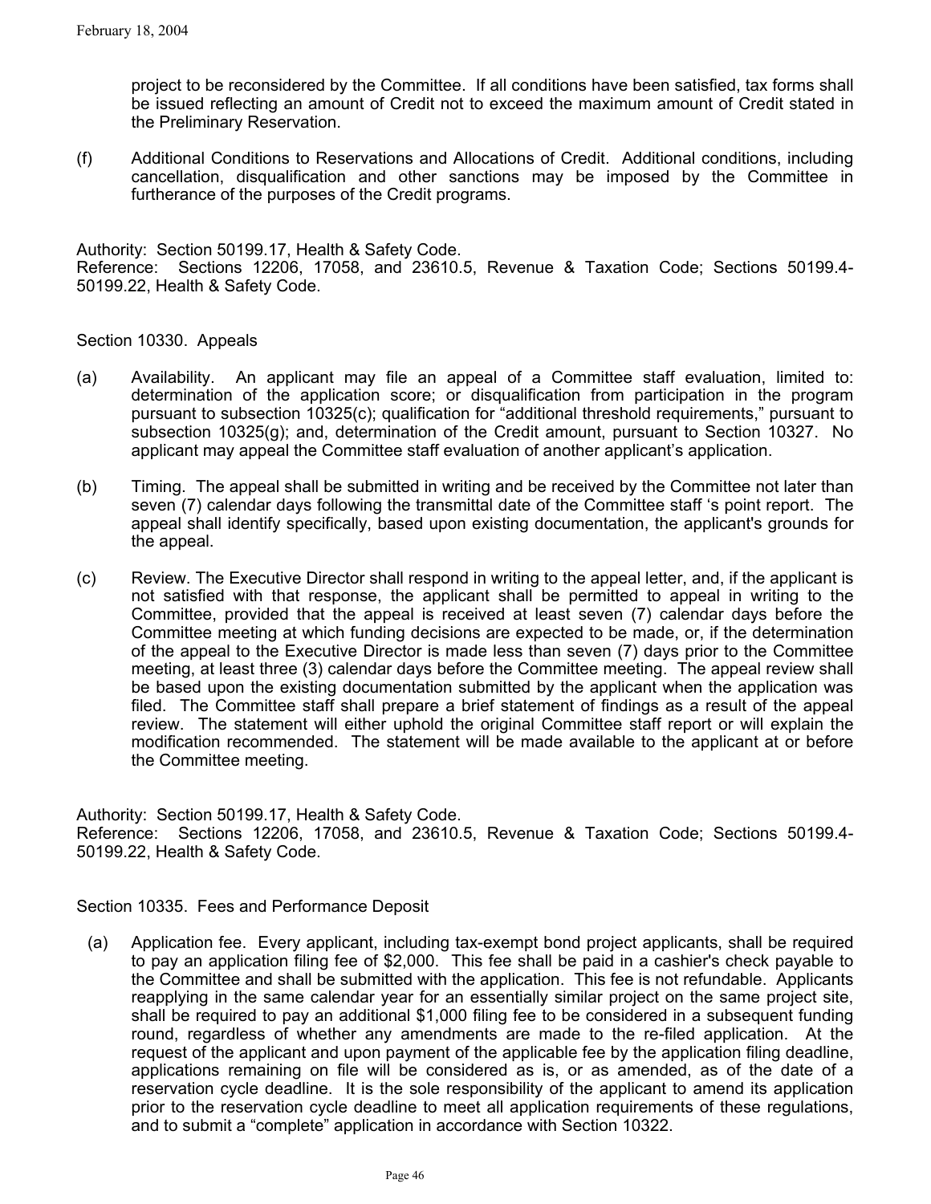project to be reconsidered by the Committee. If all conditions have been satisfied, tax forms shall be issued reflecting an amount of Credit not to exceed the maximum amount of Credit stated in the Preliminary Reservation.

(f) Additional Conditions to Reservations and Allocations of Credit. Additional conditions, including cancellation, disqualification and other sanctions may be imposed by the Committee in furtherance of the purposes of the Credit programs.

Authority: Section 50199.17, Health & Safety Code.
Reference: Sections 12206, 17058, and 23610.5, Revenue & Taxation Code; Sections 50199.4-50199.22, Health & Safety Code.

## Section 10330. Appeals

(a) Availability. An applicant may file an appeal of a Committee staff evaluation, limited to: determination of the application score; or disqualification from participation in the program pursuant to subsection 10325(c); qualification for "additional threshold requirements," pursuant to subsection 10325(g); and, determination of the Credit amount, pursuant to Section 10327. No applicant may appeal the Committee staff evaluation of another applicant's application.

(b) Timing. The appeal shall be submitted in writing and be received by the Committee not later than seven (7) calendar days following the transmittal date of the Committee staff 's point report. The appeal shall identify specifically, based upon existing documentation, the applicant's grounds for the appeal.

(c) Review. The Executive Director shall respond in writing to the appeal letter, and, if the applicant is not satisfied with that response, the applicant shall be permitted to appeal in writing to the Committee, provided that the appeal is received at least seven (7) calendar days before the Committee meeting at which funding decisions are expected to be made, or, if the determination of the appeal to the Executive Director is made less than seven (7) days prior to the Committee meeting, at least three (3) calendar days before the Committee meeting. The appeal review shall be based upon the existing documentation submitted by the applicant when the application was filed. The Committee staff shall prepare a brief statement of findings as a result of the appeal review. The statement will either uphold the original Committee staff report or will explain the modification recommended. The statement will be made available to the applicant at or before the Committee meeting.

Authority: Section 50199.17, Health & Safety Code.
Reference: Sections 12206, 17058, and 23610.5, Revenue & Taxation Code; Sections 50199.4-50199.22, Health & Safety Code.

## Section 10335. Fees and Performance Deposit

(a) Application fee. Every applicant, including tax-exempt bond project applicants, shall be required to pay an application filing fee of $2,000. This fee shall be paid in a cashier's check payable to the Committee and shall be submitted with the application. This fee is not refundable. Applicants reapplying in the same calendar year for an essentially similar project on the same project site, shall be required to pay an additional $1,000 filing fee to be considered in a subsequent funding round, regardless of whether any amendments are made to the re-filed application. At the request of the applicant and upon payment of the applicable fee by the application filing deadline, applications remaining on file will be considered as is, or as amended, as of the date of a reservation cycle deadline. It is the sole responsibility of the applicant to amend its application prior to the reservation cycle deadline to meet all application requirements of these regulations, and to submit a "complete" application in accordance with Section 10322.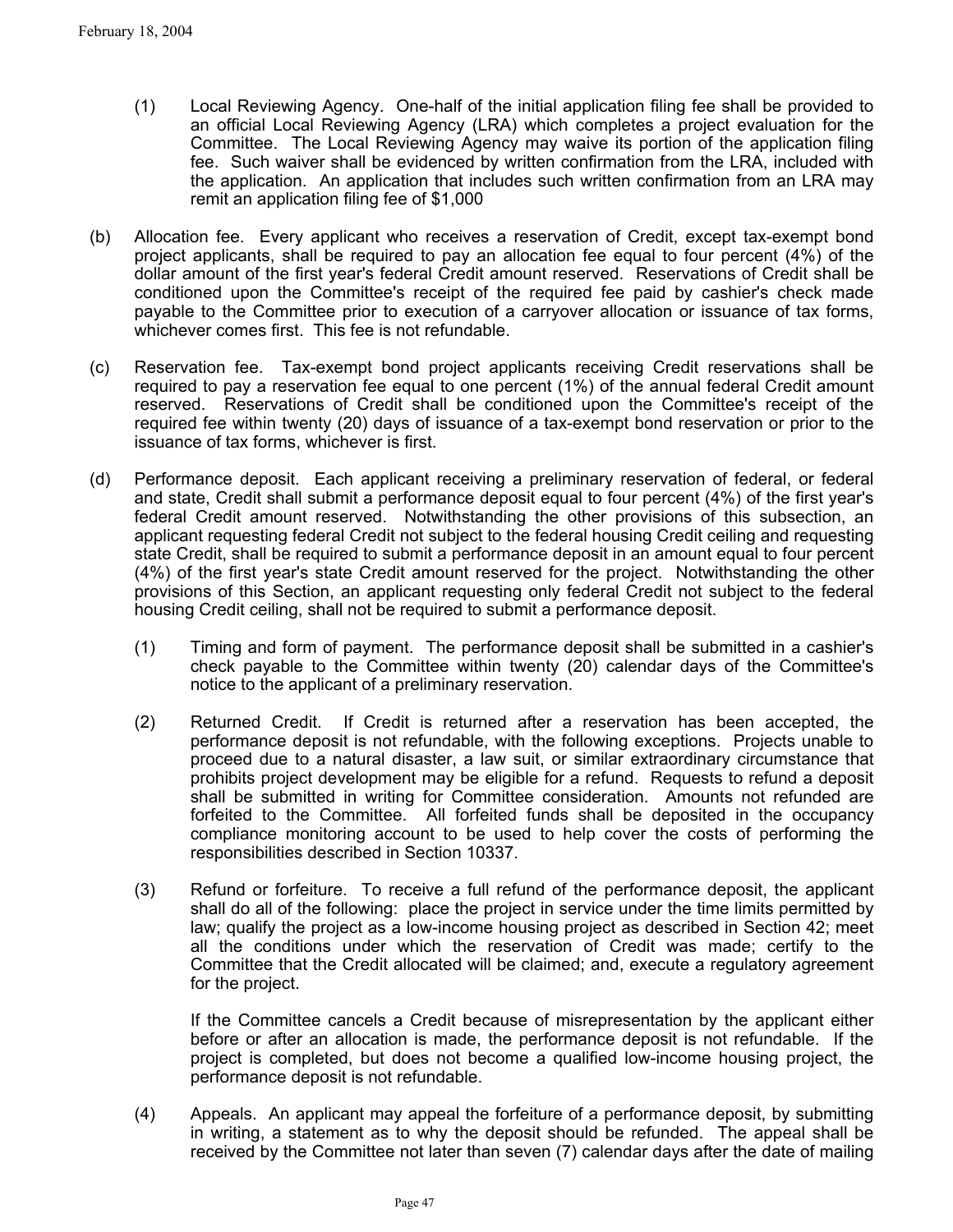(1) Local Reviewing Agency. One-half of the initial application filing fee shall be provided to an official Local Reviewing Agency (LRA) which completes a project evaluation for the Committee. The Local Reviewing Agency may waive its portion of the application filing fee. Such waiver shall be evidenced by written confirmation from the LRA, included with the application. An application that includes such written confirmation from an LRA may remit an application filing fee of $1,000

(b) Allocation fee. Every applicant who receives a reservation of Credit, except tax-exempt bond project applicants, shall be required to pay an allocation fee equal to four percent (4%) of the dollar amount of the first year's federal Credit amount reserved. Reservations of Credit shall be conditioned upon the Committee's receipt of the required fee paid by cashier's check made payable to the Committee prior to execution of a carryover allocation or issuance of tax forms, whichever comes first. This fee is not refundable.

(c) Reservation fee. Tax-exempt bond project applicants receiving Credit reservations shall be required to pay a reservation fee equal to one percent (1%) of the annual federal Credit amount reserved. Reservations of Credit shall be conditioned upon the Committee's receipt of the required fee within twenty (20) days of issuance of a tax-exempt bond reservation or prior to the issuance of tax forms, whichever is first.

(d) Performance deposit. Each applicant receiving a preliminary reservation of federal, or federal and state, Credit shall submit a performance deposit equal to four percent (4%) of the first year's federal Credit amount reserved. Notwithstanding the other provisions of this subsection, an applicant requesting federal Credit not subject to the federal housing Credit ceiling and requesting state Credit, shall be required to submit a performance deposit in an amount equal to four percent (4%) of the first year's state Credit amount reserved for the project. Notwithstanding the other provisions of this Section, an applicant requesting only federal Credit not subject to the federal housing Credit ceiling, shall not be required to submit a performance deposit.

(1) Timing and form of payment. The performance deposit shall be submitted in a cashier's check payable to the Committee within twenty (20) calendar days of the Committee's notice to the applicant of a preliminary reservation.

(2) Returned Credit. If Credit is returned after a reservation has been accepted, the performance deposit is not refundable, with the following exceptions. Projects unable to proceed due to a natural disaster, a law suit, or similar extraordinary circumstance that prohibits project development may be eligible for a refund. Requests to refund a deposit shall be submitted in writing for Committee consideration. Amounts not refunded are forfeited to the Committee. All forfeited funds shall be deposited in the occupancy compliance monitoring account to be used to help cover the costs of performing the responsibilities described in Section 10337.

(3) Refund or forfeiture. To receive a full refund of the performance deposit, the applicant shall do all of the following: place the project in service under the time limits permitted by law; qualify the project as a low-income housing project as described in Section 42; meet all the conditions under which the reservation of Credit was made; certify to the Committee that the Credit allocated will be claimed; and, execute a regulatory agreement for the project.

If the Committee cancels a Credit because of misrepresentation by the applicant either before or after an allocation is made, the performance deposit is not refundable. If the project is completed, but does not become a qualified low-income housing project, the performance deposit is not refundable.

(4) Appeals. An applicant may appeal the forfeiture of a performance deposit, by submitting in writing, a statement as to why the deposit should be refunded. The appeal shall be received by the Committee not later than seven (7) calendar days after the date of mailing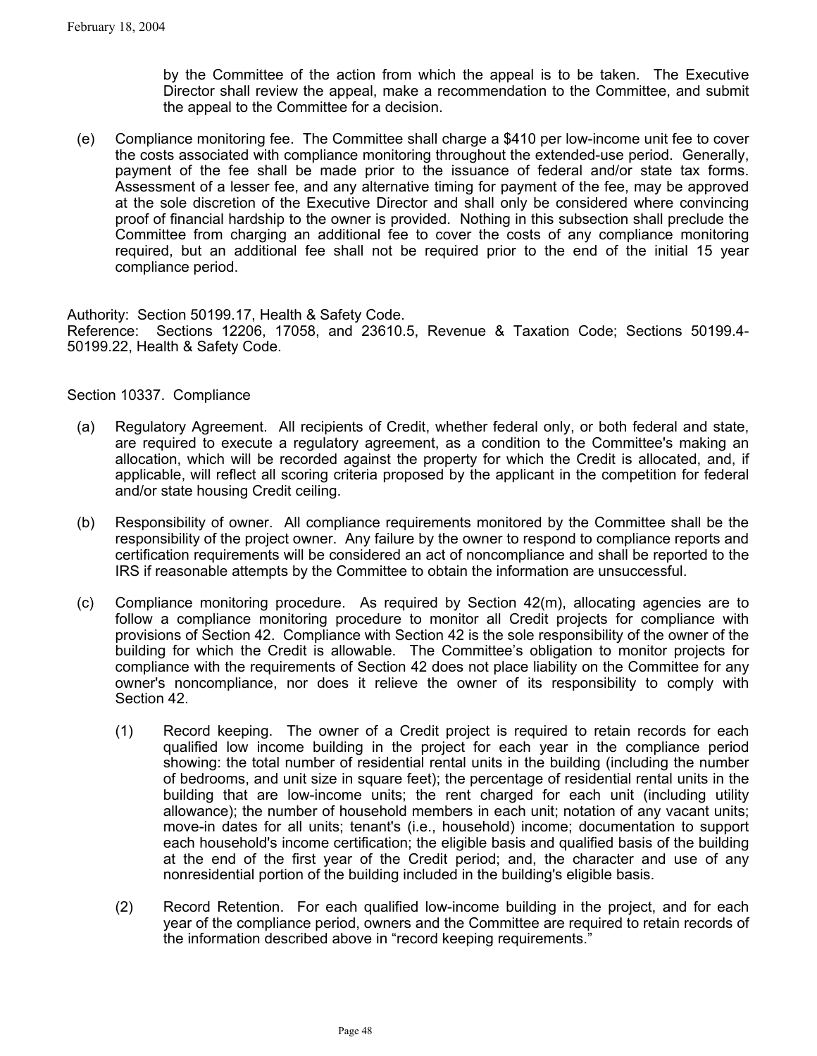by the Committee of the action from which the appeal is to be taken. The Executive Director shall review the appeal, make a recommendation to the Committee, and submit the appeal to the Committee for a decision.

(e) Compliance monitoring fee. The Committee shall charge a $410 per low-income unit fee to cover the costs associated with compliance monitoring throughout the extended-use period. Generally, payment of the fee shall be made prior to the issuance of federal and/or state tax forms. Assessment of a lesser fee, and any alternative timing for payment of the fee, may be approved at the sole discretion of the Executive Director and shall only be considered where convincing proof of financial hardship to the owner is provided. Nothing in this subsection shall preclude the Committee from charging an additional fee to cover the costs of any compliance monitoring required, but an additional fee shall not be required prior to the end of the initial 15 year compliance period.

Authority: Section 50199.17, Health & Safety Code.
Reference: Sections 12206, 17058, and 23610.5, Revenue & Taxation Code; Sections 50199.4-50199.22, Health & Safety Code.

Section 10337. Compliance

(a) Regulatory Agreement. All recipients of Credit, whether federal only, or both federal and state, are required to execute a regulatory agreement, as a condition to the Committee's making an allocation, which will be recorded against the property for which the Credit is allocated, and, if applicable, will reflect all scoring criteria proposed by the applicant in the competition for federal and/or state housing Credit ceiling.

(b) Responsibility of owner. All compliance requirements monitored by the Committee shall be the responsibility of the project owner. Any failure by the owner to respond to compliance reports and certification requirements will be considered an act of noncompliance and shall be reported to the IRS if reasonable attempts by the Committee to obtain the information are unsuccessful.

(c) Compliance monitoring procedure. As required by Section 42(m), allocating agencies are to follow a compliance monitoring procedure to monitor all Credit projects for compliance with provisions of Section 42. Compliance with Section 42 is the sole responsibility of the owner of the building for which the Credit is allowable. The Committee's obligation to monitor projects for compliance with the requirements of Section 42 does not place liability on the Committee for any owner's noncompliance, nor does it relieve the owner of its responsibility to comply with Section 42.

(1) Record keeping. The owner of a Credit project is required to retain records for each qualified low income building in the project for each year in the compliance period showing: the total number of residential rental units in the building (including the number of bedrooms, and unit size in square feet); the percentage of residential rental units in the building that are low-income units; the rent charged for each unit (including utility allowance); the number of household members in each unit; notation of any vacant units; move-in dates for all units; tenant's (i.e., household) income; documentation to support each household's income certification; the eligible basis and qualified basis of the building at the end of the first year of the Credit period; and, the character and use of any nonresidential portion of the building included in the building's eligible basis.

(2) Record Retention. For each qualified low-income building in the project, and for each year of the compliance period, owners and the Committee are required to retain records of the information described above in "record keeping requirements."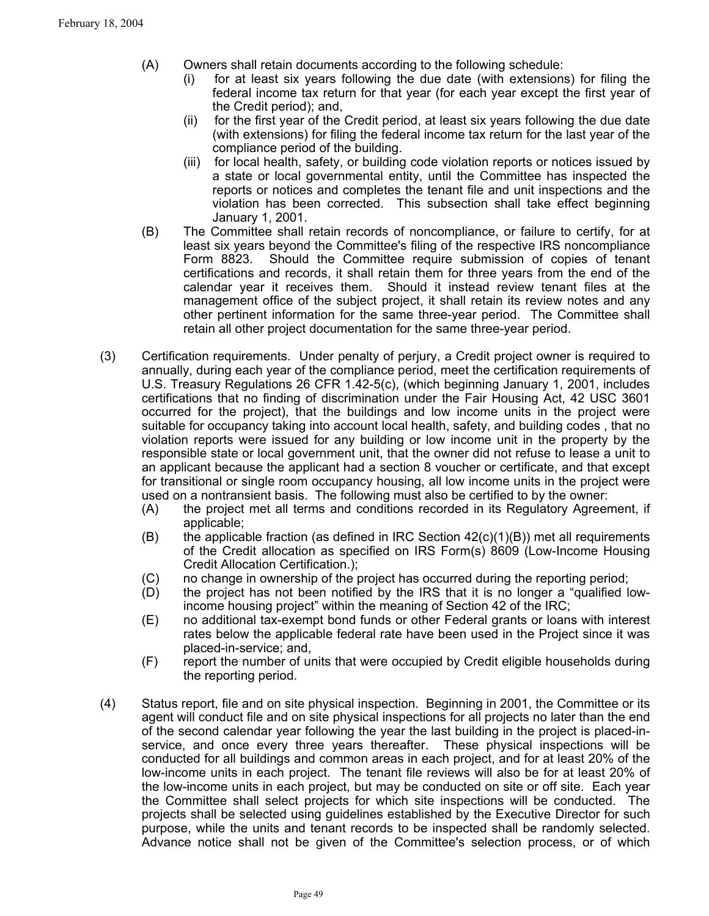(A) Owners shall retain documents according to the following schedule:

  (i) for at least six years following the due date (with extensions) for filing the federal income tax return for that year (for each year except the first year of the Credit period); and,

  (ii) for the first year of the Credit period, at least six years following the due date (with extensions) for filing the federal income tax return for the last year of the compliance period of the building.

  (iii) for local health, safety, or building code violation reports or notices issued by a state or local governmental entity, until the Committee has inspected the reports or notices and completes the tenant file and unit inspections and the violation has been corrected. This subsection shall take effect beginning January 1, 2001.

(B) The Committee shall retain records of noncompliance, or failure to certify, for at least six years beyond the Committee's filing of the respective IRS noncompliance Form 8823. Should the Committee require submission of copies of tenant certifications and records, it shall retain them for three years from the end of the calendar year it receives them. Should it instead review tenant files at the management office of the subject project, it shall retain its review notes and any other pertinent information for the same three-year period. The Committee shall retain all other project documentation for the same three-year period.

(3) Certification requirements. Under penalty of perjury, a Credit project owner is required to annually, during each year of the compliance period, meet the certification requirements of U.S. Treasury Regulations 26 CFR 1.42-5(c), (which beginning January 1, 2001, includes certifications that no finding of discrimination under the Fair Housing Act, 42 USC 3601 occurred for the project), that the buildings and low income units in the project were suitable for occupancy taking into account local health, safety, and building codes , that no violation reports were issued for any building or low income unit in the property by the responsible state or local government unit, that the owner did not refuse to lease a unit to an applicant because the applicant had a section 8 voucher or certificate, and that except for transitional or single room occupancy housing, all low income units in the project were used on a nontransient basis. The following must also be certified to by the owner:

(A) the project met all terms and conditions recorded in its Regulatory Agreement, if applicable;

(B) the applicable fraction (as defined in IRC Section 42(c)(1)(B)) met all requirements of the Credit allocation as specified on IRS Form(s) 8609 (Low-Income Housing Credit Allocation Certification.);

(C) no change in ownership of the project has occurred during the reporting period;

(D) the project has not been notified by the IRS that it is no longer a "qualified low-income housing project" within the meaning of Section 42 of the IRC;

(E) no additional tax-exempt bond funds or other Federal grants or loans with interest rates below the applicable federal rate have been used in the Project since it was placed-in-service; and,

(F) report the number of units that were occupied by Credit eligible households during the reporting period.

(4) Status report, file and on site physical inspection. Beginning in 2001, the Committee or its agent will conduct file and on site physical inspections for all projects no later than the end of the second calendar year following the year the last building in the project is placed-in-service, and once every three years thereafter. These physical inspections will be conducted for all buildings and common areas in each project, and for at least 20% of the low-income units in each project. The tenant file reviews will also be for at least 20% of the low-income units in each project, but may be conducted on site or off site. Each year the Committee shall select projects for which site inspections will be conducted. The projects shall be selected using guidelines established by the Executive Director for such purpose, while the units and tenant records to be inspected shall be randomly selected. Advance notice shall not be given of the Committee's selection process, or of which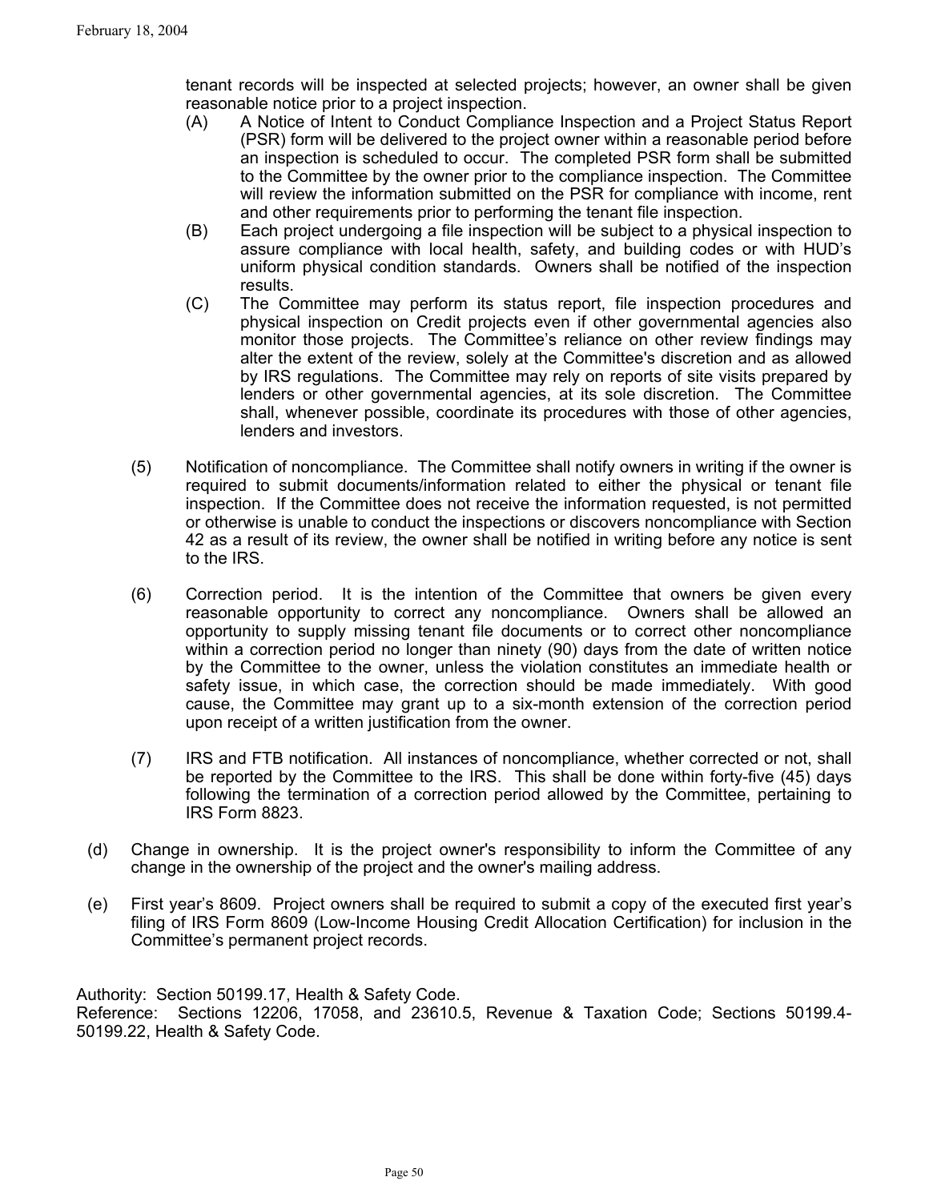tenant records will be inspected at selected projects; however, an owner shall be given reasonable notice prior to a project inspection.

(A) A Notice of Intent to Conduct Compliance Inspection and a Project Status Report (PSR) form will be delivered to the project owner within a reasonable period before an inspection is scheduled to occur. The completed PSR form shall be submitted to the Committee by the owner prior to the compliance inspection. The Committee will review the information submitted on the PSR for compliance with income, rent and other requirements prior to performing the tenant file inspection.

(B) Each project undergoing a file inspection will be subject to a physical inspection to assure compliance with local health, safety, and building codes or with HUD's uniform physical condition standards. Owners shall be notified of the inspection results.

(C) The Committee may perform its status report, file inspection procedures and physical inspection on Credit projects even if other governmental agencies also monitor those projects. The Committee's reliance on other review findings may alter the extent of the review, solely at the Committee's discretion and as allowed by IRS regulations. The Committee may rely on reports of site visits prepared by lenders or other governmental agencies, at its sole discretion. The Committee shall, whenever possible, coordinate its procedures with those of other agencies, lenders and investors.

(5) Notification of noncompliance. The Committee shall notify owners in writing if the owner is required to submit documents/information related to either the physical or tenant file inspection. If the Committee does not receive the information requested, is not permitted or otherwise is unable to conduct the inspections or discovers noncompliance with Section 42 as a result of its review, the owner shall be notified in writing before any notice is sent to the IRS.

(6) Correction period. It is the intention of the Committee that owners be given every reasonable opportunity to correct any noncompliance. Owners shall be allowed an opportunity to supply missing tenant file documents or to correct other noncompliance within a correction period no longer than ninety (90) days from the date of written notice by the Committee to the owner, unless the violation constitutes an immediate health or safety issue, in which case, the correction should be made immediately. With good cause, the Committee may grant up to a six-month extension of the correction period upon receipt of a written justification from the owner.

(7) IRS and FTB notification. All instances of noncompliance, whether corrected or not, shall be reported by the Committee to the IRS. This shall be done within forty-five (45) days following the termination of a correction period allowed by the Committee, pertaining to IRS Form 8823.

(d) Change in ownership. It is the project owner's responsibility to inform the Committee of any change in the ownership of the project and the owner's mailing address.

(e) First year's 8609. Project owners shall be required to submit a copy of the executed first year's filing of IRS Form 8609 (Low-Income Housing Credit Allocation Certification) for inclusion in the Committee's permanent project records.

Authority: Section 50199.17, Health & Safety Code.
Reference: Sections 12206, 17058, and 23610.5, Revenue & Taxation Code; Sections 50199.4-50199.22, Health & Safety Code.